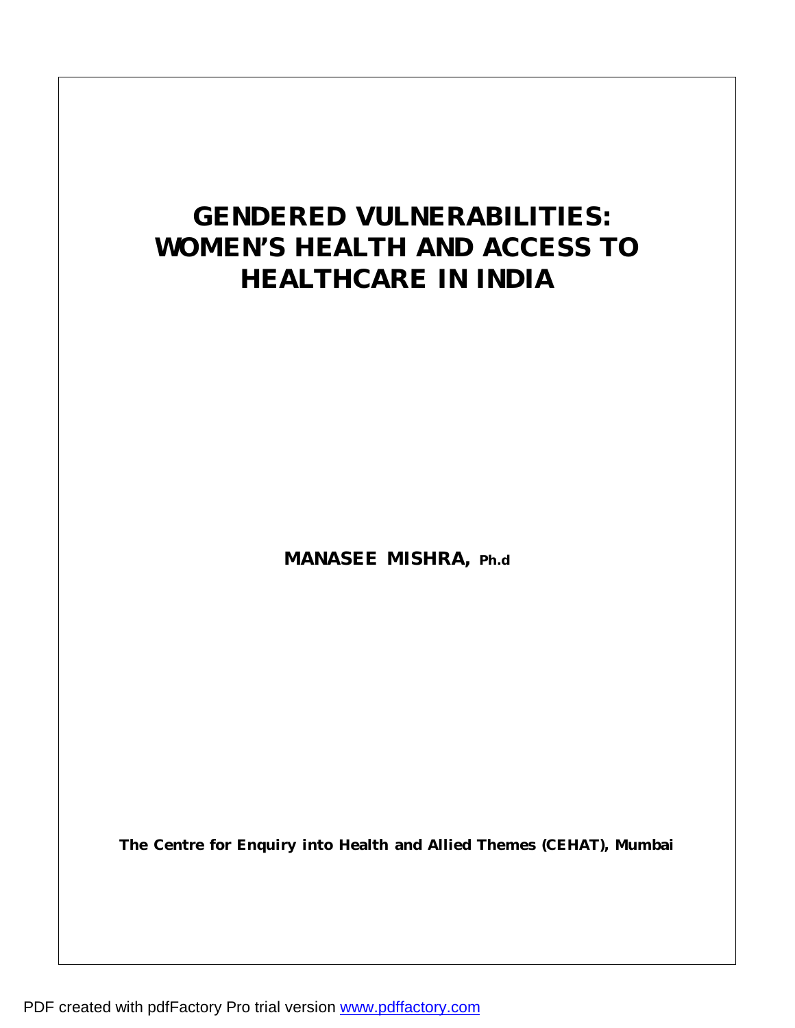# GENDERED VULNERABILITIES: WOMEN'S HEALTH AND ACCESS TO HEALTHCARE IN INDIA

**MANASEE MISHRA, Ph.d**

**The Centre for Enquiry into Health and Allied Themes (CEHAT), Mumbai**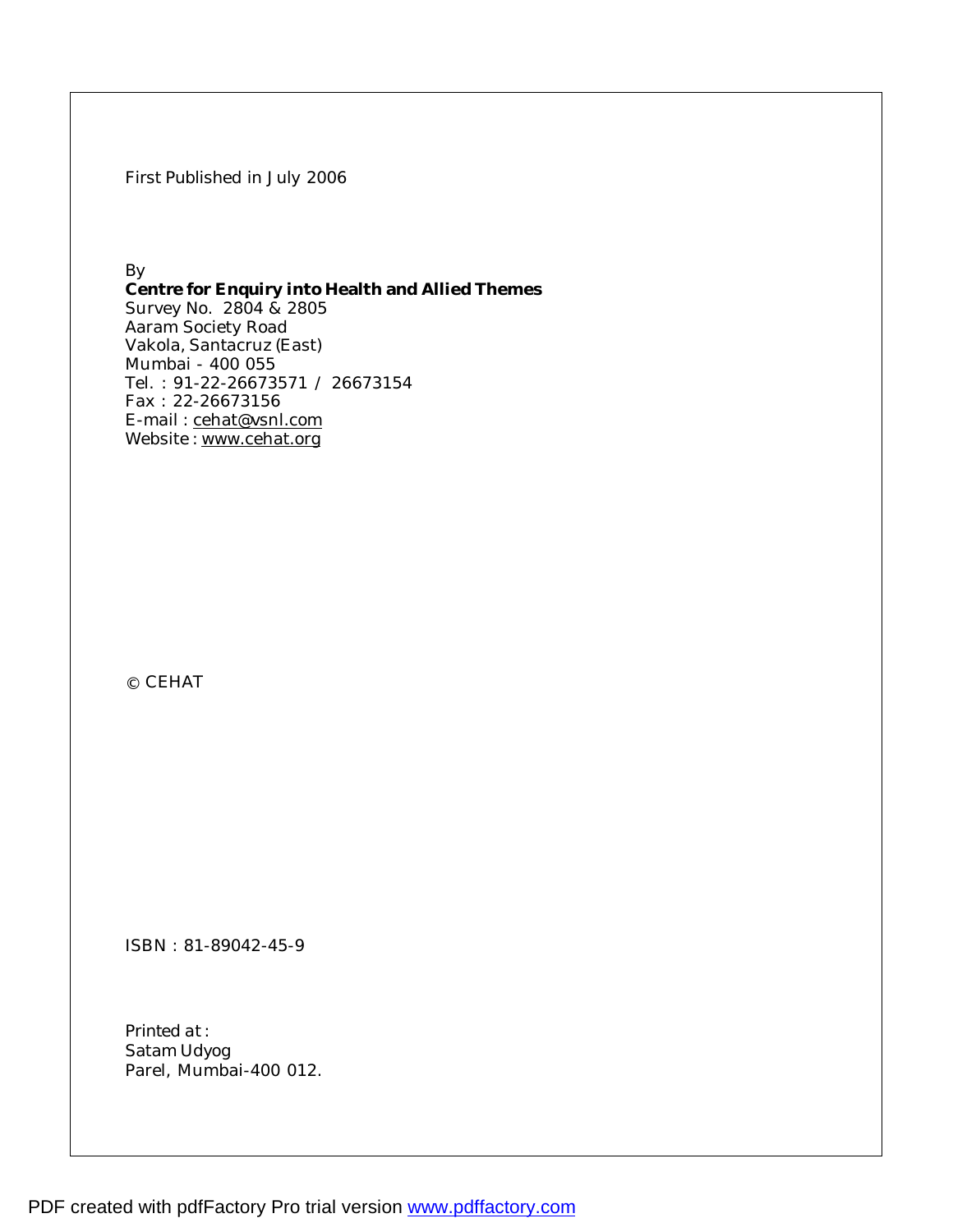First Published in July 2006

By

**Centre for Enquiry into Health and Allied Themes**

Survey No. 2804 & 2805
Aaram Society Road
Vakola, Santacruz (East)
Mumbai - 400 055
Tel. : 91-22-26673571 / 26673154
Fax : 22-26673156
E-mail : cehat@vsnl.com
Website : www.cehat.org

© CEHAT

ISBN : 81-89042-45-9

Printed at :
Satam Udyog
Parel, Mumbai-400 012.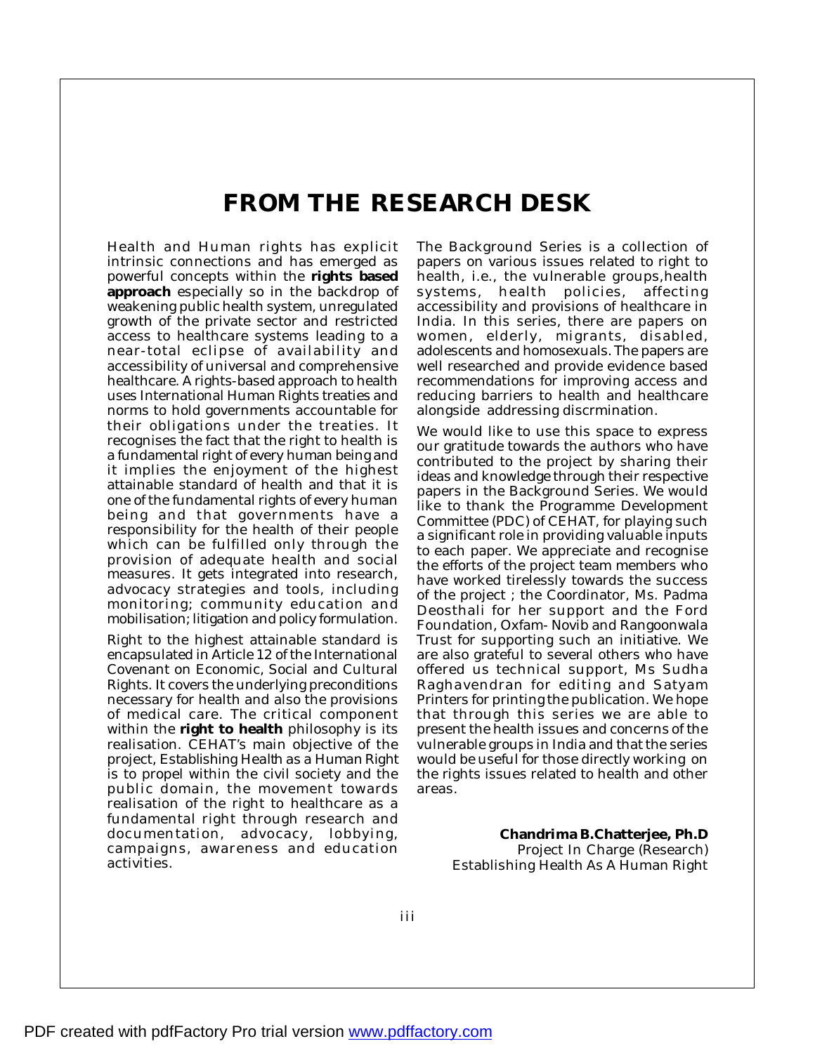# FROM THE RESEARCH DESK

Health and Human rights has explicit intrinsic connections and has emerged as powerful concepts within the **rights based approach** especially so in the backdrop of weakening public health system, unregulated growth of the private sector and restricted access to healthcare systems leading to a near-total eclipse of availability and accessibility of universal and comprehensive healthcare. A rights-based approach to health uses International Human Rights treaties and norms to hold governments accountable for their obligations under the treaties. It recognises the fact that the right to health is a fundamental right of every human being and it implies the enjoyment of the highest attainable standard of health and that it is one of the fundamental rights of every human being and that governments have a responsibility for the health of their people which can be fulfilled only through the provision of adequate health and social measures. It gets integrated into research, advocacy strategies and tools, including monitoring; community education and mobilisation; litigation and policy formulation.

Right to the highest attainable standard is encapsulated in Article 12 of the International Covenant on Economic, Social and Cultural Rights. It covers the underlying preconditions necessary for health and also the provisions of medical care. The critical component within the **right to health** philosophy is its realisation. CEHAT's main objective of the project, Establishing Health as a Human Right is to propel within the civil society and the public domain, the movement towards realisation of the right to healthcare as a fundamental right through research and documentation, advocacy, lobbying, campaigns, awareness and education activities.

The Background Series is a collection of papers on various issues related to right to health, i.e., the vulnerable groups,health systems, health policies, affecting accessibility and provisions of healthcare in India. In this series, there are papers on women, elderly, migrants, disabled, adolescents and homosexuals. The papers are well researched and provide evidence based recommendations for improving access and reducing barriers to health and healthcare alongside addressing discrmination.

We would like to use this space to express our gratitude towards the authors who have contributed to the project by sharing their ideas and knowledge through their respective papers in the Background Series. We would like to thank the Programme Development Committee (PDC) of CEHAT, for playing such a significant role in providing valuable inputs to each paper. We appreciate and recognise the efforts of the project team members who have worked tirelessly towards the success of the project ; the Coordinator, Ms. Padma Deosthali for her support and the Ford Foundation, Oxfam- Novib and Rangoonwala Trust for supporting such an initiative. We are also grateful to several others who have offered us technical support, Ms Sudha Raghavendran for editing and Satyam Printers for printing the publication. We hope that through this series we are able to present the health issues and concerns of the vulnerable groups in India and that the series would be useful for those directly working on the rights issues related to health and other areas.

**Chandrima B.Chatterjee, Ph.D**
Project In Charge (Research)
Establishing Health As A Human Right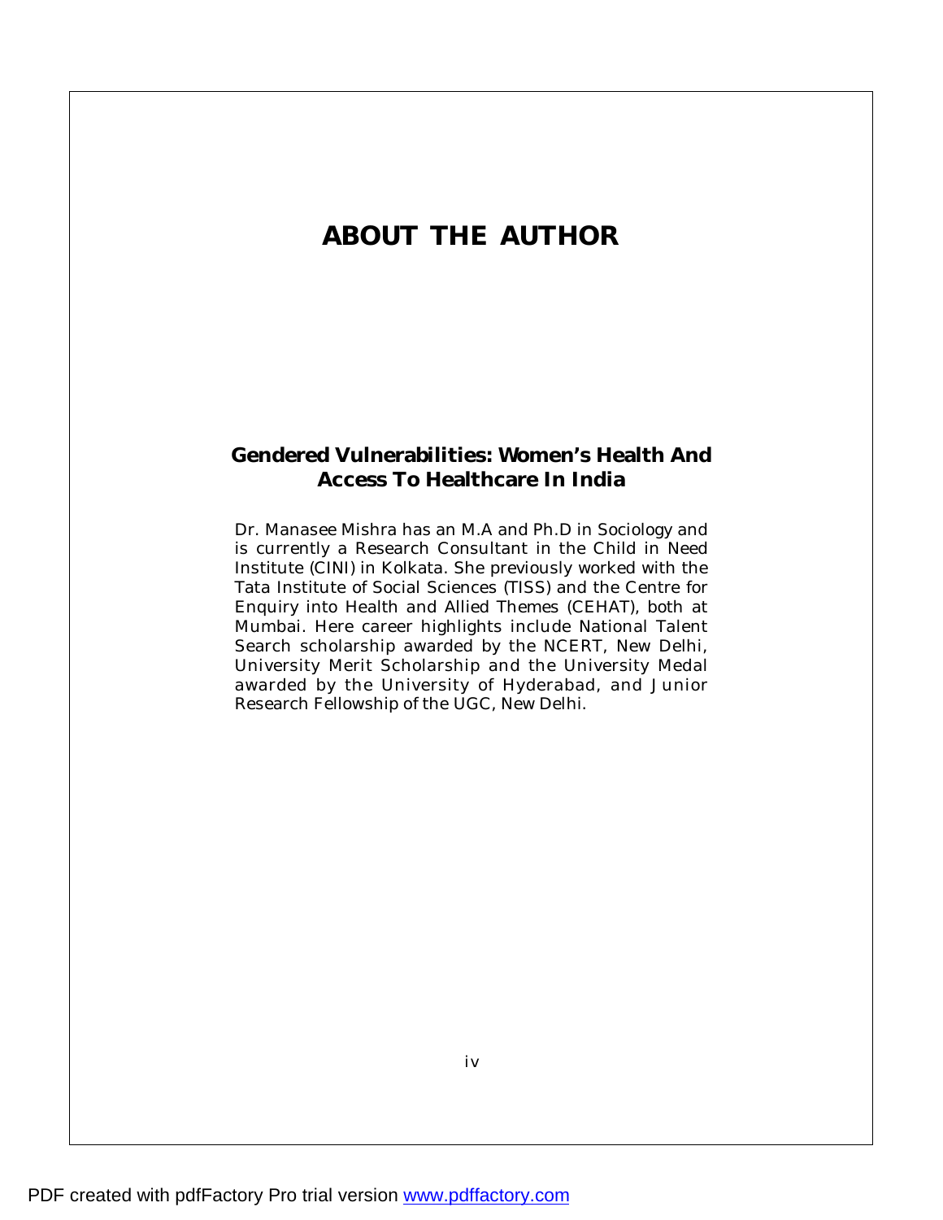# ABOUT THE AUTHOR

### Gendered Vulnerabilities: Women's Health And Access To Healthcare In India

Dr. Manasee Mishra has an M.A and Ph.D in Sociology and is currently a Research Consultant in the Child in Need Institute (CINI) in Kolkata. She previously worked with the Tata Institute of Social Sciences (TISS) and the Centre for Enquiry into Health and Allied Themes (CEHAT), both at Mumbai. Here career highlights include National Talent Search scholarship awarded by the NCERT, New Delhi, University Merit Scholarship and the University Medal awarded by the University of Hyderabad, and Junior Research Fellowship of the UGC, New Delhi.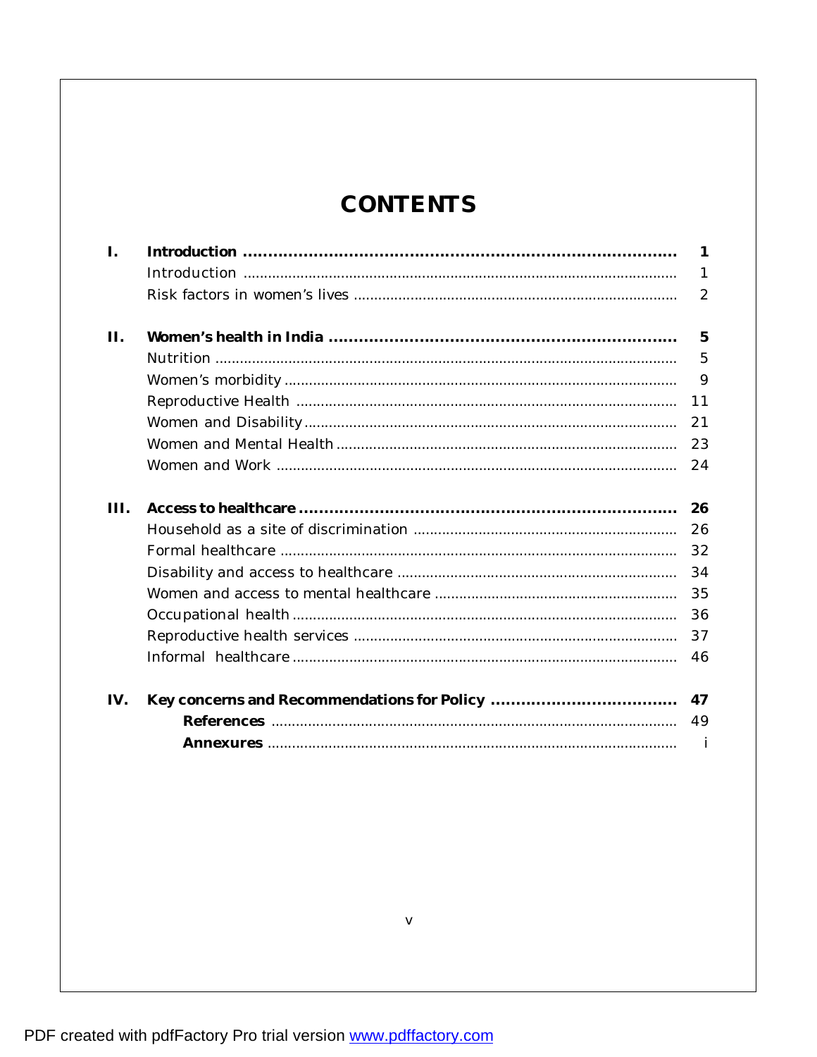# CONTENTS

| | | |
|---|---|---|
| **I.** | **Introduction** | **1** |
| | Introduction | 1 |
| | Risk factors in women's lives | 2 |
| **II.** | **Women's health in India** | **5** |
| | Nutrition | 5 |
| | Women's morbidity | 9 |
| | Reproductive Health | 11 |
| | Women and Disability | 21 |
| | Women and Mental Health | 23 |
| | Women and Work | 24 |
| **III.** | **Access to healthcare** | **26** |
| | Household as a site of discrimination | 26 |
| | Formal healthcare | 32 |
| | Disability and access to healthcare | 34 |
| | Women and access to mental healthcare | 35 |
| | Occupational health | 36 |
| | Reproductive health services | 37 |
| | Informal healthcare | 46 |
| **IV.** | **Key concerns and Recommendations for Policy** | **47** |
| | **References** | 49 |
| | **Annexures** | i |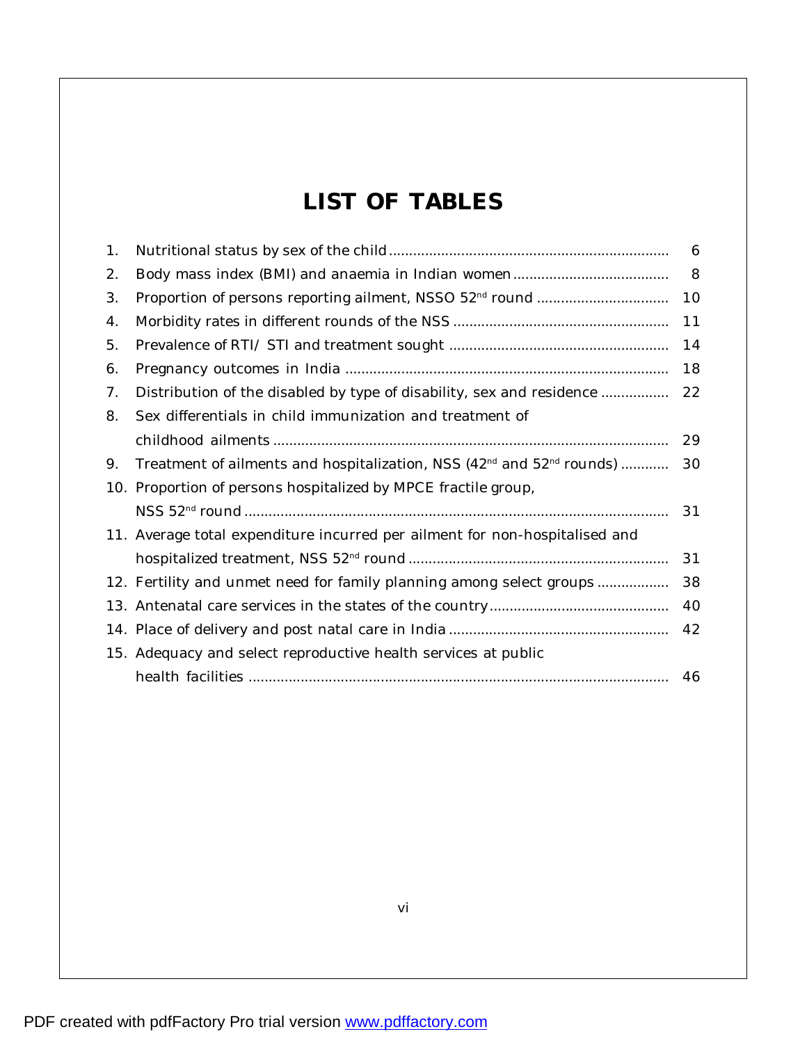# LIST OF TABLES

1. Nutritional status by sex of the child ..................................................................... 6
2. Body mass index (BMI) and anaemia in Indian women ....................................... 8
3. Proportion of persons reporting ailment, NSSO 52nd round ................................. 10
4. Morbidity rates in different rounds of the NSS ..................................................... 11
5. Prevalence of RTI/ STI and treatment sought ...................................................... 14
6. Pregnancy outcomes in India ................................................................................ 18
7. Distribution of the disabled by type of disability, sex and residence ................. 22
8. Sex differentials in child immunization and treatment of childhood ailments .................................................................................................. 29
9. Treatment of ailments and hospitalization, NSS (42nd and 52nd rounds) ............ 30
10. Proportion of persons hospitalized by MPCE fractile group, NSS 52nd round ......................................................................................................... 31
11. Average total expenditure incurred per ailment for non-hospitalised and hospitalized treatment, NSS 52nd round ................................................................ 31
12. Fertility and unmet need for family planning among select groups ................. 38
13. Antenatal care services in the states of the country ............................................ 40
14. Place of delivery and post natal care in India ...................................................... 42
15. Adequacy and select reproductive health services at public health facilities ........................................................................................................ 46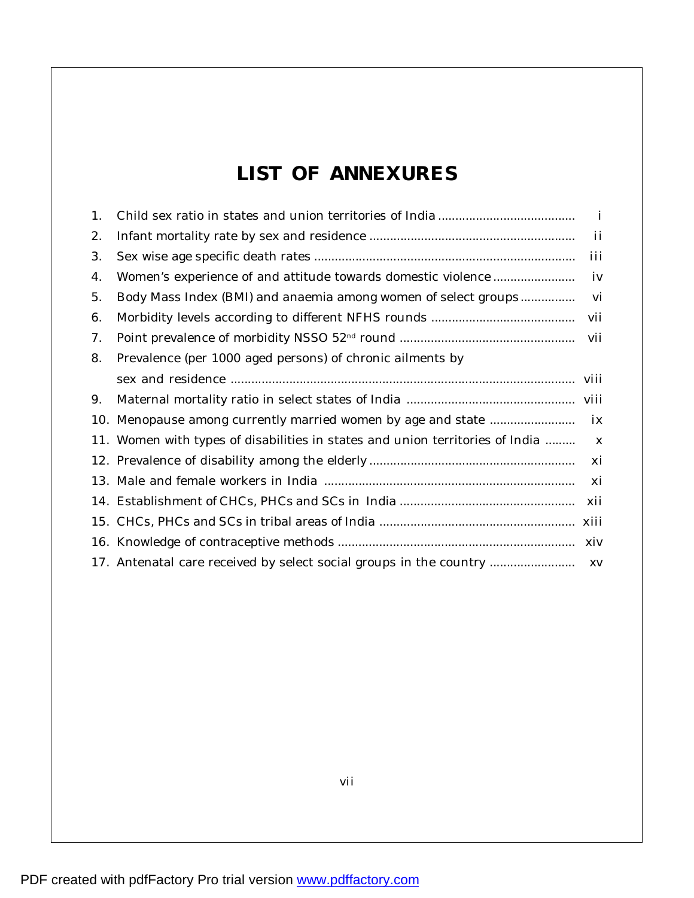# LIST OF ANNEXURES

1. Child sex ratio in states and union territories of India ....................................... i
2. Infant mortality rate by sex and residence ........................................................... ii
3. Sex wise age specific death rates ........................................................................... iii
4. Women's experience of and attitude towards domestic violence ....................... iv
5. Body Mass Index (BMI) and anaemia among women of select groups ................ vi
6. Morbidity levels according to different NFHS rounds ......................................... vii
7. Point prevalence of morbidity NSSO 52nd round .................................................. vii
8. Prevalence (per 1000 aged persons) of chronic ailments by sex and residence ................................................................................................... viii
9. Maternal mortality ratio in select states of India ................................................ viii
10. Menopause among currently married women by age and state ........................ ix
11. Women with types of disabilities in states and union territories of India ......... x
12. Prevalence of disability among the elderly ........................................................... xi
13. Male and female workers in India ........................................................................ xi
14. Establishment of CHCs, PHCs and SCs in India .................................................. xii
15. CHCs, PHCs and SCs in tribal areas of India ........................................................ xiii
16. Knowledge of contraceptive methods .................................................................... xiv
17. Antenatal care received by select social groups in the country ......................... xv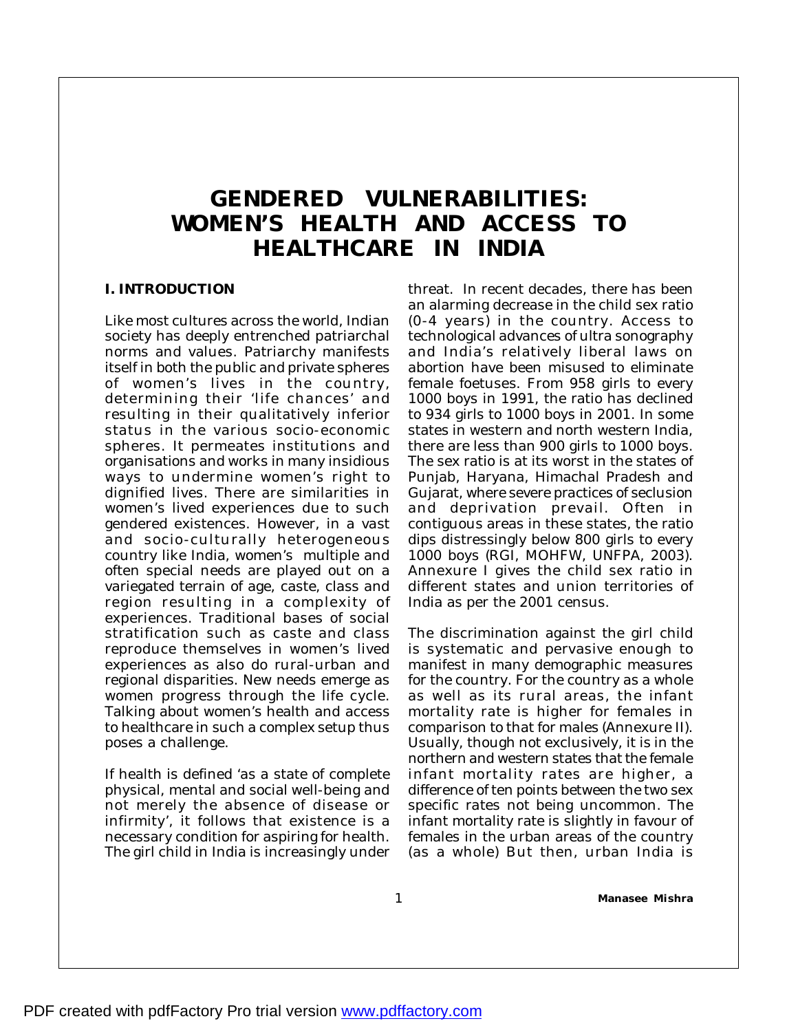# GENDERED VULNERABILITIES: WOMEN'S HEALTH AND ACCESS TO HEALTHCARE IN INDIA

## I. INTRODUCTION

Like most cultures across the world, Indian society has deeply entrenched patriarchal norms and values. Patriarchy manifests itself in both the public and private spheres of women's lives in the country, determining their 'life chances' and resulting in their qualitatively inferior status in the various socio-economic spheres. It permeates institutions and organisations and works in many insidious ways to undermine women's right to dignified lives. There are similarities in women's lived experiences due to such gendered existences. However, in a vast and socio-culturally heterogeneous country like India, women's multiple and often special needs are played out on a variegated terrain of age, caste, class and region resulting in a complexity of experiences. Traditional bases of social stratification such as caste and class reproduce themselves in women's lived experiences as also do rural-urban and regional disparities. New needs emerge as women progress through the life cycle. Talking about women's health and access to healthcare in such a complex setup thus poses a challenge.

If health is defined 'as a state of complete physical, mental and social well-being and not merely the absence of disease or infirmity', it follows that existence is a necessary condition for aspiring for health. The girl child in India is increasingly under threat. In recent decades, there has been an alarming decrease in the child sex ratio (0-4 years) in the country. Access to technological advances of ultra sonography and India's relatively liberal laws on abortion have been misused to eliminate female foetuses. From 958 girls to every 1000 boys in 1991, the ratio has declined to 934 girls to 1000 boys in 2001. In some states in western and north western India, there are less than 900 girls to 1000 boys. The sex ratio is at its worst in the states of Punjab, Haryana, Himachal Pradesh and Gujarat, where severe practices of seclusion and deprivation prevail. Often in contiguous areas in these states, the ratio dips distressingly below 800 girls to every 1000 boys (RGI, MOHFW, UNFPA, 2003). Annexure I gives the child sex ratio in different states and union territories of India as per the 2001 census.

The discrimination against the girl child is systematic and pervasive enough to manifest in many demographic measures for the country. For the country as a whole as well as its rural areas, the infant mortality rate is higher for females in comparison to that for males (Annexure II). Usually, though not exclusively, it is in the northern and western states that the female infant mortality rates are higher, a difference of ten points between the two sex specific rates not being uncommon. The infant mortality rate is slightly in favour of females in the urban areas of the country (as a whole) But then, urban India is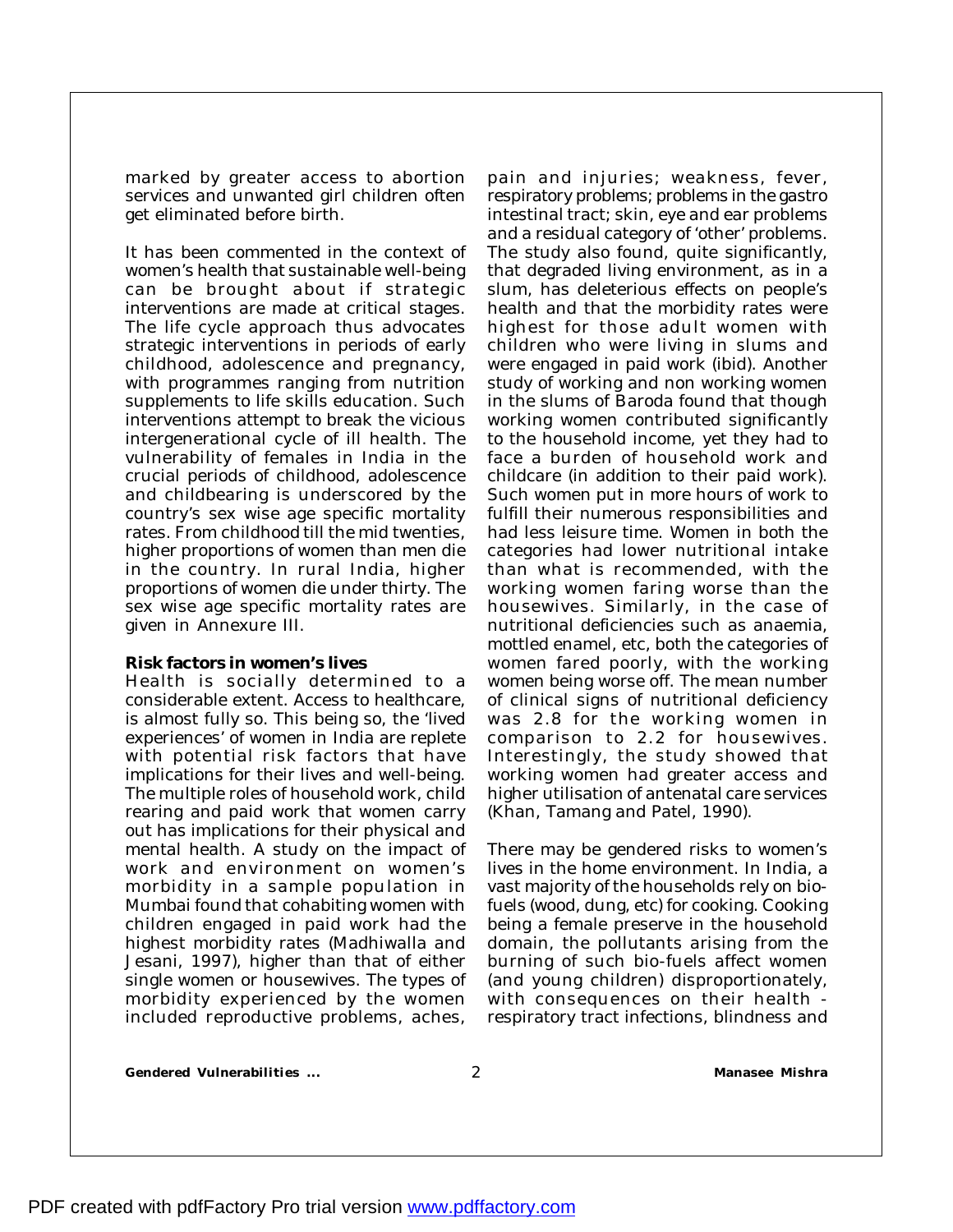marked by greater access to abortion services and unwanted girl children often get eliminated before birth.

It has been commented in the context of women's health that sustainable well-being can be brought about if strategic interventions are made at critical stages. The life cycle approach thus advocates strategic interventions in periods of early childhood, adolescence and pregnancy, with programmes ranging from nutrition supplements to life skills education. Such interventions attempt to break the vicious intergenerational cycle of ill health. The vulnerability of females in India in the crucial periods of childhood, adolescence and childbearing is underscored by the country's sex wise age specific mortality rates. From childhood till the mid twenties, higher proportions of women than men die in the country. In rural India, higher proportions of women die under thirty. The sex wise age specific mortality rates are given in Annexure III.

**Risk factors in women's lives**

Health is socially determined to a considerable extent. Access to healthcare, is almost fully so. This being so, the 'lived experiences' of women in India are replete with potential risk factors that have implications for their lives and well-being. The multiple roles of household work, child rearing and paid work that women carry out has implications for their physical and mental health. A study on the impact of work and environment on women's morbidity in a sample population in Mumbai found that cohabiting women with children engaged in paid work had the highest morbidity rates (Madhiwalla and Jesani, 1997), higher than that of either single women or housewives. The types of morbidity experienced by the women included reproductive problems, aches, pain and injuries; weakness, fever, respiratory problems; problems in the gastro intestinal tract; skin, eye and ear problems and a residual category of 'other' problems. The study also found, quite significantly, that degraded living environment, as in a slum, has deleterious effects on people's health and that the morbidity rates were highest for those adult women with children who were living in slums and were engaged in paid work (ibid). Another study of working and non working women in the slums of Baroda found that though working women contributed significantly to the household income, yet they had to face a burden of household work and childcare (in addition to their paid work). Such women put in more hours of work to fulfill their numerous responsibilities and had less leisure time. Women in both the categories had lower nutritional intake than what is recommended, with the working women faring worse than the housewives. Similarly, in the case of nutritional deficiencies such as anaemia, mottled enamel, etc, both the categories of women fared poorly, with the working women being worse off. The mean number of clinical signs of nutritional deficiency was 2.8 for the working women in comparison to 2.2 for housewives. Interestingly, the study showed that working women had greater access and higher utilisation of antenatal care services (Khan, Tamang and Patel, 1990).

There may be gendered risks to women's lives in the home environment. In India, a vast majority of the households rely on bio-fuels (wood, dung, etc) for cooking. Cooking being a female preserve in the household domain, the pollutants arising from the burning of such bio-fuels affect women (and young children) disproportionately, with consequences on their health - respiratory tract infections, blindness and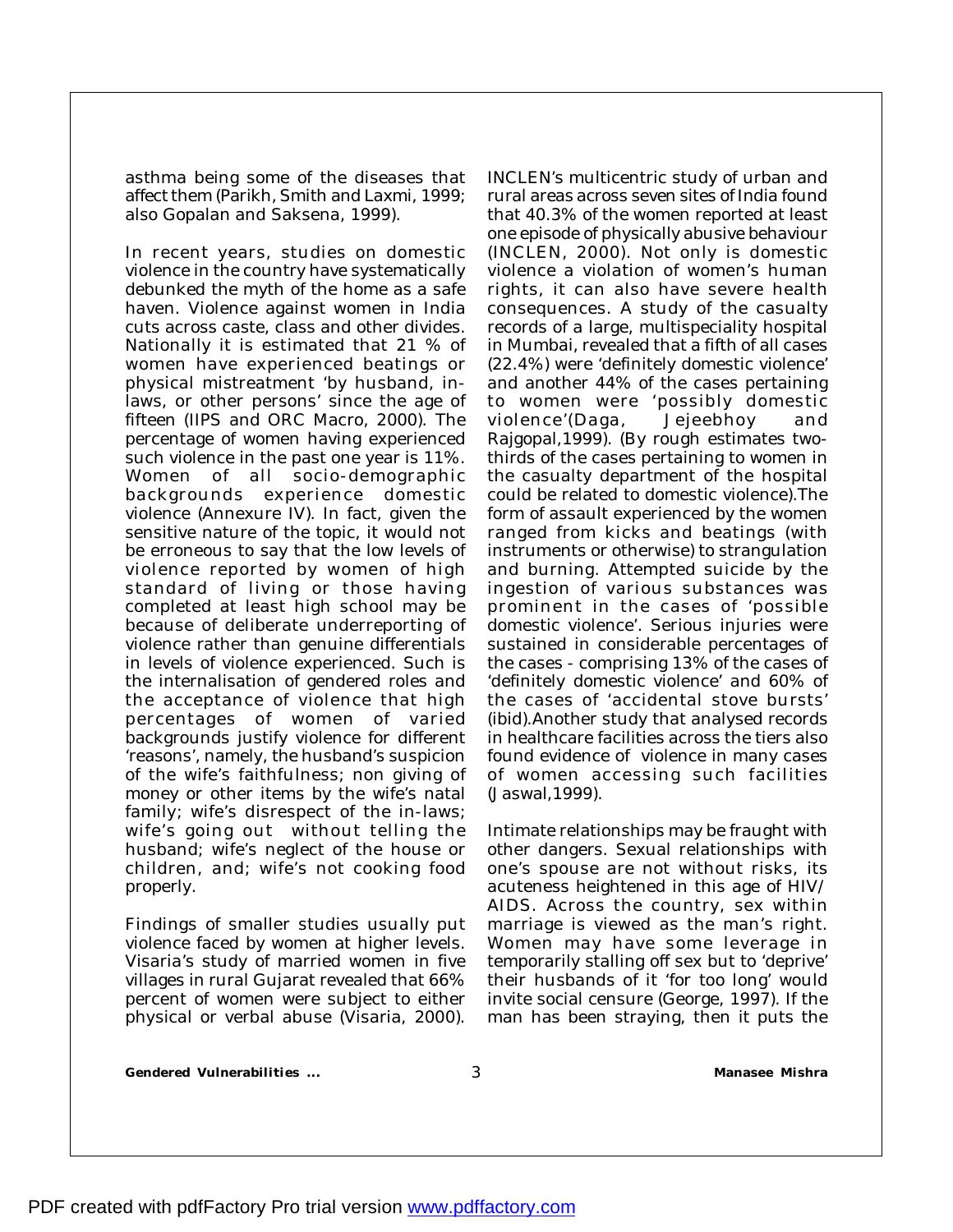asthma being some of the diseases that affect them (Parikh, Smith and Laxmi, 1999; also Gopalan and Saksena, 1999).

In recent years, studies on domestic violence in the country have systematically debunked the myth of the home as a safe haven. Violence against women in India cuts across caste, class and other divides. Nationally it is estimated that 21 % of women have experienced beatings or physical mistreatment 'by husband, in-laws, or other persons' since the age of fifteen (IIPS and ORC Macro, 2000). The percentage of women having experienced such violence in the past one year is 11%. Women of all socio-demographic backgrounds experience domestic violence (Annexure IV). In fact, given the sensitive nature of the topic, it would not be erroneous to say that the low levels of violence reported by women of high standard of living or those having completed at least high school may be because of deliberate underreporting of violence rather than genuine differentials in levels of violence experienced. Such is the internalisation of gendered roles and the acceptance of violence that high percentages of women of varied backgrounds justify violence for different 'reasons', namely, the husband's suspicion of the wife's faithfulness; non giving of money or other items by the wife's natal family; wife's disrespect of the in-laws; wife's going out without telling the husband; wife's neglect of the house or children, and; wife's not cooking food properly.

Findings of smaller studies usually put violence faced by women at higher levels. Visaria's study of married women in five villages in rural Gujarat revealed that 66% percent of women were subject to either physical or verbal abuse (Visaria, 2000). INCLEN's multicentric study of urban and rural areas across seven sites of India found that 40.3% of the women reported at least one episode of physically abusive behaviour (INCLEN, 2000). Not only is domestic violence a violation of women's human rights, it can also have severe health consequences. A study of the casualty records of a large, multispeciality hospital in Mumbai, revealed that a fifth of all cases (22.4%) were 'definitely domestic violence' and another 44% of the cases pertaining to women were 'possibly domestic violence'(Daga, Jejeebhoy and Rajgopal,1999). (By rough estimates two-thirds of the cases pertaining to women in the casualty department of the hospital could be related to domestic violence).The form of assault experienced by the women ranged from kicks and beatings (with instruments or otherwise) to strangulation and burning. Attempted suicide by the ingestion of various substances was prominent in the cases of 'possible domestic violence'. Serious injuries were sustained in considerable percentages of the cases - comprising 13% of the cases of 'definitely domestic violence' and 60% of the cases of 'accidental stove bursts' (ibid).Another study that analysed records in healthcare facilities across the tiers also found evidence of violence in many cases of women accessing such facilities (Jaswal,1999).

Intimate relationships may be fraught with other dangers. Sexual relationships with one's spouse are not without risks, its acuteness heightened in this age of HIV/ AIDS. Across the country, sex within marriage is viewed as the man's right. Women may have some leverage in temporarily stalling off sex but to 'deprive' their husbands of it 'for too long' would invite social censure (George, 1997). If the man has been straying, then it puts the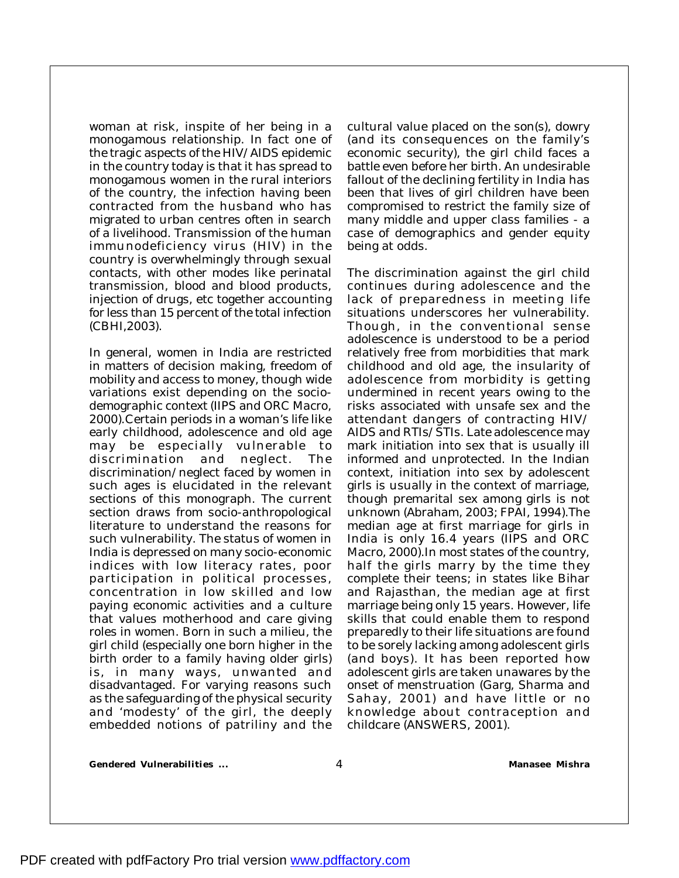woman at risk, inspite of her being in a monogamous relationship. In fact one of the tragic aspects of the HIV/AIDS epidemic in the country today is that it has spread to monogamous women in the rural interiors of the country, the infection having been contracted from the husband who has migrated to urban centres often in search of a livelihood. Transmission of the human immunodeficiency virus (HIV) in the country is overwhelmingly through sexual contacts, with other modes like perinatal transmission, blood and blood products, injection of drugs, etc together accounting for less than 15 percent of the total infection (CBHI,2003).

In general, women in India are restricted in matters of decision making, freedom of mobility and access to money, though wide variations exist depending on the socio-demographic context (IIPS and ORC Macro, 2000).Certain periods in a woman's life like early childhood, adolescence and old age may be especially vulnerable to discrimination and neglect. The discrimination/neglect faced by women in such ages is elucidated in the relevant sections of this monograph. The current section draws from socio-anthropological literature to understand the reasons for such vulnerability. The status of women in India is depressed on many socio-economic indices with low literacy rates, poor participation in political processes, concentration in low skilled and low paying economic activities and a culture that values motherhood and care giving roles in women. Born in such a milieu, the girl child (especially one born higher in the birth order to a family having older girls) is, in many ways, unwanted and disadvantaged. For varying reasons such as the safeguarding of the physical security and 'modesty' of the girl, the deeply embedded notions of patriliny and the cultural value placed on the son(s), dowry (and its consequences on the family's economic security), the girl child faces a battle even before her birth. An undesirable fallout of the declining fertility in India has been that lives of girl children have been compromised to restrict the family size of many middle and upper class families - a case of demographics and gender equity being at odds.

The discrimination against the girl child continues during adolescence and the lack of preparedness in meeting life situations underscores her vulnerability. Though, in the conventional sense adolescence is understood to be a period relatively free from morbidities that mark childhood and old age, the insularity of adolescence from morbidity is getting undermined in recent years owing to the risks associated with unsafe sex and the attendant dangers of contracting HIV/AIDS and RTIs/STIs. Late adolescence may mark initiation into sex that is usually ill informed and unprotected. In the Indian context, initiation into sex by adolescent girls is usually in the context of marriage, though premarital sex among girls is not unknown (Abraham, 2003; FPAI, 1994).The median age at first marriage for girls in India is only 16.4 years (IIPS and ORC Macro, 2000).In most states of the country, half the girls marry by the time they complete their teens; in states like Bihar and Rajasthan, the median age at first marriage being only 15 years. However, life skills that could enable them to respond preparedly to their life situations are found to be sorely lacking among adolescent girls (and boys). It has been reported how adolescent girls are taken unawares by the onset of menstruation (Garg, Sharma and Sahay, 2001) and have little or no knowledge about contraception and childcare (ANSWERS, 2001).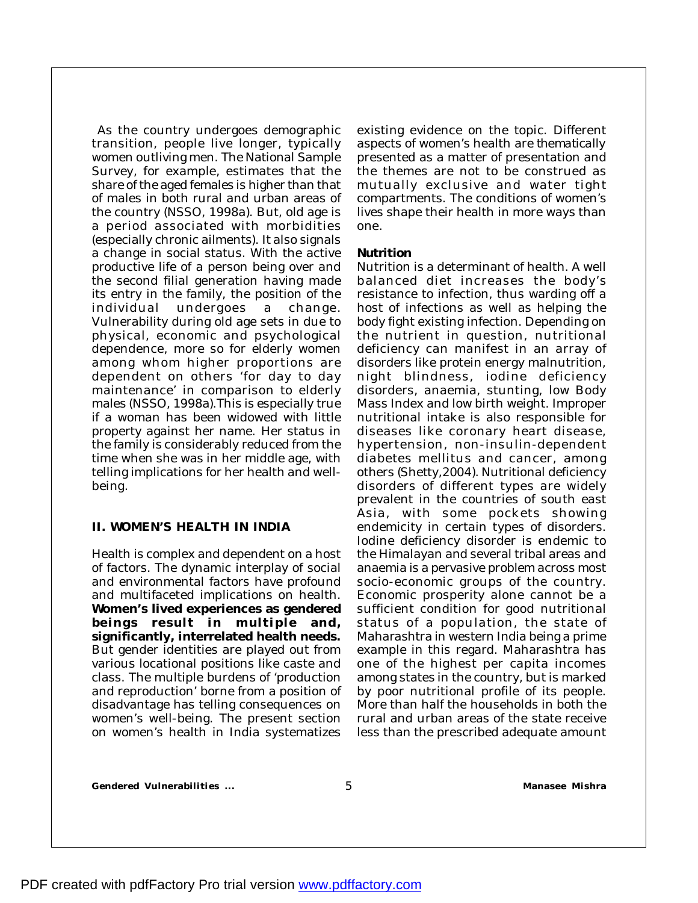As the country undergoes demographic transition, people live longer, typically women outliving men. The National Sample Survey, for example, estimates that the share of the aged females is higher than that of males in both rural and urban areas of the country (NSSO, 1998a). But, old age is a period associated with morbidities (especially chronic ailments). It also signals a change in social status. With the active productive life of a person being over and the second filial generation having made its entry in the family, the position of the individual undergoes a change. Vulnerability during old age sets in due to physical, economic and psychological dependence, more so for elderly women among whom higher proportions are dependent on others 'for day to day maintenance' in comparison to elderly males (NSSO, 1998a).This is especially true if a woman has been widowed with little property against her name. Her status in the family is considerably reduced from the time when she was in her middle age, with telling implications for her health and well-being.

## II. WOMEN'S HEALTH IN INDIA

Health is complex and dependent on a host of factors. The dynamic interplay of social and environmental factors have profound and multifaceted implications on health. **Women's lived experiences as gendered beings result in multiple and, significantly, interrelated health needs.** But gender identities are played out from various locational positions like caste and class. The multiple burdens of 'production and reproduction' borne from a position of disadvantage has telling consequences on women's well-being. The present section on women's health in India systematizes existing evidence on the topic. Different aspects of women's health are thematically presented as a matter of presentation and the themes are not to be construed as mutually exclusive and water tight compartments. The conditions of women's lives shape their health in more ways than one.

### Nutrition

Nutrition is a determinant of health. A well balanced diet increases the body's resistance to infection, thus warding off a host of infections as well as helping the body fight existing infection. Depending on the nutrient in question, nutritional deficiency can manifest in an array of disorders like protein energy malnutrition, night blindness, iodine deficiency disorders, anaemia, stunting, low Body Mass Index and low birth weight. Improper nutritional intake is also responsible for diseases like coronary heart disease, hypertension, non-insulin-dependent diabetes mellitus and cancer, among others (Shetty,2004). Nutritional deficiency disorders of different types are widely prevalent in the countries of south east Asia, with some pockets showing endemicity in certain types of disorders. Iodine deficiency disorder is endemic to the Himalayan and several tribal areas and anaemia is a pervasive problem across most socio-economic groups of the country. Economic prosperity alone cannot be a sufficient condition for good nutritional status of a population, the state of Maharashtra in western India being a prime example in this regard. Maharashtra has one of the highest per capita incomes among states in the country, but is marked by poor nutritional profile of its people. More than half the households in both the rural and urban areas of the state receive less than the prescribed adequate amount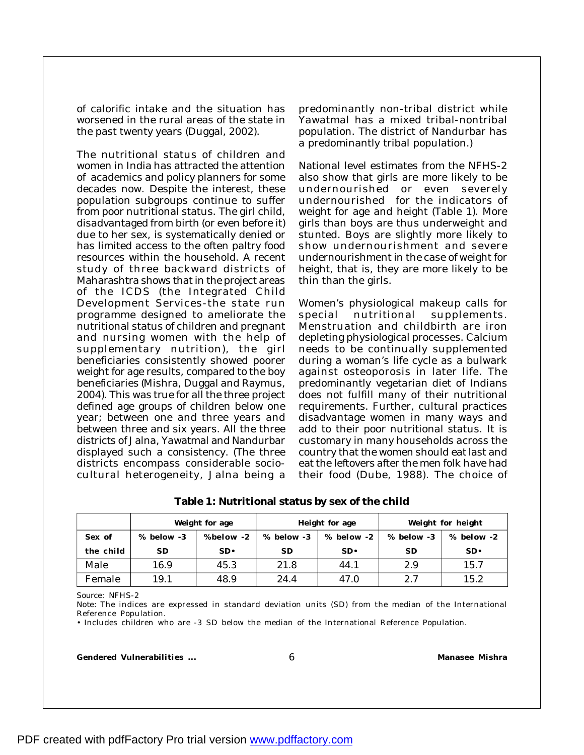of calorific intake and the situation has worsened in the rural areas of the state in the past twenty years (Duggal, 2002).

The nutritional status of children and women in India has attracted the attention of academics and policy planners for some decades now. Despite the interest, these population subgroups continue to suffer from poor nutritional status. The girl child, disadvantaged from birth (or even before it) due to her sex, is systematically denied or has limited access to the often paltry food resources within the household. A recent study of three backward districts of Maharashtra shows that in the project areas of the ICDS (the Integrated Child Development Services-the state run programme designed to ameliorate the nutritional status of children and pregnant and nursing women with the help of supplementary nutrition), the girl beneficiaries consistently showed poorer weight for age results, compared to the boy beneficiaries (Mishra, Duggal and Raymus, 2004). This was true for all the three project defined age groups of children below one year; between one and three years and between three and six years. All the three districts of Jalna, Yawatmal and Nandurbar displayed such a consistency. (The three districts encompass considerable socio-cultural heterogeneity, Jalna being a predominantly non-tribal district while Yawatmal has a mixed tribal-nontribal population. The district of Nandurbar has a predominantly tribal population.)

National level estimates from the NFHS-2 also show that girls are more likely to be undernourished or even severely undernourished for the indicators of weight for age and height (Table 1). More girls than boys are thus underweight and stunted. Boys are slightly more likely to show undernourishment and severe undernourishment in the case of weight for height, that is, they are more likely to be thin than the girls.

Women's physiological makeup calls for special nutritional supplements. Menstruation and childbirth are iron depleting physiological processes. Calcium needs to be continually supplemented during a woman's life cycle as a bulwark against osteoporosis in later life. The predominantly vegetarian diet of Indians does not fulfill many of their nutritional requirements. Further, cultural practices disadvantage women in many ways and add to their poor nutritional status. It is customary in many households across the country that the women should eat last and eat the leftovers after the men folk have had their food (Dube, 1988). The choice of

**Table 1: Nutritional status by sex of the child**

| | Weight for age | | Height for age | | Weight for height | |
|---|---|---|---|---|---|---|
| Sex of the child | % below -3 SD | %below -2 SD• | % below -3 SD | % below -2 SD• | % below -3 SD | % below -2 SD• |
| Male | 16.9 | 45.3 | 21.8 | 44.1 | 2.9 | 15.7 |
| Female | 19.1 | 48.9 | 24.4 | 47.0 | 2.7 | 15.2 |

Source: NFHS-2

Note: The indices are expressed in standard deviation units (SD) from the median of the International Reference Population.

• Includes children who are -3 SD below the median of the International Reference Population.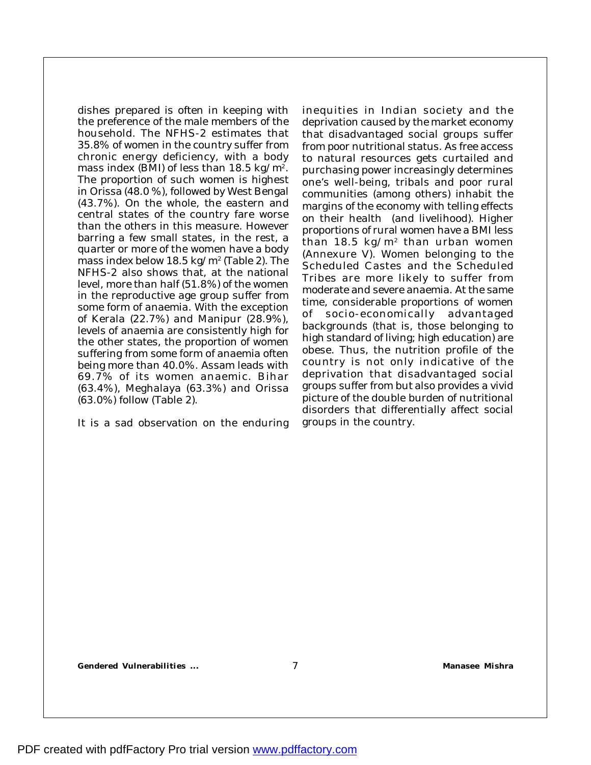dishes prepared is often in keeping with the preference of the male members of the household. The NFHS-2 estimates that 35.8% of women in the country suffer from chronic energy deficiency, with a body mass index (BMI) of less than 18.5 kg/$m^2$. The proportion of such women is highest in Orissa (48.0 %), followed by West Bengal (43.7%). On the whole, the eastern and central states of the country fare worse than the others in this measure. However barring a few small states, in the rest, a quarter or more of the women have a body mass index below 18.5 kg/$m^2$ (Table 2). The NFHS-2 also shows that, at the national level, more than half (51.8%) of the women in the reproductive age group suffer from some form of anaemia. With the exception of Kerala (22.7%) and Manipur (28.9%), levels of anaemia are consistently high for the other states, the proportion of women suffering from some form of anaemia often being more than 40.0%. Assam leads with 69.7% of its women anaemic. Bihar (63.4%), Meghalaya (63.3%) and Orissa (63.0%) follow (Table 2).

It is a sad observation on the enduring inequities in Indian society and the deprivation caused by the market economy that disadvantaged social groups suffer from poor nutritional status. As free access to natural resources gets curtailed and purchasing power increasingly determines one's well-being, tribals and poor rural communities (among others) inhabit the margins of the economy with telling effects on their health (and livelihood). Higher proportions of rural women have a BMI less than 18.5 kg/$m^2$ than urban women (Annexure V). Women belonging to the Scheduled Castes and the Scheduled Tribes are more likely to suffer from moderate and severe anaemia. At the same time, considerable proportions of women of socio-economically advantaged backgrounds (that is, those belonging to high standard of living; high education) are obese. Thus, the nutrition profile of the country is not only indicative of the deprivation that disadvantaged social groups suffer from but also provides a vivid picture of the double burden of nutritional disorders that differentially affect social groups in the country.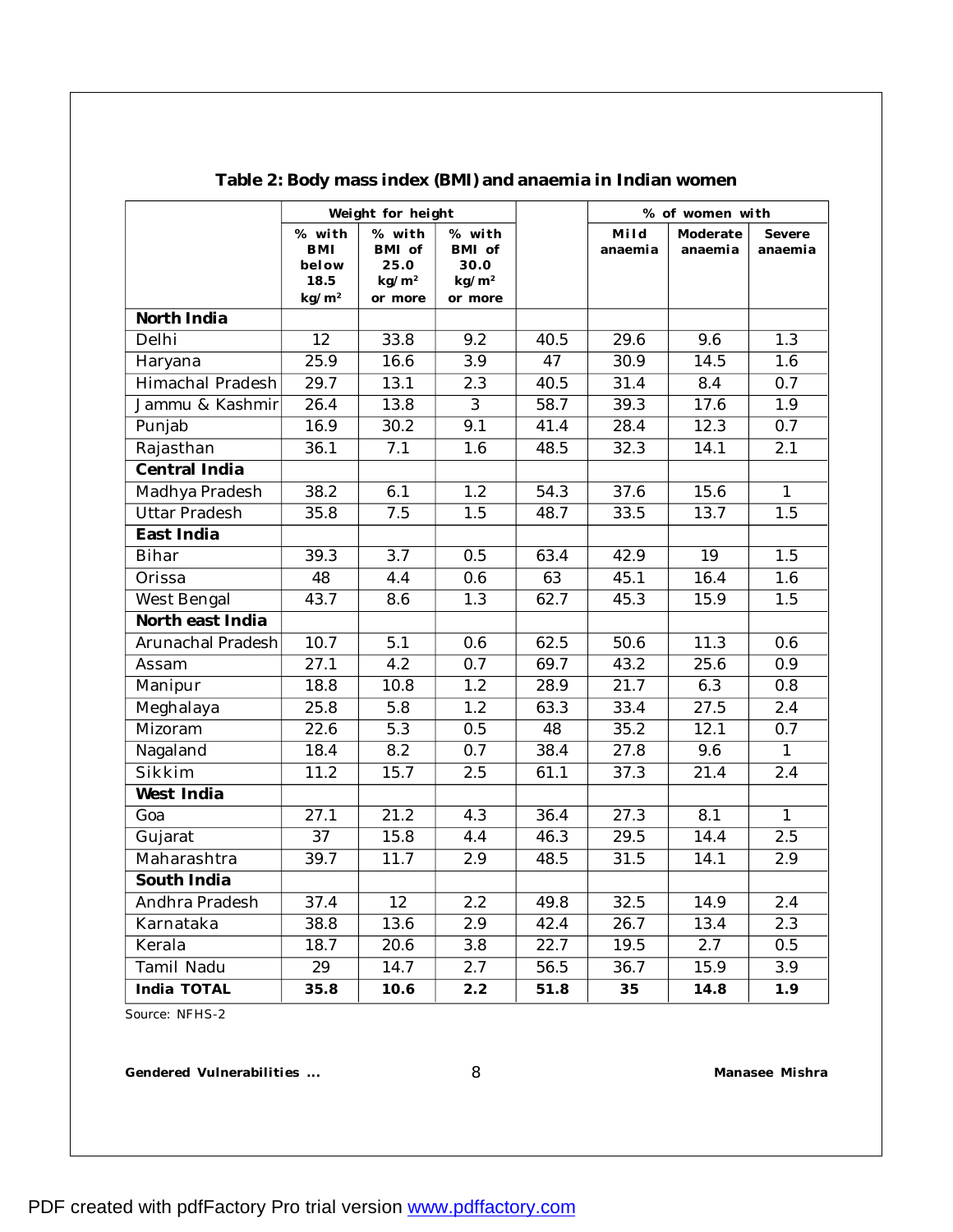**Table 2: Body mass index (BMI) and anaemia in Indian women**

| | Weight for height | | | | % of women with | | |
|---|---|---|---|---|---|---|---|
| | % with BMI below 18.5 $kg/m^2$ | % with BMI of 25.0 $kg/m^2$ or more | % with BMI of 30.0 $kg/m^2$ or more | | Mild anaemia | Moderate anaemia | Severe anaemia |
| **North India** | | | | | | | |
| Delhi | 12 | 33.8 | 9.2 | 40.5 | 29.6 | 9.6 | 1.3 |
| Haryana | 25.9 | 16.6 | 3.9 | 47 | 30.9 | 14.5 | 1.6 |
| Himachal Pradesh | 29.7 | 13.1 | 2.3 | 40.5 | 31.4 | 8.4 | 0.7 |
| Jammu & Kashmir | 26.4 | 13.8 | 3 | 58.7 | 39.3 | 17.6 | 1.9 |
| Punjab | 16.9 | 30.2 | 9.1 | 41.4 | 28.4 | 12.3 | 0.7 |
| Rajasthan | 36.1 | 7.1 | 1.6 | 48.5 | 32.3 | 14.1 | 2.1 |
| **Central India** | | | | | | | |
| Madhya Pradesh | 38.2 | 6.1 | 1.2 | 54.3 | 37.6 | 15.6 | 1 |
| Uttar Pradesh | 35.8 | 7.5 | 1.5 | 48.7 | 33.5 | 13.7 | 1.5 |
| **East India** | | | | | | | |
| Bihar | 39.3 | 3.7 | 0.5 | 63.4 | 42.9 | 19 | 1.5 |
| Orissa | 48 | 4.4 | 0.6 | 63 | 45.1 | 16.4 | 1.6 |
| West Bengal | 43.7 | 8.6 | 1.3 | 62.7 | 45.3 | 15.9 | 1.5 |
| **North east India** | | | | | | | |
| Arunachal Pradesh | 10.7 | 5.1 | 0.6 | 62.5 | 50.6 | 11.3 | 0.6 |
| Assam | 27.1 | 4.2 | 0.7 | 69.7 | 43.2 | 25.6 | 0.9 |
| Manipur | 18.8 | 10.8 | 1.2 | 28.9 | 21.7 | 6.3 | 0.8 |
| Meghalaya | 25.8 | 5.8 | 1.2 | 63.3 | 33.4 | 27.5 | 2.4 |
| Mizoram | 22.6 | 5.3 | 0.5 | 48 | 35.2 | 12.1 | 0.7 |
| Nagaland | 18.4 | 8.2 | 0.7 | 38.4 | 27.8 | 9.6 | 1 |
| Sikkim | 11.2 | 15.7 | 2.5 | 61.1 | 37.3 | 21.4 | 2.4 |
| **West India** | | | | | | | |
| Goa | 27.1 | 21.2 | 4.3 | 36.4 | 27.3 | 8.1 | 1 |
| Gujarat | 37 | 15.8 | 4.4 | 46.3 | 29.5 | 14.4 | 2.5 |
| Maharashtra | 39.7 | 11.7 | 2.9 | 48.5 | 31.5 | 14.1 | 2.9 |
| **South India** | | | | | | | |
| Andhra Pradesh | 37.4 | 12 | 2.2 | 49.8 | 32.5 | 14.9 | 2.4 |
| Karnataka | 38.8 | 13.6 | 2.9 | 42.4 | 26.7 | 13.4 | 2.3 |
| Kerala | 18.7 | 20.6 | 3.8 | 22.7 | 19.5 | 2.7 | 0.5 |
| Tamil Nadu | 29 | 14.7 | 2.7 | 56.5 | 36.7 | 15.9 | 3.9 |
| **India TOTAL** | **35.8** | **10.6** | **2.2** | **51.8** | **35** | **14.8** | **1.9** |

Source: NFHS-2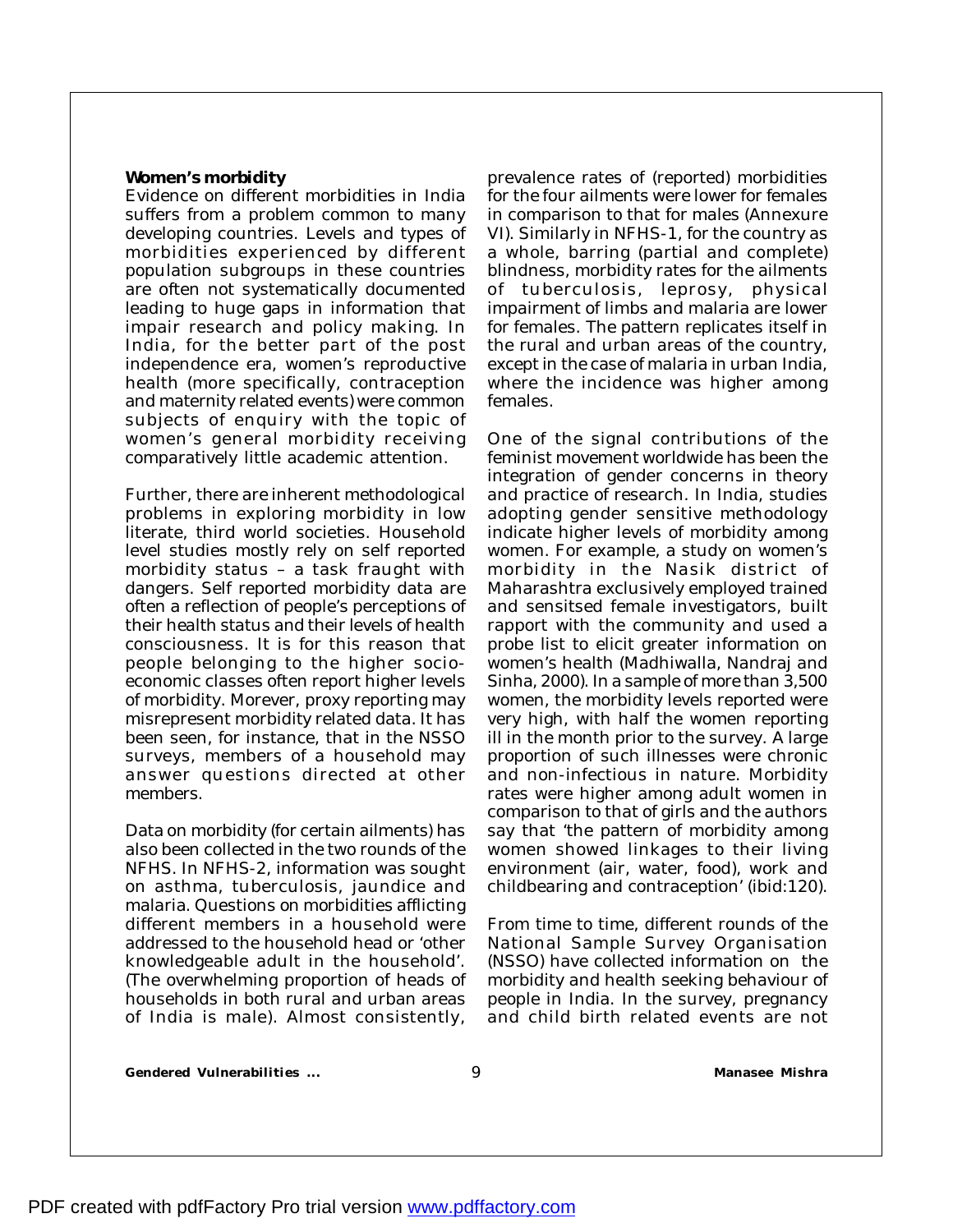**Women's morbidity**

Evidence on different morbidities in India suffers from a problem common to many developing countries. Levels and types of morbidities experienced by different population subgroups in these countries are often not systematically documented leading to huge gaps in information that impair research and policy making. In India, for the better part of the post independence era, women's reproductive health (more specifically, contraception and maternity related events) were common subjects of enquiry with the topic of women's general morbidity receiving comparatively little academic attention.

Further, there are inherent methodological problems in exploring morbidity in low literate, third world societies. Household level studies mostly rely on self reported morbidity status – a task fraught with dangers. Self reported morbidity data are often a reflection of people's perceptions of their health status and their levels of health consciousness. It is for this reason that people belonging to the higher socio-economic classes often report higher levels of morbidity. Morever, proxy reporting may misrepresent morbidity related data. It has been seen, for instance, that in the NSSO surveys, members of a household may answer questions directed at other members.

Data on morbidity (for certain ailments) has also been collected in the two rounds of the NFHS. In NFHS-2, information was sought on asthma, tuberculosis, jaundice and malaria. Questions on morbidities afflicting different members in a household were addressed to the household head or 'other knowledgeable adult in the household'. (The overwhelming proportion of heads of households in both rural and urban areas of India is male). Almost consistently, prevalence rates of (reported) morbidities for the four ailments were lower for females in comparison to that for males (Annexure VI). Similarly in NFHS-1, for the country as a whole, barring (partial and complete) blindness, morbidity rates for the ailments of tuberculosis, leprosy, physical impairment of limbs and malaria are lower for females. The pattern replicates itself in the rural and urban areas of the country, except in the case of malaria in urban India, where the incidence was higher among females.

One of the signal contributions of the feminist movement worldwide has been the integration of gender concerns in theory and practice of research. In India, studies adopting gender sensitive methodology indicate higher levels of morbidity among women. For example, a study on women's morbidity in the Nasik district of Maharashtra exclusively employed trained and sensitsed female investigators, built rapport with the community and used a probe list to elicit greater information on women's health (Madhiwalla, Nandraj and Sinha, 2000). In a sample of more than 3,500 women, the morbidity levels reported were very high, with half the women reporting ill in the month prior to the survey. A large proportion of such illnesses were chronic and non-infectious in nature. Morbidity rates were higher among adult women in comparison to that of girls and the authors say that 'the pattern of morbidity among women showed linkages to their living environment (air, water, food), work and childbearing and contraception' (ibid:120).

From time to time, different rounds of the National Sample Survey Organisation (NSSO) have collected information on the morbidity and health seeking behaviour of people in India. In the survey, pregnancy and child birth related events are not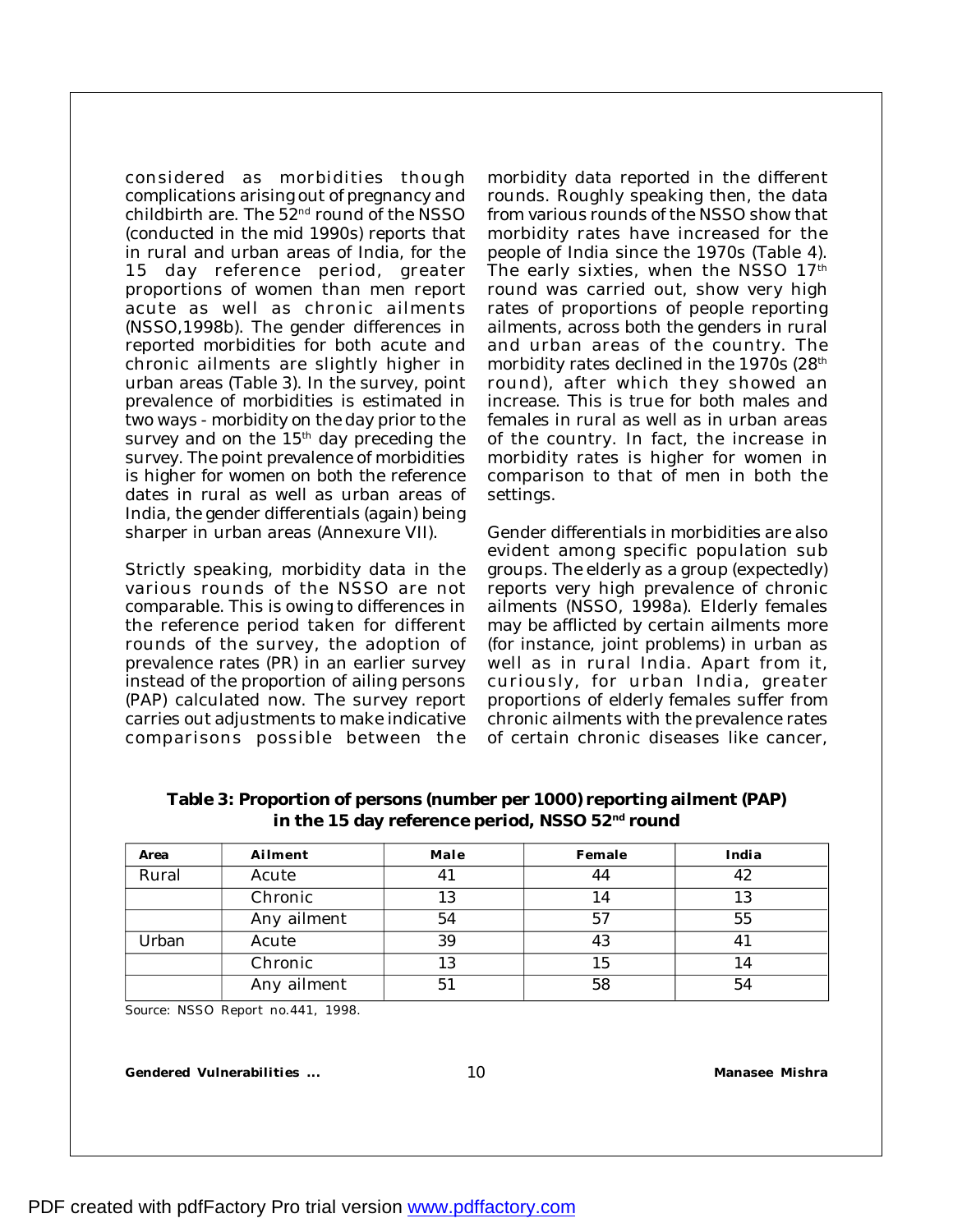considered as morbidities though complications arising out of pregnancy and childbirth are. The 52nd round of the NSSO (conducted in the mid 1990s) reports that in rural and urban areas of India, for the 15 day reference period, greater proportions of women than men report acute as well as chronic ailments (NSSO,1998b). The gender differences in reported morbidities for both acute and chronic ailments are slightly higher in urban areas (Table 3). In the survey, point prevalence of morbidities is estimated in two ways - morbidity on the day prior to the survey and on the 15th day preceding the survey. The point prevalence of morbidities is higher for women on both the reference dates in rural as well as urban areas of India, the gender differentials (again) being sharper in urban areas (Annexure VII).

Strictly speaking, morbidity data in the various rounds of the NSSO are not comparable. This is owing to differences in the reference period taken for different rounds of the survey, the adoption of prevalence rates (PR) in an earlier survey instead of the proportion of ailing persons (PAP) calculated now. The survey report carries out adjustments to make indicative comparisons possible between the morbidity data reported in the different rounds. Roughly speaking then, the data from various rounds of the NSSO show that morbidity rates have increased for the people of India since the 1970s (Table 4). The early sixties, when the NSSO 17th round was carried out, show very high rates of proportions of people reporting ailments, across both the genders in rural and urban areas of the country. The morbidity rates declined in the 1970s (28th round), after which they showed an increase. This is true for both males and females in rural as well as in urban areas of the country. In fact, the increase in morbidity rates is higher for women in comparison to that of men in both the settings.

Gender differentials in morbidities are also evident among specific population sub groups. The elderly as a group (expectedly) reports very high prevalence of chronic ailments (NSSO, 1998a). Elderly females may be afflicted by certain ailments more (for instance, joint problems) in urban as well as in rural India. Apart from it, curiously, for urban India, greater proportions of elderly females suffer from chronic ailments with the prevalence rates of certain chronic diseases like cancer,

**Table 3: Proportion of persons (number per 1000) reporting ailment (PAP) in the 15 day reference period, NSSO 52nd round**

| Area | Ailment | Male | Female | India |
|---|---|---|---|---|
| Rural | Acute | 41 | 44 | 42 |
| | Chronic | 13 | 14 | 13 |
| | Any ailment | 54 | 57 | 55 |
| Urban | Acute | 39 | 43 | 41 |
| | Chronic | 13 | 15 | 14 |
| | Any ailment | 51 | 58 | 54 |

Source: NSSO Report no.441, 1998.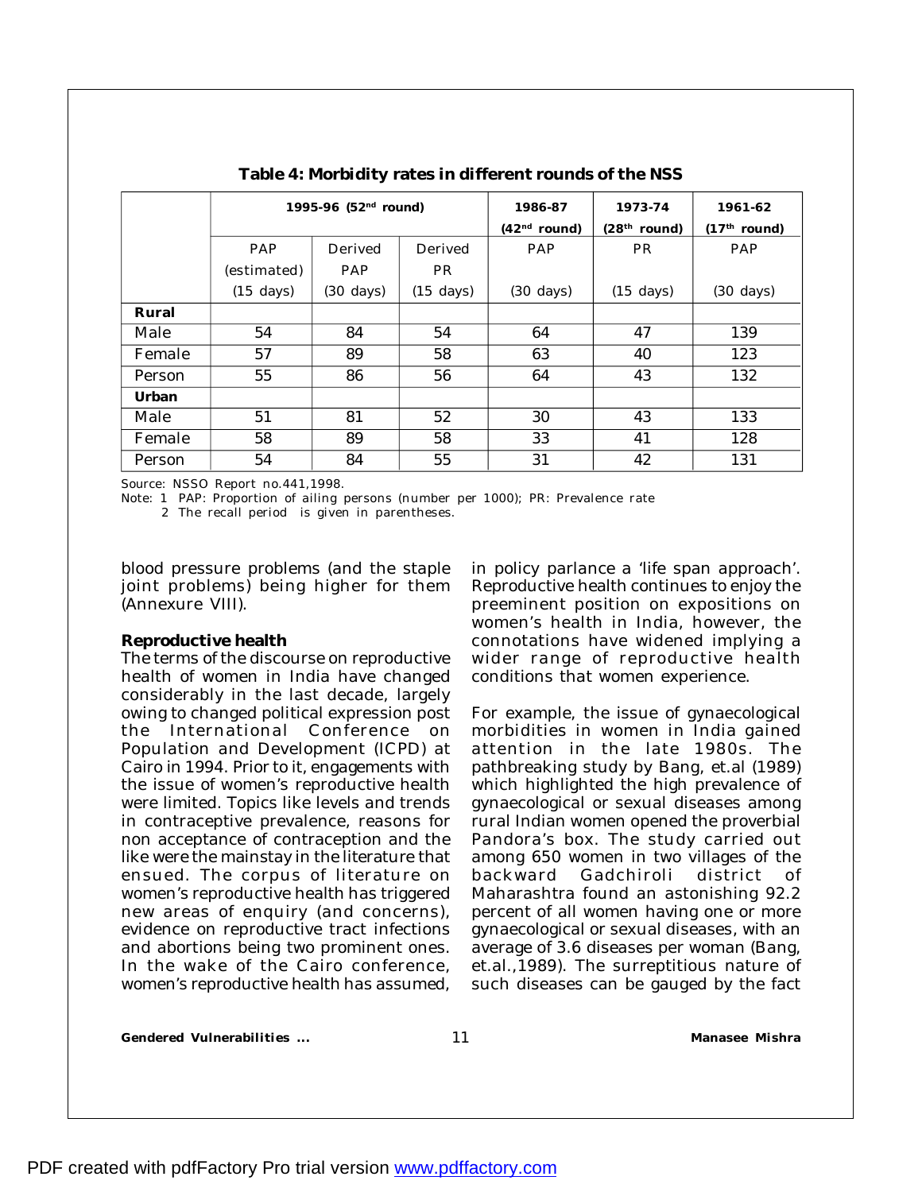**Table 4: Morbidity rates in different rounds of the NSS**

| | 1995-96 (52nd round) | | | 1986-87 (42nd round) | 1973-74 (28th round) | 1961-62 (17th round) |
|---|---|---|---|---|---|---|
| | PAP (estimated) (15 days) | Derived PAP (30 days) | Derived PR (15 days) | PAP (30 days) | PR (15 days) | PAP (30 days) |
| **Rural** | | | | | | |
| Male | 54 | 84 | 54 | 64 | 47 | 139 |
| Female | 57 | 89 | 58 | 63 | 40 | 123 |
| Person | 55 | 86 | 56 | 64 | 43 | 132 |
| **Urban** | | | | | | |
| Male | 51 | 81 | 52 | 30 | 43 | 133 |
| Female | 58 | 89 | 58 | 33 | 41 | 128 |
| Person | 54 | 84 | 55 | 31 | 42 | 131 |

Source: NSSO Report no.441,1998.
Note: 1 PAP: Proportion of ailing persons (number per 1000); PR: Prevalence rate
2 The recall period is given in parentheses.

blood pressure problems (and the staple joint problems) being higher for them (Annexure VIII).

**Reproductive health**

The terms of the discourse on reproductive health of women in India have changed considerably in the last decade, largely owing to changed political expression post the International Conference on Population and Development (ICPD) at Cairo in 1994. Prior to it, engagements with the issue of women's reproductive health were limited. Topics like levels and trends in contraceptive prevalence, reasons for non acceptance of contraception and the like were the mainstay in the literature that ensued. The corpus of literature on women's reproductive health has triggered new areas of enquiry (and concerns), evidence on reproductive tract infections and abortions being two prominent ones. In the wake of the Cairo conference, women's reproductive health has assumed, in policy parlance a 'life span approach'. Reproductive health continues to enjoy the preeminent position on expositions on women's health in India, however, the connotations have widened implying a wider range of reproductive health conditions that women experience.

For example, the issue of gynaecological morbidities in women in India gained attention in the late 1980s. The pathbreaking study by Bang, et.al (1989) which highlighted the high prevalence of gynaecological or sexual diseases among rural Indian women opened the proverbial Pandora's box. The study carried out among 650 women in two villages of the backward Gadchiroli district of Maharashtra found an astonishing 92.2 percent of all women having one or more gynaecological or sexual diseases, with an average of 3.6 diseases per woman (Bang, et.al.,1989). The surreptitious nature of such diseases can be gauged by the fact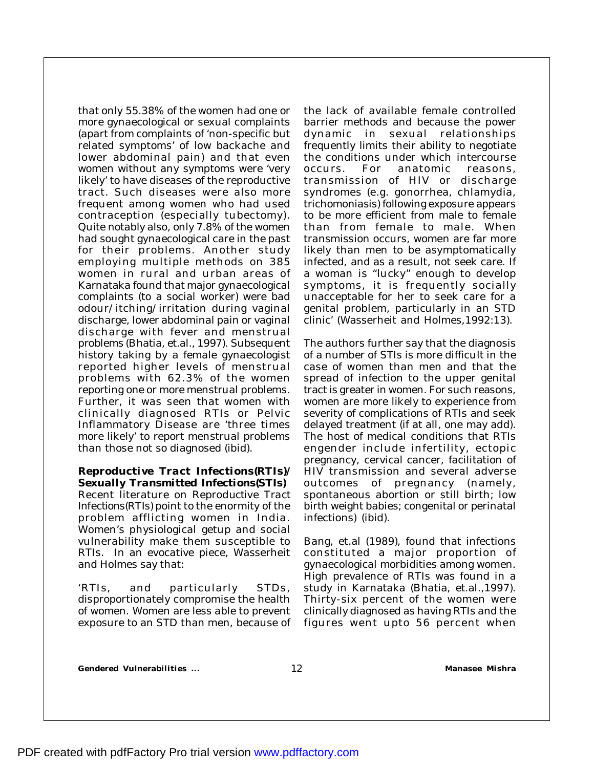that only 55.38% of the women had one or more gynaecological or sexual complaints (apart from complaints of 'non-specific but related symptoms' of low backache and lower abdominal pain) and that even women without any symptoms were 'very likely' to have diseases of the reproductive tract. Such diseases were also more frequent among women who had used contraception (especially tubectomy). Quite notably also, only 7.8% of the women had sought gynaecological care in the past for their problems. Another study employing multiple methods on 385 women in rural and urban areas of Karnataka found that major gynaecological complaints (to a social worker) were bad odour/itching/irritation during vaginal discharge, lower abdominal pain or vaginal discharge with fever and menstrual problems (Bhatia, et.al., 1997). Subsequent history taking by a female gynaecologist reported higher levels of menstrual problems with 62.3% of the women reporting one or more menstrual problems. Further, it was seen that women with clinically diagnosed RTIs or Pelvic Inflammatory Disease are 'three times more likely' to report menstrual problems than those not so diagnosed (ibid).

**Reproductive Tract Infections(RTIs)/ Sexually Transmitted Infections(STIs)**

Recent literature on Reproductive Tract Infections(RTIs) point to the enormity of the problem afflicting women in India. Women's physiological getup and social vulnerability make them susceptible to RTIs. In an evocative piece, Wasserheit and Holmes say that:

'RTIs, and particularly STDs, disproportionately compromise the health of women. Women are less able to prevent exposure to an STD than men, because of the lack of available female controlled barrier methods and because the power dynamic in sexual relationships frequently limits their ability to negotiate the conditions under which intercourse occurs. For anatomic reasons, transmission of HIV or discharge syndromes (e.g. gonorrhea, chlamydia, trichomoniasis) following exposure appears to be more efficient from male to female than from female to male. When transmission occurs, women are far more likely than men to be asymptomatically infected, and as a result, not seek care. If a woman is "lucky" enough to develop symptoms, it is frequently socially unacceptable for her to seek care for a genital problem, particularly in an STD clinic' (Wasserheit and Holmes,1992:13).

The authors further say that the diagnosis of a number of STIs is more difficult in the case of women than men and that the spread of infection to the upper genital tract is greater in women. For such reasons, women are more likely to experience from severity of complications of RTIs and seek delayed treatment (if at all, one may add). The host of medical conditions that RTIs engender include infertility, ectopic pregnancy, cervical cancer, facilitation of HIV transmission and several adverse outcomes of pregnancy (namely, spontaneous abortion or still birth; low birth weight babies; congenital or perinatal infections) (ibid).

Bang, et.al (1989), found that infections constituted a major proportion of gynaecological morbidities among women. High prevalence of RTIs was found in a study in Karnataka (Bhatia, et.al.,1997). Thirty-six percent of the women were clinically diagnosed as having RTIs and the figures went upto 56 percent when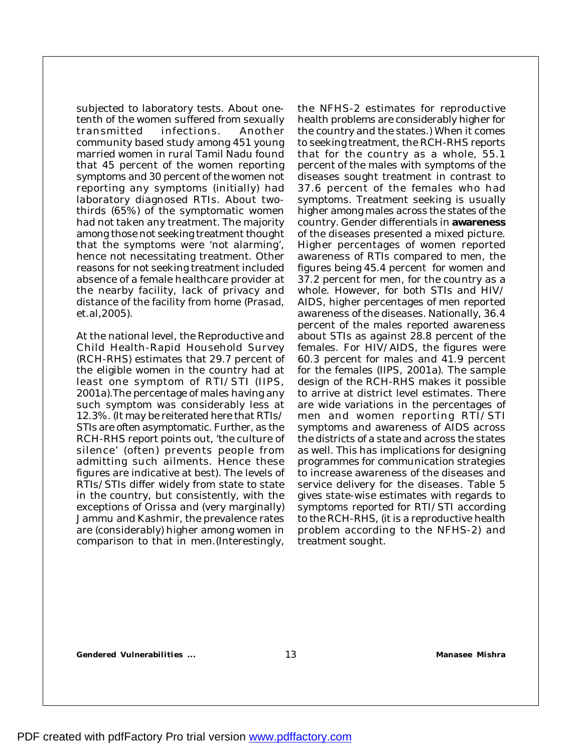subjected to laboratory tests. About one-tenth of the women suffered from sexually transmitted infections. Another community based study among 451 young married women in rural Tamil Nadu found that 45 percent of the women reporting symptoms and 30 percent of the women not reporting any symptoms (initially) had laboratory diagnosed RTIs. About two-thirds (65%) of the symptomatic women had not taken any treatment. The majority among those not seeking treatment thought that the symptoms were 'not alarming', hence not necessitating treatment. Other reasons for not seeking treatment included absence of a female healthcare provider at the nearby facility, lack of privacy and distance of the facility from home (Prasad, et.al,2005).

At the national level, the Reproductive and Child Health-Rapid Household Survey (RCH-RHS) estimates that 29.7 percent of the eligible women in the country had at least one symptom of RTI/STI (IIPS, 2001a).The percentage of males having any such symptom was considerably less at 12.3%. (It may be reiterated here that RTIs/STIs are often asymptomatic. Further, as the RCH-RHS report points out, 'the culture of silence' (often) prevents people from admitting such ailments. Hence these figures are indicative at best). The levels of RTIs/STIs differ widely from state to state in the country, but consistently, with the exceptions of Orissa and (very marginally) Jammu and Kashmir, the prevalence rates are (considerably) higher among women in comparison to that in men.(Interestingly, the NFHS-2 estimates for reproductive health problems are considerably higher for the country and the states.) When it comes to seeking treatment, the RCH-RHS reports that for the country as a whole, 55.1 percent of the males with symptoms of the diseases sought treatment in contrast to 37.6 percent of the females who had symptoms. Treatment seeking is usually higher among males across the states of the country. Gender differentials in **awareness** of the diseases presented a mixed picture. Higher percentages of women reported awareness of RTIs compared to men, the figures being 45.4 percent for women and 37.2 percent for men, for the country as a whole. However, for both STIs and HIV/AIDS, higher percentages of men reported awareness of the diseases. Nationally, 36.4 percent of the males reported awareness about STIs as against 28.8 percent of the females. For HIV/AIDS, the figures were 60.3 percent for males and 41.9 percent for the females (IIPS, 2001a). The sample design of the RCH-RHS makes it possible to arrive at district level estimates. There are wide variations in the percentages of men and women reporting RTI/STI symptoms and awareness of AIDS across the districts of a state and across the states as well. This has implications for designing programmes for communication strategies to increase awareness of the diseases and service delivery for the diseases. Table 5 gives state-wise estimates with regards to symptoms reported for RTI/STI according to the RCH-RHS, (it is a reproductive health problem according to the NFHS-2) and treatment sought.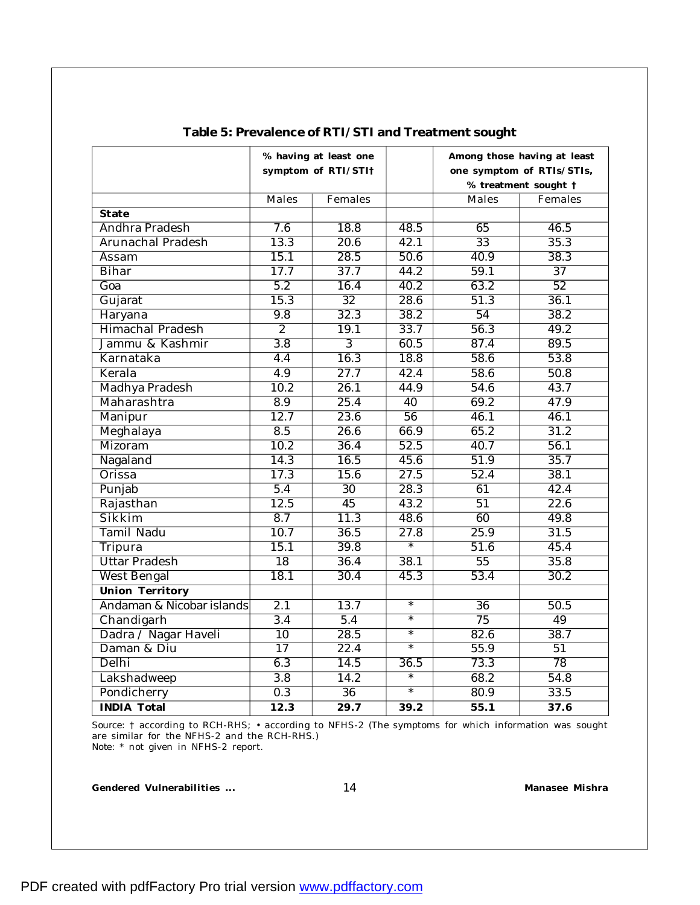**Table 5: Prevalence of RTI/STI and Treatment sought**

| | % having at least one symptom of RTI/STI† | | | Among those having at least one symptom of RTIs/STIs, % treatment sought † | |
|---|---|---|---|---|---|
| | Males | Females | | Males | Females |
| **State** | | | | | |
| Andhra Pradesh | 7.6 | 18.8 | 48.5 | 65 | 46.5 |
| Arunachal Pradesh | 13.3 | 20.6 | 42.1 | 33 | 35.3 |
| Assam | 15.1 | 28.5 | 50.6 | 40.9 | 38.3 |
| Bihar | 17.7 | 37.7 | 44.2 | 59.1 | 37 |
| Goa | 5.2 | 16.4 | 40.2 | 63.2 | 52 |
| Gujarat | 15.3 | 32 | 28.6 | 51.3 | 36.1 |
| Haryana | 9.8 | 32.3 | 38.2 | 54 | 38.2 |
| Himachal Pradesh | 2 | 19.1 | 33.7 | 56.3 | 49.2 |
| Jammu & Kashmir | 3.8 | 3 | 60.5 | 87.4 | 89.5 |
| Karnataka | 4.4 | 16.3 | 18.8 | 58.6 | 53.8 |
| Kerala | 4.9 | 27.7 | 42.4 | 58.6 | 50.8 |
| Madhya Pradesh | 10.2 | 26.1 | 44.9 | 54.6 | 43.7 |
| Maharashtra | 8.9 | 25.4 | 40 | 69.2 | 47.9 |
| Manipur | 12.7 | 23.6 | 56 | 46.1 | 46.1 |
| Meghalaya | 8.5 | 26.6 | 66.9 | 65.2 | 31.2 |
| Mizoram | 10.2 | 36.4 | 52.5 | 40.7 | 56.1 |
| Nagaland | 14.3 | 16.5 | 45.6 | 51.9 | 35.7 |
| Orissa | 17.3 | 15.6 | 27.5 | 52.4 | 38.1 |
| Punjab | 5.4 | 30 | 28.3 | 61 | 42.4 |
| Rajasthan | 12.5 | 45 | 43.2 | 51 | 22.6 |
| Sikkim | 8.7 | 11.3 | 48.6 | 60 | 49.8 |
| Tamil Nadu | 10.7 | 36.5 | 27.8 | 25.9 | 31.5 |
| Tripura | 15.1 | 39.8 | * | 51.6 | 45.4 |
| Uttar Pradesh | 18 | 36.4 | 38.1 | 55 | 35.8 |
| West Bengal | 18.1 | 30.4 | 45.3 | 53.4 | 30.2 |
| **Union Territory** | | | | | |
| Andaman & Nicobar islands | 2.1 | 13.7 | * | 36 | 50.5 |
| Chandigarh | 3.4 | 5.4 | * | 75 | 49 |
| Dadra / Nagar Haveli | 10 | 28.5 | * | 82.6 | 38.7 |
| Daman & Diu | 17 | 22.4 | * | 55.9 | 51 |
| Delhi | 6.3 | 14.5 | 36.5 | 73.3 | 78 |
| Lakshadweep | 3.8 | 14.2 | * | 68.2 | 54.8 |
| Pondicherry | 0.3 | 36 | * | 80.9 | 33.5 |
| **INDIA Total** | **12.3** | **29.7** | **39.2** | **55.1** | **37.6** |

Source: † according to RCH-RHS; • according to NFHS-2 (The symptoms for which information was sought are similar for the NFHS-2 and the RCH-RHS.)
Note: * not given in NFHS-2 report.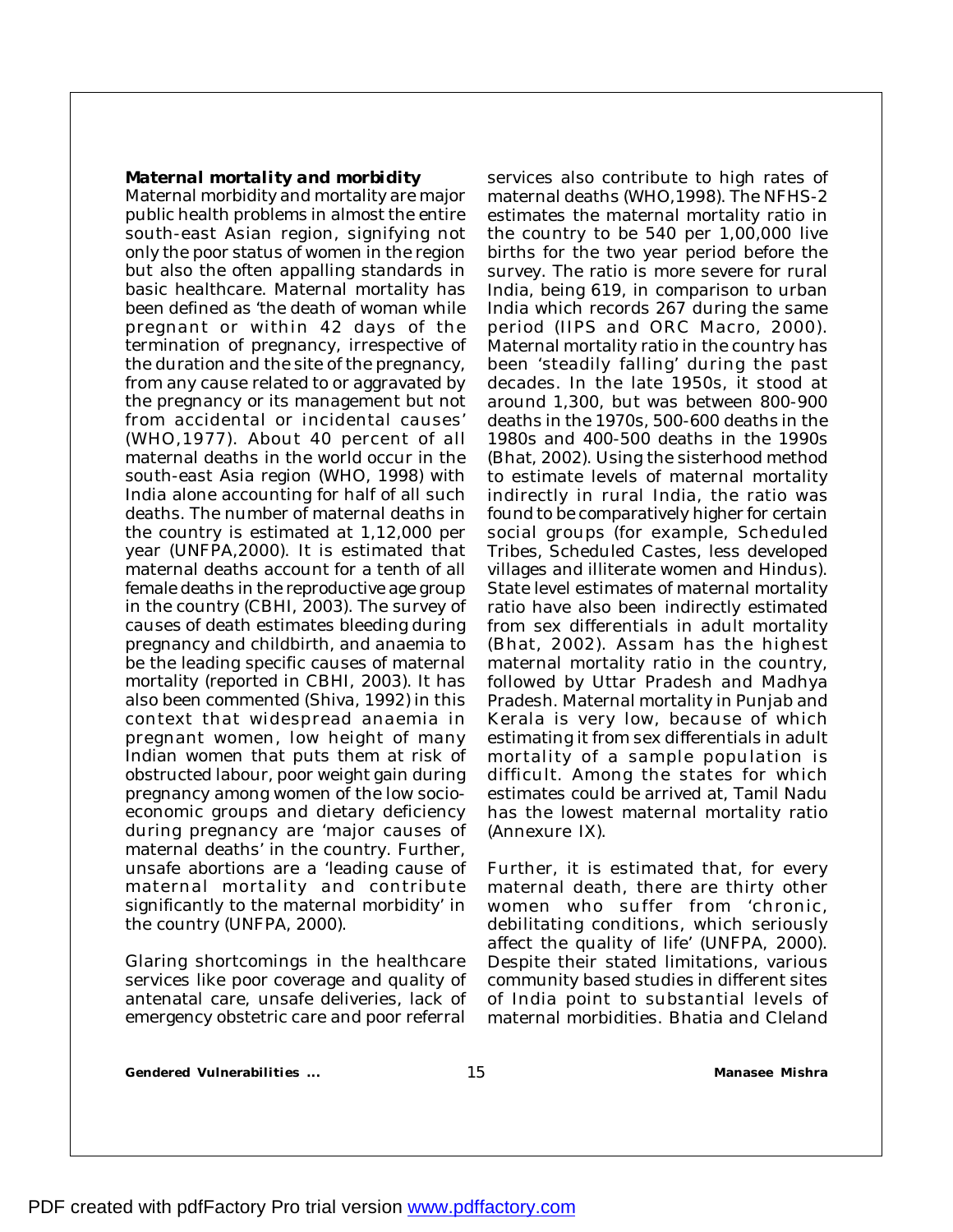***Maternal mortality and morbidity***

Maternal morbidity and mortality are major public health problems in almost the entire south-east Asian region, signifying not only the poor status of women in the region but also the often appalling standards in basic healthcare. Maternal mortality has been defined as 'the death of woman while pregnant or within 42 days of the termination of pregnancy, irrespective of the duration and the site of the pregnancy, from any cause related to or aggravated by the pregnancy or its management but not from accidental or incidental causes' (WHO,1977). About 40 percent of all maternal deaths in the world occur in the south-east Asia region (WHO, 1998) with India alone accounting for half of all such deaths. The number of maternal deaths in the country is estimated at 1,12,000 per year (UNFPA,2000). It is estimated that maternal deaths account for a tenth of all female deaths in the reproductive age group in the country (CBHI, 2003). The survey of causes of death estimates bleeding during pregnancy and childbirth, and anaemia to be the leading specific causes of maternal mortality (reported in CBHI, 2003). It has also been commented (Shiva, 1992) in this context that widespread anaemia in pregnant women, low height of many Indian women that puts them at risk of obstructed labour, poor weight gain during pregnancy among women of the low socio-economic groups and dietary deficiency during pregnancy are 'major causes of maternal deaths' in the country. Further, unsafe abortions are a 'leading cause of maternal mortality and contribute significantly to the maternal morbidity' in the country (UNFPA, 2000).

Glaring shortcomings in the healthcare services like poor coverage and quality of antenatal care, unsafe deliveries, lack of emergency obstetric care and poor referral services also contribute to high rates of maternal deaths (WHO,1998). The NFHS-2 estimates the maternal mortality ratio in the country to be 540 per 1,00,000 live births for the two year period before the survey. The ratio is more severe for rural India, being 619, in comparison to urban India which records 267 during the same period (IIPS and ORC Macro, 2000). Maternal mortality ratio in the country has been 'steadily falling' during the past decades. In the late 1950s, it stood at around 1,300, but was between 800-900 deaths in the 1970s, 500-600 deaths in the 1980s and 400-500 deaths in the 1990s (Bhat, 2002). Using the sisterhood method to estimate levels of maternal mortality indirectly in rural India, the ratio was found to be comparatively higher for certain social groups (for example, Scheduled Tribes, Scheduled Castes, less developed villages and illiterate women and Hindus). State level estimates of maternal mortality ratio have also been indirectly estimated from sex differentials in adult mortality (Bhat, 2002). Assam has the highest maternal mortality ratio in the country, followed by Uttar Pradesh and Madhya Pradesh. Maternal mortality in Punjab and Kerala is very low, because of which estimating it from sex differentials in adult mortality of a sample population is difficult. Among the states for which estimates could be arrived at, Tamil Nadu has the lowest maternal mortality ratio (Annexure IX).

Further, it is estimated that, for every maternal death, there are thirty other women who suffer from 'chronic, debilitating conditions, which seriously affect the quality of life' (UNFPA, 2000). Despite their stated limitations, various community based studies in different sites of India point to substantial levels of maternal morbidities. Bhatia and Cleland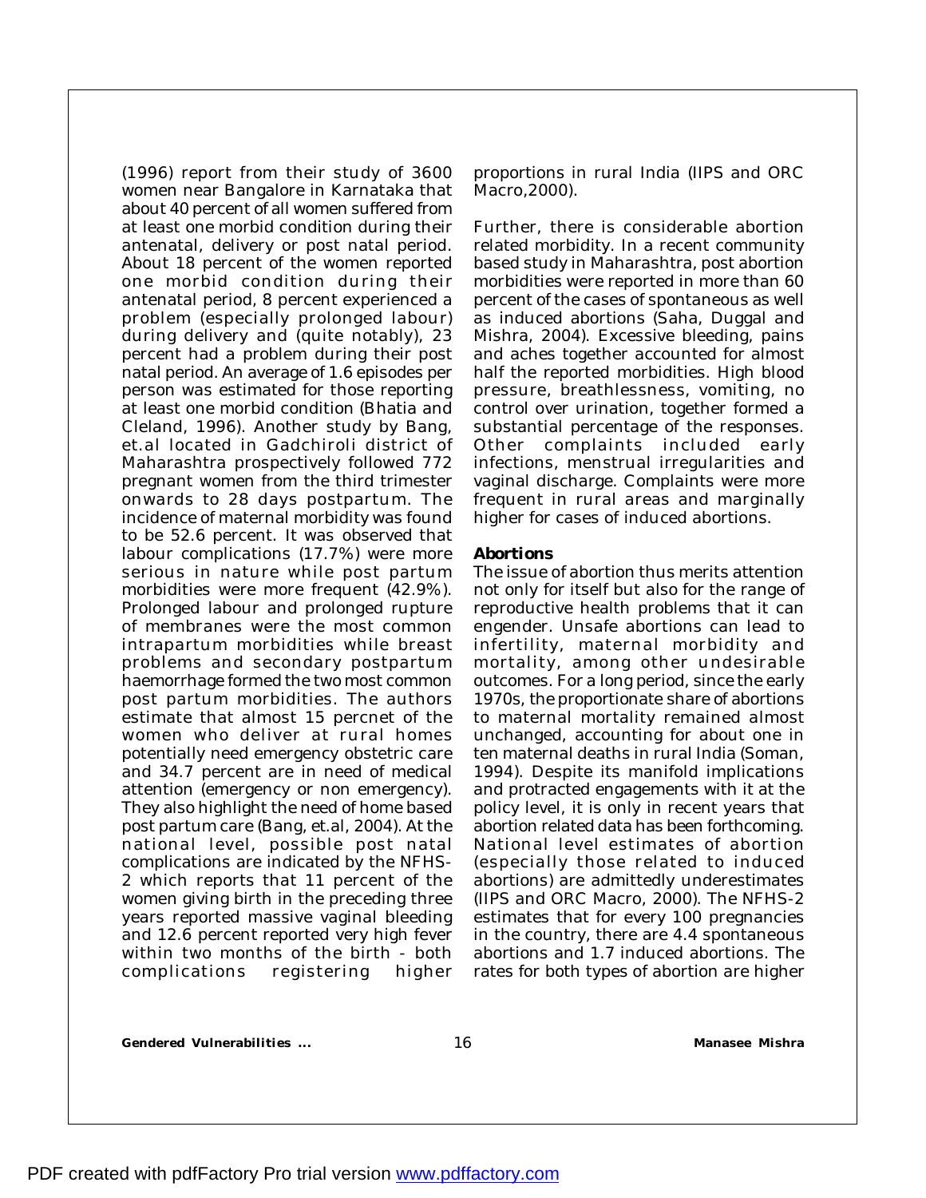(1996) report from their study of 3600 women near Bangalore in Karnataka that about 40 percent of all women suffered from at least one morbid condition during their antenatal, delivery or post natal period. About 18 percent of the women reported one morbid condition during their antenatal period, 8 percent experienced a problem (especially prolonged labour) during delivery and (quite notably), 23 percent had a problem during their post natal period. An average of 1.6 episodes per person was estimated for those reporting at least one morbid condition (Bhatia and Cleland, 1996). Another study by Bang, et.al located in Gadchiroli district of Maharashtra prospectively followed 772 pregnant women from the third trimester onwards to 28 days postpartum. The incidence of maternal morbidity was found to be 52.6 percent. It was observed that labour complications (17.7%) were more serious in nature while post partum morbidities were more frequent (42.9%). Prolonged labour and prolonged rupture of membranes were the most common intrapartum morbidities while breast problems and secondary postpartum haemorrhage formed the two most common post partum morbidities. The authors estimate that almost 15 percnet of the women who deliver at rural homes potentially need emergency obstetric care and 34.7 percent are in need of medical attention (emergency or non emergency). They also highlight the need of home based post partum care (Bang, et.al, 2004). At the national level, possible post natal complications are indicated by the NFHS-2 which reports that 11 percent of the women giving birth in the preceding three years reported massive vaginal bleeding and 12.6 percent reported very high fever within two months of the birth - both complications registering higher proportions in rural India (IIPS and ORC Macro,2000).

Further, there is considerable abortion related morbidity. In a recent community based study in Maharashtra, post abortion morbidities were reported in more than 60 percent of the cases of spontaneous as well as induced abortions (Saha, Duggal and Mishra, 2004). Excessive bleeding, pains and aches together accounted for almost half the reported morbidities. High blood pressure, breathlessness, vomiting, no control over urination, together formed a substantial percentage of the responses. Other complaints included early infections, menstrual irregularities and vaginal discharge. Complaints were more frequent in rural areas and marginally higher for cases of induced abortions.

**Abortions**

The issue of abortion thus merits attention not only for itself but also for the range of reproductive health problems that it can engender. Unsafe abortions can lead to infertility, maternal morbidity and mortality, among other undesirable outcomes. For a long period, since the early 1970s, the proportionate share of abortions to maternal mortality remained almost unchanged, accounting for about one in ten maternal deaths in rural India (Soman, 1994). Despite its manifold implications and protracted engagements with it at the policy level, it is only in recent years that abortion related data has been forthcoming. National level estimates of abortion (especially those related to induced abortions) are admittedly underestimates (IIPS and ORC Macro, 2000). The NFHS-2 estimates that for every 100 pregnancies in the country, there are 4.4 spontaneous abortions and 1.7 induced abortions. The rates for both types of abortion are higher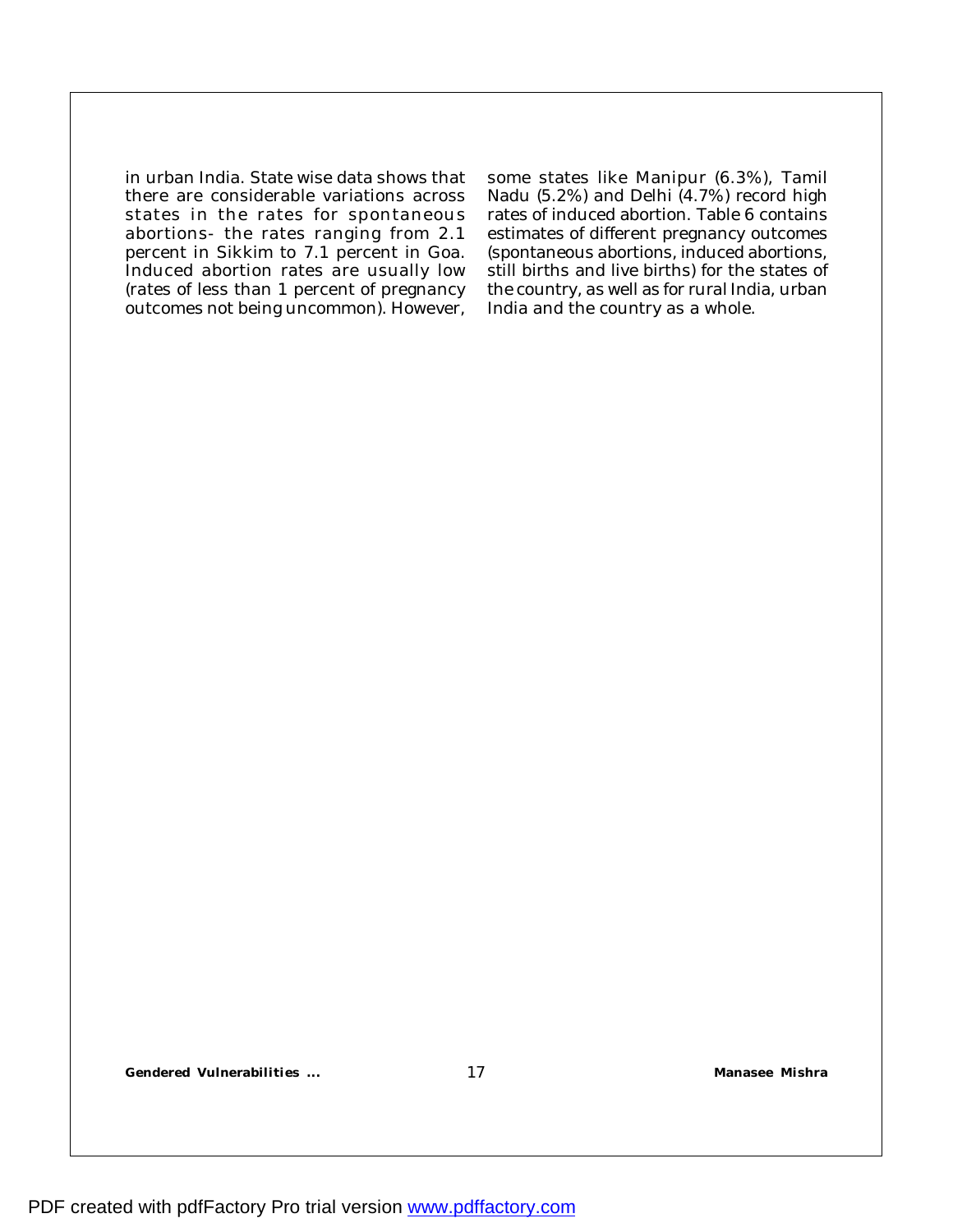in urban India. State wise data shows that there are considerable variations across states in the rates for spontaneous abortions- the rates ranging from 2.1 percent in Sikkim to 7.1 percent in Goa. Induced abortion rates are usually low (rates of less than 1 percent of pregnancy outcomes not being uncommon). However, some states like Manipur (6.3%), Tamil Nadu (5.2%) and Delhi (4.7%) record high rates of induced abortion. Table 6 contains estimates of different pregnancy outcomes (spontaneous abortions, induced abortions, still births and live births) for the states of the country, as well as for rural India, urban India and the country as a whole.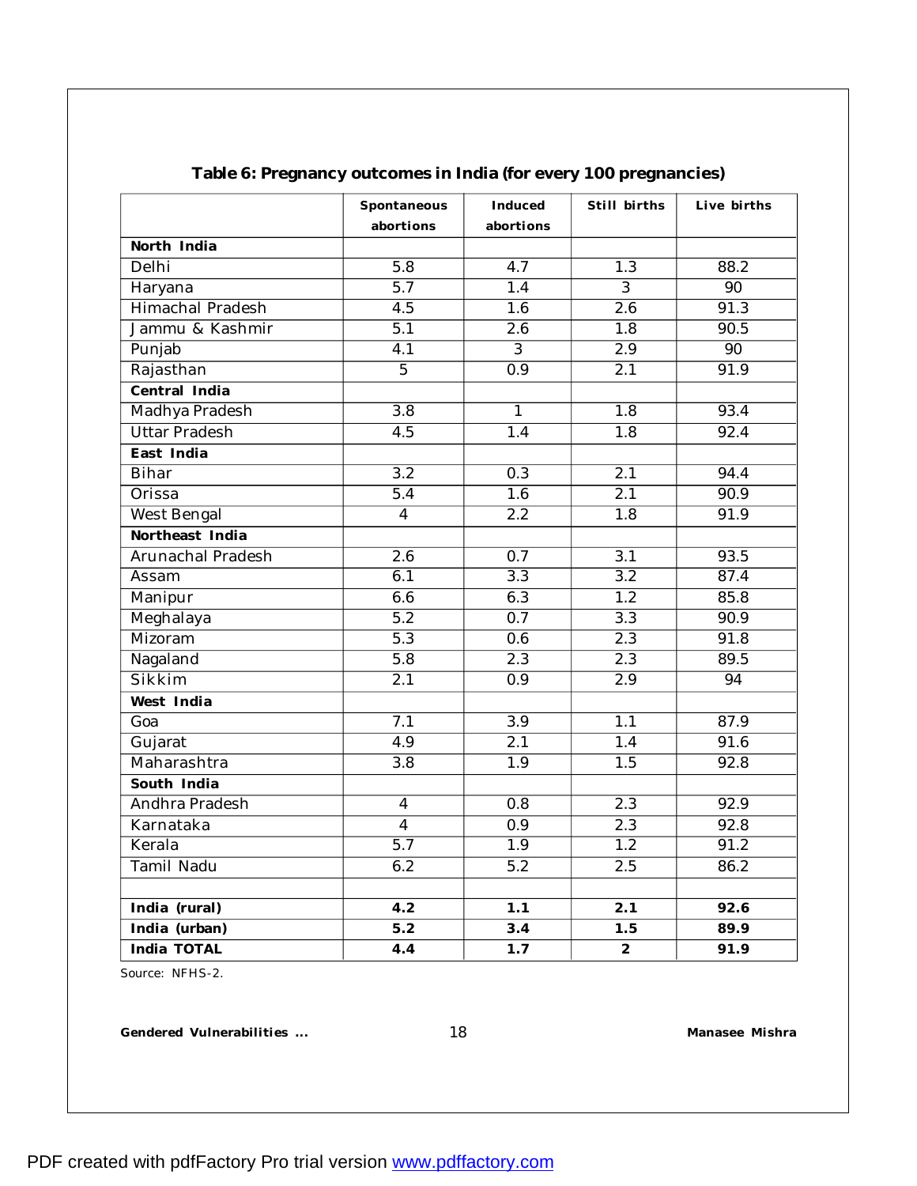**Table 6: Pregnancy outcomes in India (for every 100 pregnancies)**

| | Spontaneous abortions | Induced abortions | Still births | Live births |
|---|---|---|---|---|
| **North India** | | | | |
| Delhi | 5.8 | 4.7 | 1.3 | 88.2 |
| Haryana | 5.7 | 1.4 | 3 | 90 |
| Himachal Pradesh | 4.5 | 1.6 | 2.6 | 91.3 |
| Jammu & Kashmir | 5.1 | 2.6 | 1.8 | 90.5 |
| Punjab | 4.1 | 3 | 2.9 | 90 |
| Rajasthan | 5 | 0.9 | 2.1 | 91.9 |
| **Central India** | | | | |
| Madhya Pradesh | 3.8 | 1 | 1.8 | 93.4 |
| Uttar Pradesh | 4.5 | 1.4 | 1.8 | 92.4 |
| **East India** | | | | |
| Bihar | 3.2 | 0.3 | 2.1 | 94.4 |
| Orissa | 5.4 | 1.6 | 2.1 | 90.9 |
| West Bengal | 4 | 2.2 | 1.8 | 91.9 |
| **Northeast India** | | | | |
| Arunachal Pradesh | 2.6 | 0.7 | 3.1 | 93.5 |
| Assam | 6.1 | 3.3 | 3.2 | 87.4 |
| Manipur | 6.6 | 6.3 | 1.2 | 85.8 |
| Meghalaya | 5.2 | 0.7 | 3.3 | 90.9 |
| Mizoram | 5.3 | 0.6 | 2.3 | 91.8 |
| Nagaland | 5.8 | 2.3 | 2.3 | 89.5 |
| Sikkim | 2.1 | 0.9 | 2.9 | 94 |
| **West India** | | | | |
| Goa | 7.1 | 3.9 | 1.1 | 87.9 |
| Gujarat | 4.9 | 2.1 | 1.4 | 91.6 |
| Maharashtra | 3.8 | 1.9 | 1.5 | 92.8 |
| **South India** | | | | |
| Andhra Pradesh | 4 | 0.8 | 2.3 | 92.9 |
| Karnataka | 4 | 0.9 | 2.3 | 92.8 |
| Kerala | 5.7 | 1.9 | 1.2 | 91.2 |
| Tamil Nadu | 6.2 | 5.2 | 2.5 | 86.2 |
| | | | | |
| **India (rural)** | **4.2** | **1.1** | **2.1** | **92.6** |
| **India (urban)** | **5.2** | **3.4** | **1.5** | **89.9** |
| **India TOTAL** | **4.4** | **1.7** | **2** | **91.9** |

Source: NFHS-2.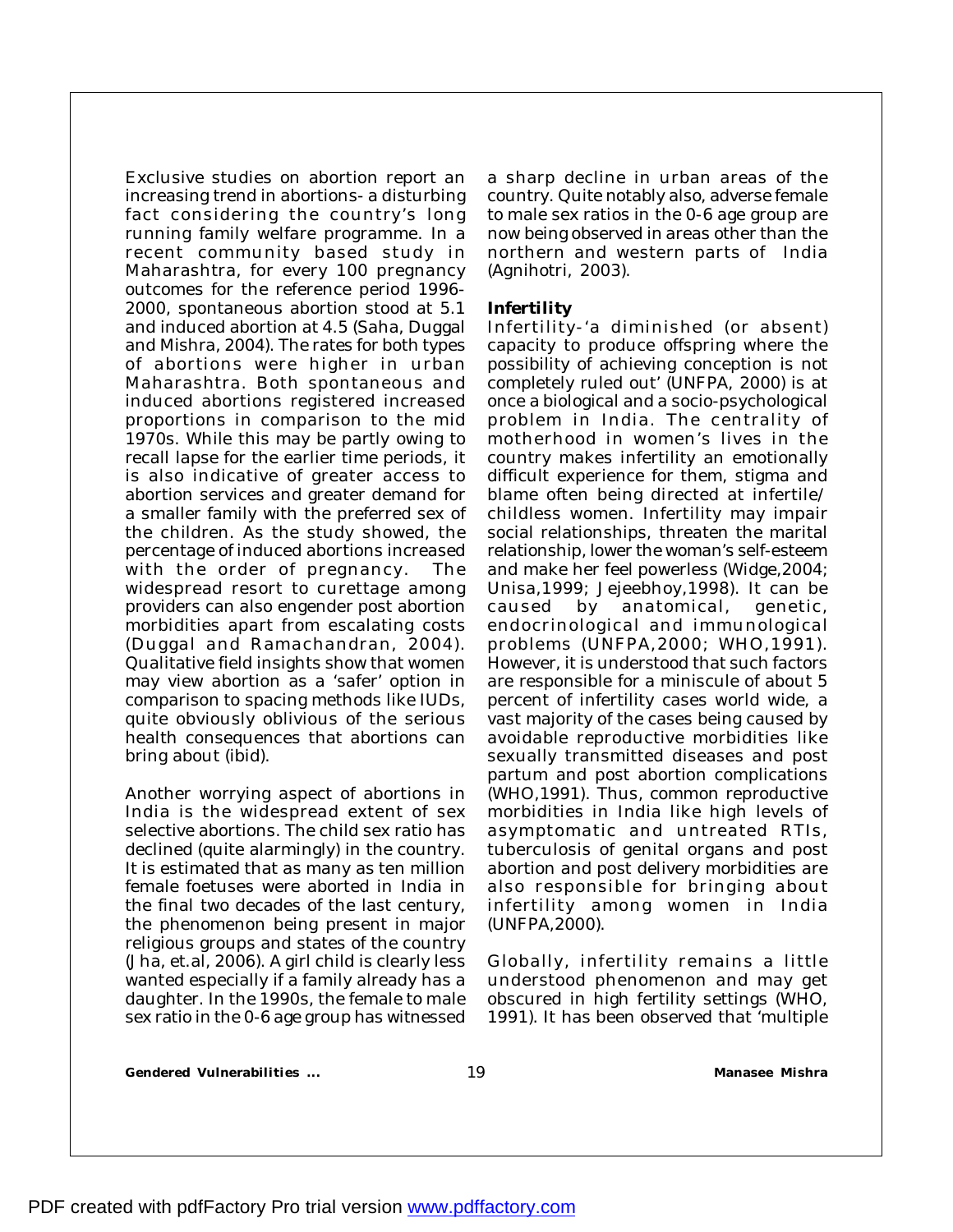Exclusive studies on abortion report an increasing trend in abortions- a disturbing fact considering the country's long running family welfare programme. In a recent community based study in Maharashtra, for every 100 pregnancy outcomes for the reference period 1996-2000, spontaneous abortion stood at 5.1 and induced abortion at 4.5 (Saha, Duggal and Mishra, 2004). The rates for both types of abortions were higher in urban Maharashtra. Both spontaneous and induced abortions registered increased proportions in comparison to the mid 1970s. While this may be partly owing to recall lapse for the earlier time periods, it is also indicative of greater access to abortion services and greater demand for a smaller family with the preferred sex of the children. As the study showed, the percentage of induced abortions increased with the order of pregnancy. The widespread resort to curettage among providers can also engender post abortion morbidities apart from escalating costs (Duggal and Ramachandran, 2004). Qualitative field insights show that women may view abortion as a 'safer' option in comparison to spacing methods like IUDs, quite obviously oblivious of the serious health consequences that abortions can bring about (ibid).

Another worrying aspect of abortions in India is the widespread extent of sex selective abortions. The child sex ratio has declined (quite alarmingly) in the country. It is estimated that as many as ten million female foetuses were aborted in India in the final two decades of the last century, the phenomenon being present in major religious groups and states of the country (Jha, et.al, 2006). A girl child is clearly less wanted especially if a family already has a daughter. In the 1990s, the female to male sex ratio in the 0-6 age group has witnessed a sharp decline in urban areas of the country. Quite notably also, adverse female to male sex ratios in the 0-6 age group are now being observed in areas other than the northern and western parts of India (Agnihotri, 2003).

**Infertility**

Infertility-'a diminished (or absent) capacity to produce offspring where the possibility of achieving conception is not completely ruled out' (UNFPA, 2000) is at once a biological and a socio-psychological problem in India. The centrality of motherhood in women's lives in the country makes infertility an emotionally difficult experience for them, stigma and blame often being directed at infertile/ childless women. Infertility may impair social relationships, threaten the marital relationship, lower the woman's self-esteem and make her feel powerless (Widge,2004; Unisa,1999; Jejeebhoy,1998). It can be caused by anatomical, genetic, endocrinological and immunological problems (UNFPA,2000; WHO,1991). However, it is understood that such factors are responsible for a miniscule of about 5 percent of infertility cases world wide, a vast majority of the cases being caused by avoidable reproductive morbidities like sexually transmitted diseases and post partum and post abortion complications (WHO,1991). Thus, common reproductive morbidities in India like high levels of asymptomatic and untreated RTIs, tuberculosis of genital organs and post abortion and post delivery morbidities are also responsible for bringing about infertility among women in India (UNFPA,2000).

Globally, infertility remains a little understood phenomenon and may get obscured in high fertility settings (WHO, 1991). It has been observed that 'multiple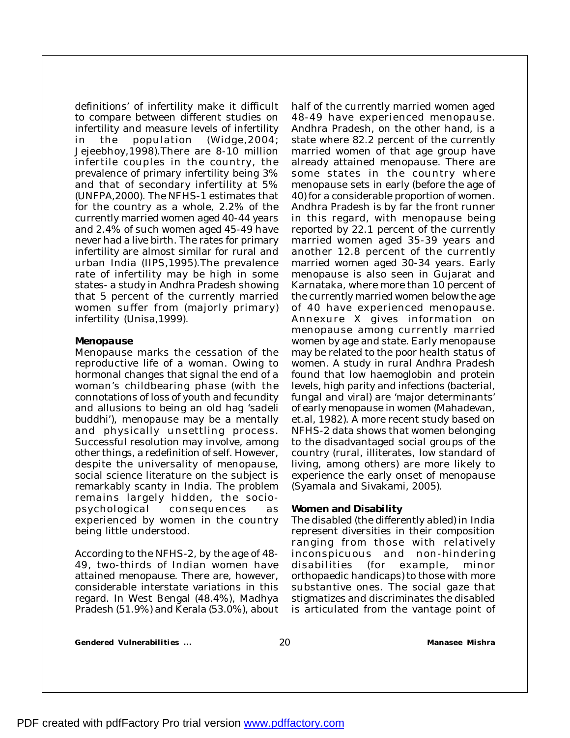definitions' of infertility make it difficult to compare between different studies on infertility and measure levels of infertility in the population (Widge,2004; Jejeebhoy,1998).There are 8-10 million infertile couples in the country, the prevalence of primary infertility being 3% and that of secondary infertility at 5% (UNFPA,2000). The NFHS-1 estimates that for the country as a whole, 2.2% of the currently married women aged 40-44 years and 2.4% of such women aged 45-49 have never had a live birth. The rates for primary infertility are almost similar for rural and urban India (IIPS,1995).The prevalence rate of infertility may be high in some states- a study in Andhra Pradesh showing that 5 percent of the currently married women suffer from (majorly primary) infertility (Unisa,1999).

**Menopause**

Menopause marks the cessation of the reproductive life of a woman. Owing to hormonal changes that signal the end of a woman's childbearing phase (with the connotations of loss of youth and fecundity and allusions to being an old hag 'sadeli buddhi'), menopause may be a mentally and physically unsettling process. Successful resolution may involve, among other things, a redefinition of self. However, despite the universality of menopause, social science literature on the subject is remarkably scanty in India. The problem remains largely hidden, the socio-psychological consequences as experienced by women in the country being little understood.

According to the NFHS-2, by the age of 48-49, two-thirds of Indian women have attained menopause. There are, however, considerable interstate variations in this regard. In West Bengal (48.4%), Madhya Pradesh (51.9%) and Kerala (53.0%), about half of the currently married women aged 48-49 have experienced menopause. Andhra Pradesh, on the other hand, is a state where 82.2 percent of the currently married women of that age group have already attained menopause. There are some states in the country where menopause sets in early (before the age of 40) for a considerable proportion of women. Andhra Pradesh is by far the front runner in this regard, with menopause being reported by 22.1 percent of the currently married women aged 35-39 years and another 12.8 percent of the currently married women aged 30-34 years. Early menopause is also seen in Gujarat and Karnataka, where more than 10 percent of the currently married women below the age of 40 have experienced menopause. Annexure X gives information on menopause among currently married women by age and state. Early menopause may be related to the poor health status of women. A study in rural Andhra Pradesh found that low haemoglobin and protein levels, high parity and infections (bacterial, fungal and viral) are 'major determinants' of early menopause in women (Mahadevan, et.al, 1982). A more recent study based on NFHS-2 data shows that women belonging to the disadvantaged social groups of the country (rural, illiterates, low standard of living, among others) are more likely to experience the early onset of menopause (Syamala and Sivakami, 2005).

**Women and Disability**

The disabled (the differently abled) in India represent diversities in their composition ranging from those with relatively inconspicuous and non-hindering disabilities (for example, minor orthopaedic handicaps) to those with more substantive ones. The social gaze that stigmatizes and discriminates the disabled is articulated from the vantage point of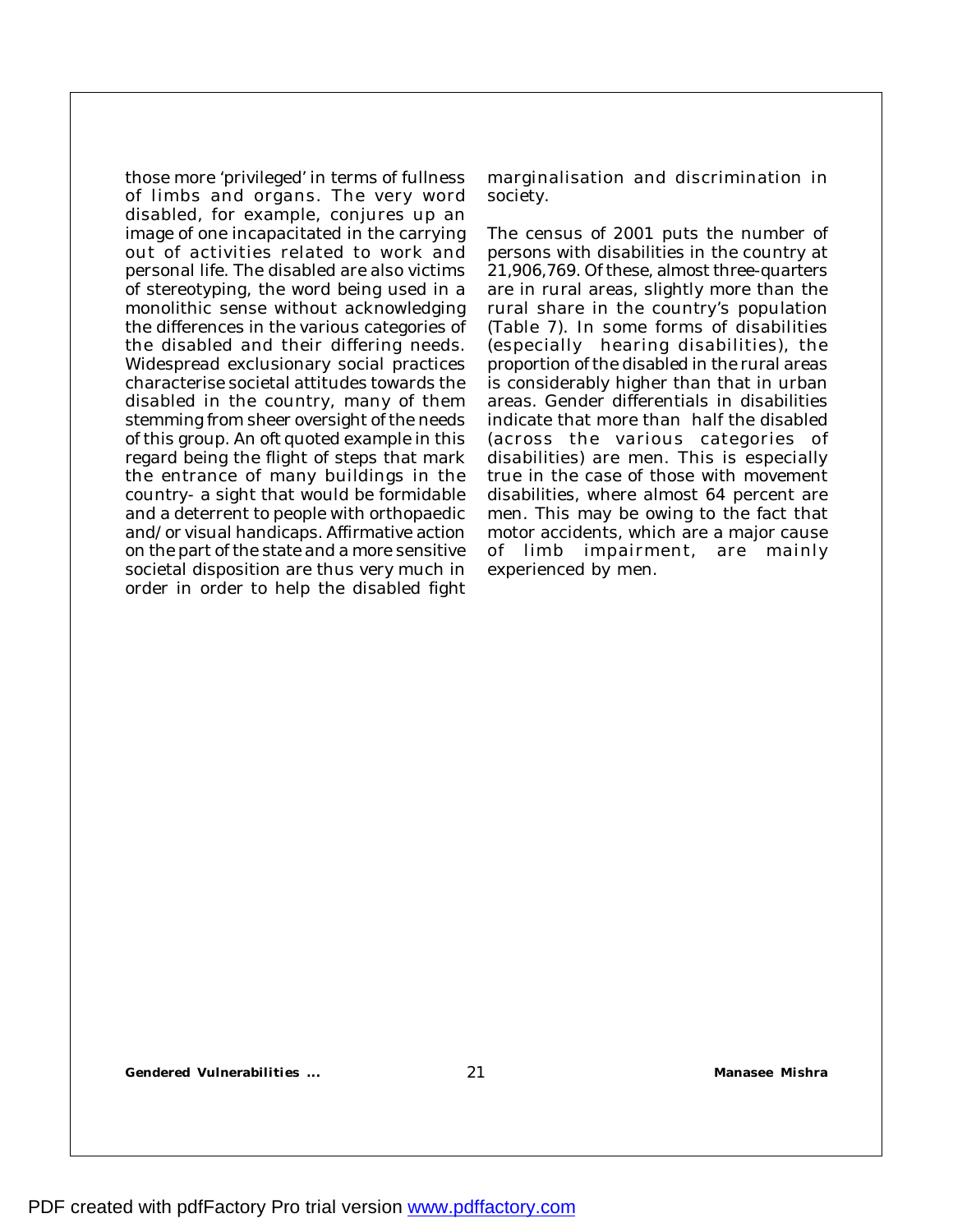those more 'privileged' in terms of fullness of limbs and organs. The very word disabled, for example, conjures up an image of one incapacitated in the carrying out of activities related to work and personal life. The disabled are also victims of stereotyping, the word being used in a monolithic sense without acknowledging the differences in the various categories of the disabled and their differing needs. Widespread exclusionary social practices characterise societal attitudes towards the disabled in the country, many of them stemming from sheer oversight of the needs of this group. An oft quoted example in this regard being the flight of steps that mark the entrance of many buildings in the country- a sight that would be formidable and a deterrent to people with orthopaedic and/or visual handicaps. Affirmative action on the part of the state and a more sensitive societal disposition are thus very much in order in order to help the disabled fight marginalisation and discrimination in society.

The census of 2001 puts the number of persons with disabilities in the country at 21,906,769. Of these, almost three-quarters are in rural areas, slightly more than the rural share in the country's population (Table 7). In some forms of disabilities (especially hearing disabilities), the proportion of the disabled in the rural areas is considerably higher than that in urban areas. Gender differentials in disabilities indicate that more than half the disabled (across the various categories of disabilities) are men. This is especially true in the case of those with movement disabilities, where almost 64 percent are men. This may be owing to the fact that motor accidents, which are a major cause of limb impairment, are mainly experienced by men.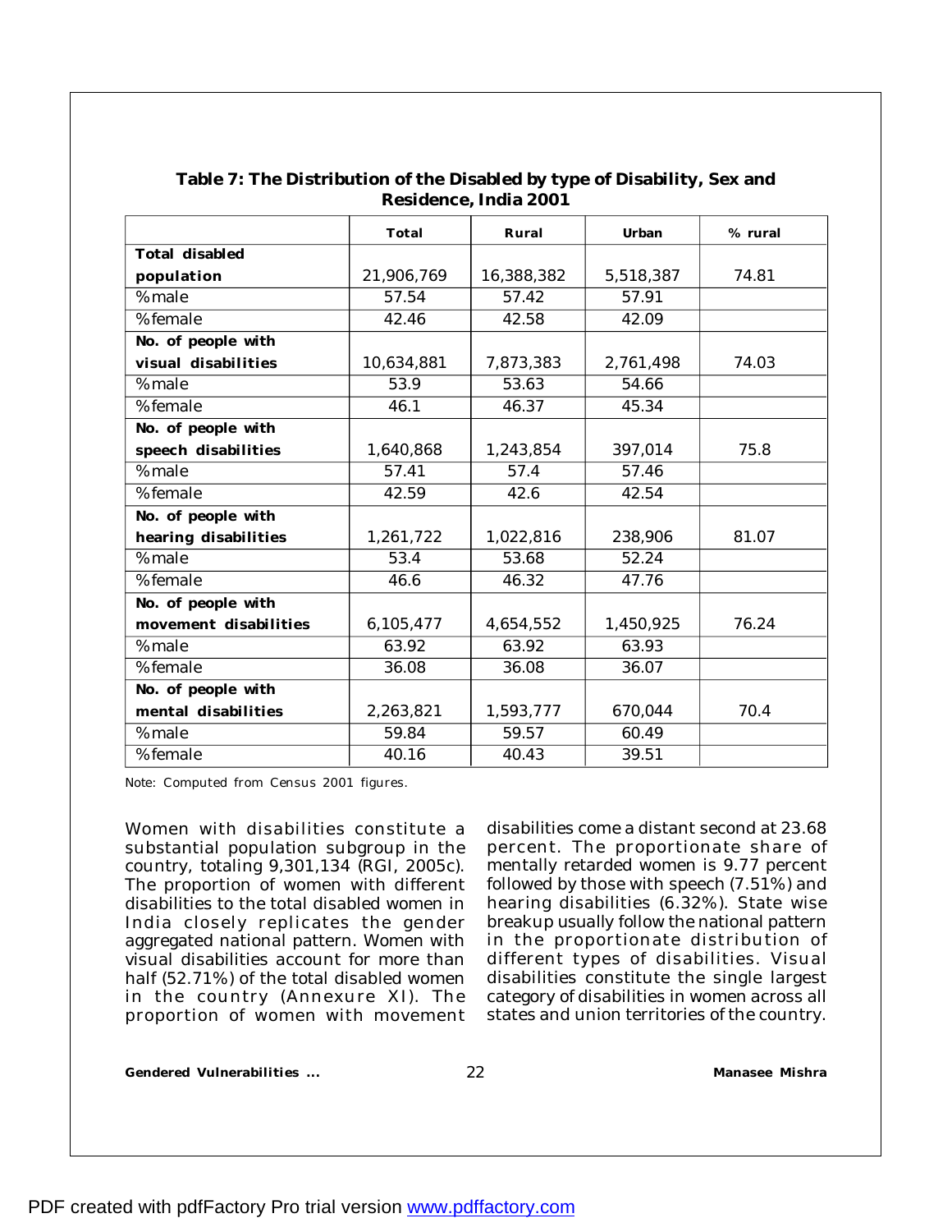**Table 7: The Distribution of the Disabled by type of Disability, Sex and Residence, India 2001**

| | Total | Rural | Urban | % rural |
|---|---|---|---|---|
| **Total disabled population** | 21,906,769 | 16,388,382 | 5,518,387 | 74.81 |
| %male | 57.54 | 57.42 | 57.91 | |
| %female | 42.46 | 42.58 | 42.09 | |
| **No. of people with visual disabilities** | 10,634,881 | 7,873,383 | 2,761,498 | 74.03 |
| %male | 53.9 | 53.63 | 54.66 | |
| %female | 46.1 | 46.37 | 45.34 | |
| **No. of people with speech disabilities** | 1,640,868 | 1,243,854 | 397,014 | 75.8 |
| %male | 57.41 | 57.4 | 57.46 | |
| %female | 42.59 | 42.6 | 42.54 | |
| **No. of people with hearing disabilities** | 1,261,722 | 1,022,816 | 238,906 | 81.07 |
| %male | 53.4 | 53.68 | 52.24 | |
| %female | 46.6 | 46.32 | 47.76 | |
| **No. of people with movement disabilities** | 6,105,477 | 4,654,552 | 1,450,925 | 76.24 |
| %male | 63.92 | 63.92 | 63.93 | |
| %female | 36.08 | 36.08 | 36.07 | |
| **No. of people with mental disabilities** | 2,263,821 | 1,593,777 | 670,044 | 70.4 |
| %male | 59.84 | 59.57 | 60.49 | |
| %female | 40.16 | 40.43 | 39.51 | |

Note: Computed from Census 2001 figures.

Women with disabilities constitute a substantial population subgroup in the country, totaling 9,301,134 (RGI, 2005c). The proportion of women with different disabilities to the total disabled women in India closely replicates the gender aggregated national pattern. Women with visual disabilities account for more than half (52.71%) of the total disabled women in the country (Annexure XI). The proportion of women with movement disabilities come a distant second at 23.68 percent. The proportionate share of mentally retarded women is 9.77 percent followed by those with speech (7.51%) and hearing disabilities (6.32%). State wise breakup usually follow the national pattern in the proportionate distribution of different types of disabilities. Visual disabilities constitute the single largest category of disabilities in women across all states and union territories of the country.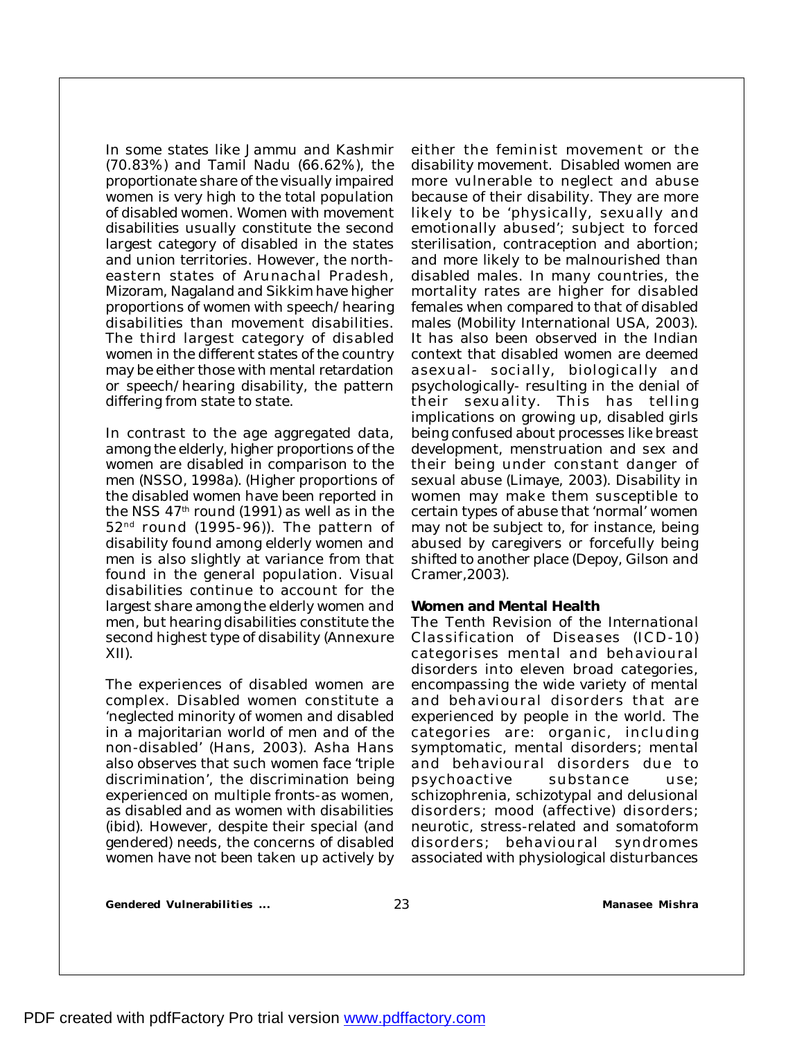In some states like Jammu and Kashmir (70.83%) and Tamil Nadu (66.62%), the proportionate share of the visually impaired women is very high to the total population of disabled women. Women with movement disabilities usually constitute the second largest category of disabled in the states and union territories. However, the north-eastern states of Arunachal Pradesh, Mizoram, Nagaland and Sikkim have higher proportions of women with speech/hearing disabilities than movement disabilities. The third largest category of disabled women in the different states of the country may be either those with mental retardation or speech/hearing disability, the pattern differing from state to state.

In contrast to the age aggregated data, among the elderly, higher proportions of the women are disabled in comparison to the men (NSSO, 1998a). (Higher proportions of the disabled women have been reported in the NSS 47th round (1991) as well as in the 52nd round (1995-96)). The pattern of disability found among elderly women and men is also slightly at variance from that found in the general population. Visual disabilities continue to account for the largest share among the elderly women and men, but hearing disabilities constitute the second highest type of disability (Annexure XII).

The experiences of disabled women are complex. Disabled women constitute a 'neglected minority of women and disabled in a majoritarian world of men and of the non-disabled' (Hans, 2003). Asha Hans also observes that such women face 'triple discrimination', the discrimination being experienced on multiple fronts-as women, as disabled and as women with disabilities (ibid). However, despite their special (and gendered) needs, the concerns of disabled women have not been taken up actively by either the feminist movement or the disability movement. Disabled women are more vulnerable to neglect and abuse because of their disability. They are more likely to be 'physically, sexually and emotionally abused'; subject to forced sterilisation, contraception and abortion; and more likely to be malnourished than disabled males. In many countries, the mortality rates are higher for disabled females when compared to that of disabled males (Mobility International USA, 2003). It has also been observed in the Indian context that disabled women are deemed asexual- socially, biologically and psychologically- resulting in the denial of their sexuality. This has telling implications on growing up, disabled girls being confused about processes like breast development, menstruation and sex and their being under constant danger of sexual abuse (Limaye, 2003). Disability in women may make them susceptible to certain types of abuse that 'normal' women may not be subject to, for instance, being abused by caregivers or forcefully being shifted to another place (Depoy, Gilson and Cramer,2003).

**Women and Mental Health**

The Tenth Revision of the International Classification of Diseases (ICD-10) categorises mental and behavioural disorders into eleven broad categories, encompassing the wide variety of mental and behavioural disorders that are experienced by people in the world. The categories are: organic, including symptomatic, mental disorders; mental and behavioural disorders due to psychoactive substance use; schizophrenia, schizotypal and delusional disorders; mood (affective) disorders; neurotic, stress-related and somatoform disorders; behavioural syndromes associated with physiological disturbances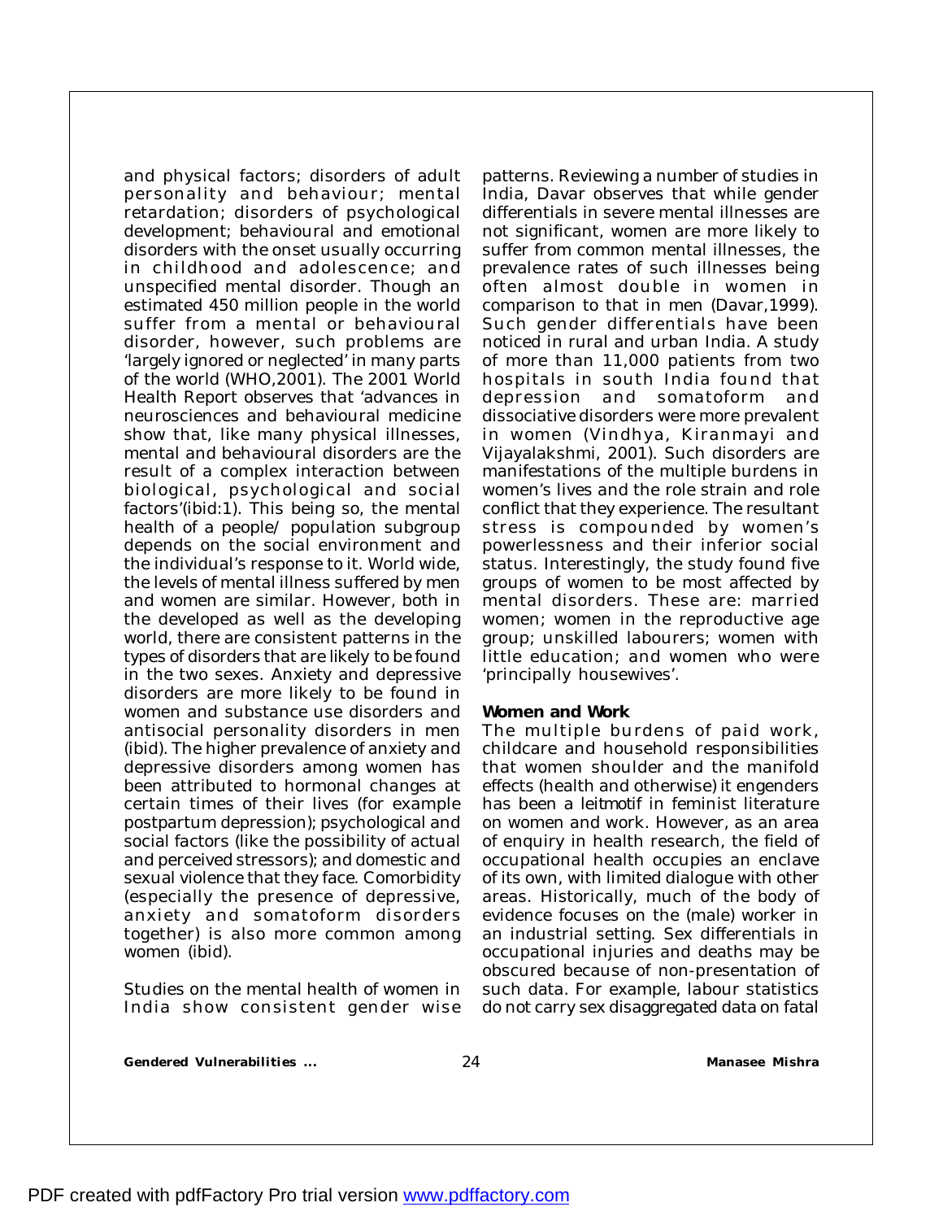and physical factors; disorders of adult personality and behaviour; mental retardation; disorders of psychological development; behavioural and emotional disorders with the onset usually occurring in childhood and adolescence; and unspecified mental disorder. Though an estimated 450 million people in the world suffer from a mental or behavioural disorder, however, such problems are 'largely ignored or neglected' in many parts of the world (WHO,2001). The 2001 World Health Report observes that 'advances in neurosciences and behavioural medicine show that, like many physical illnesses, mental and behavioural disorders are the result of a complex interaction between biological, psychological and social factors'(ibid:1). This being so, the mental health of a people/ population subgroup depends on the social environment and the individual's response to it. World wide, the levels of mental illness suffered by men and women are similar. However, both in the developed as well as the developing world, there are consistent patterns in the types of disorders that are likely to be found in the two sexes. Anxiety and depressive disorders are more likely to be found in women and substance use disorders and antisocial personality disorders in men (ibid). The higher prevalence of anxiety and depressive disorders among women has been attributed to hormonal changes at certain times of their lives (for example postpartum depression); psychological and social factors (like the possibility of actual and perceived stressors); and domestic and sexual violence that they face. Comorbidity (especially the presence of depressive, anxiety and somatoform disorders together) is also more common among women (ibid).

Studies on the mental health of women in India show consistent gender wise patterns. Reviewing a number of studies in India, Davar observes that while gender differentials in severe mental illnesses are not significant, women are more likely to suffer from common mental illnesses, the prevalence rates of such illnesses being often almost double in women in comparison to that in men (Davar,1999). Such gender differentials have been noticed in rural and urban India. A study of more than 11,000 patients from two hospitals in south India found that depression and somatoform and dissociative disorders were more prevalent in women (Vindhya, Kiranmayi and Vijayalakshmi, 2001). Such disorders are manifestations of the multiple burdens in women's lives and the role strain and role conflict that they experience. The resultant stress is compounded by women's powerlessness and their inferior social status. Interestingly, the study found five groups of women to be most affected by mental disorders. These are: married women; women in the reproductive age group; unskilled labourers; women with little education; and women who were 'principally housewives'.

**Women and Work**

The multiple burdens of paid work, childcare and household responsibilities that women shoulder and the manifold effects (health and otherwise) it engenders has been a *leitmotif* in feminist literature on women and work. However, as an area of enquiry in health research, the field of occupational health occupies an enclave of its own, with limited dialogue with other areas. Historically, much of the body of evidence focuses on the (male) worker in an industrial setting. Sex differentials in occupational injuries and deaths may be obscured because of non-presentation of such data. For example, labour statistics do not carry sex disaggregated data on fatal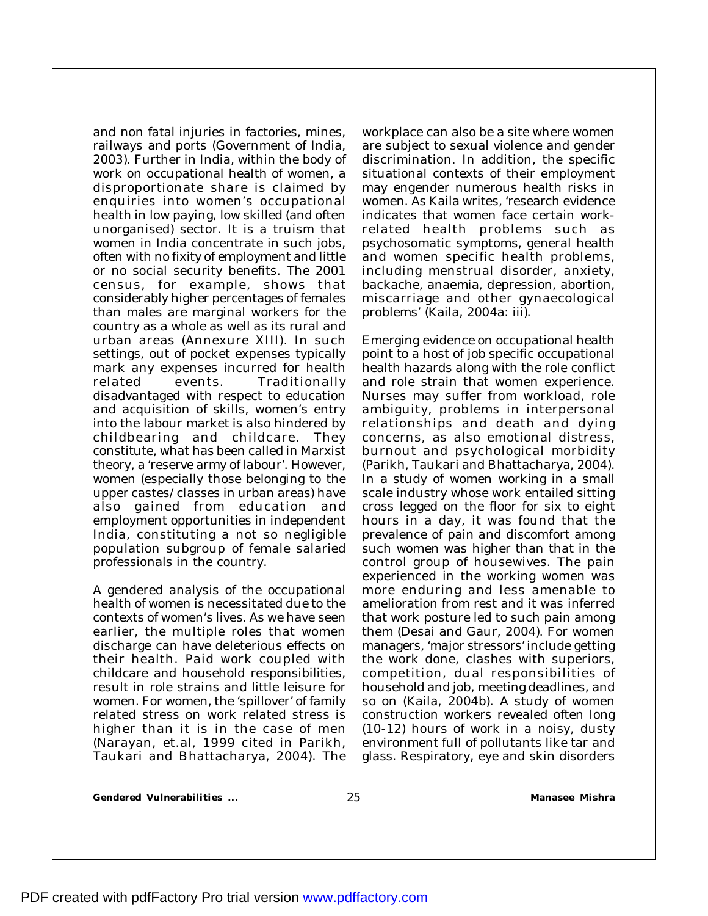and non fatal injuries in factories, mines, railways and ports (Government of India, 2003). Further in India, within the body of work on occupational health of women, a disproportionate share is claimed by enquiries into women's occupational health in low paying, low skilled (and often unorganised) sector. It is a truism that women in India concentrate in such jobs, often with no fixity of employment and little or no social security benefits. The 2001 census, for example, shows that considerably higher percentages of females than males are marginal workers for the country as a whole as well as its rural and urban areas (Annexure XIII). In such settings, out of pocket expenses typically mark any expenses incurred for health related events. Traditionally disadvantaged with respect to education and acquisition of skills, women's entry into the labour market is also hindered by childbearing and childcare. They constitute, what has been called in Marxist theory, a 'reserve army of labour'. However, women (especially those belonging to the upper castes/classes in urban areas) have also gained from education and employment opportunities in independent India, constituting a not so negligible population subgroup of female salaried professionals in the country.

A gendered analysis of the occupational health of women is necessitated due to the contexts of women's lives. As we have seen earlier, the multiple roles that women discharge can have deleterious effects on their health. Paid work coupled with childcare and household responsibilities, result in role strains and little leisure for women. For women, the 'spillover' of family related stress on work related stress is higher than it is in the case of men (Narayan, et.al, 1999 cited in Parikh, Taukari and Bhattacharya, 2004). The workplace can also be a site where women are subject to sexual violence and gender discrimination. In addition, the specific situational contexts of their employment may engender numerous health risks in women. As Kaila writes, 'research evidence indicates that women face certain work-related health problems such as psychosomatic symptoms, general health and women specific health problems, including menstrual disorder, anxiety, backache, anaemia, depression, abortion, miscarriage and other gynaecological problems' (Kaila, 2004a: iii).

Emerging evidence on occupational health point to a host of job specific occupational health hazards along with the role conflict and role strain that women experience. Nurses may suffer from workload, role ambiguity, problems in interpersonal relationships and death and dying concerns, as also emotional distress, burnout and psychological morbidity (Parikh, Taukari and Bhattacharya, 2004). In a study of women working in a small scale industry whose work entailed sitting cross legged on the floor for six to eight hours in a day, it was found that the prevalence of pain and discomfort among such women was higher than that in the control group of housewives. The pain experienced in the working women was more enduring and less amenable to amelioration from rest and it was inferred that work posture led to such pain among them (Desai and Gaur, 2004). For women managers, 'major stressors' include getting the work done, clashes with superiors, competition, dual responsibilities of household and job, meeting deadlines, and so on (Kaila, 2004b). A study of women construction workers revealed often long (10-12) hours of work in a noisy, dusty environment full of pollutants like tar and glass. Respiratory, eye and skin disorders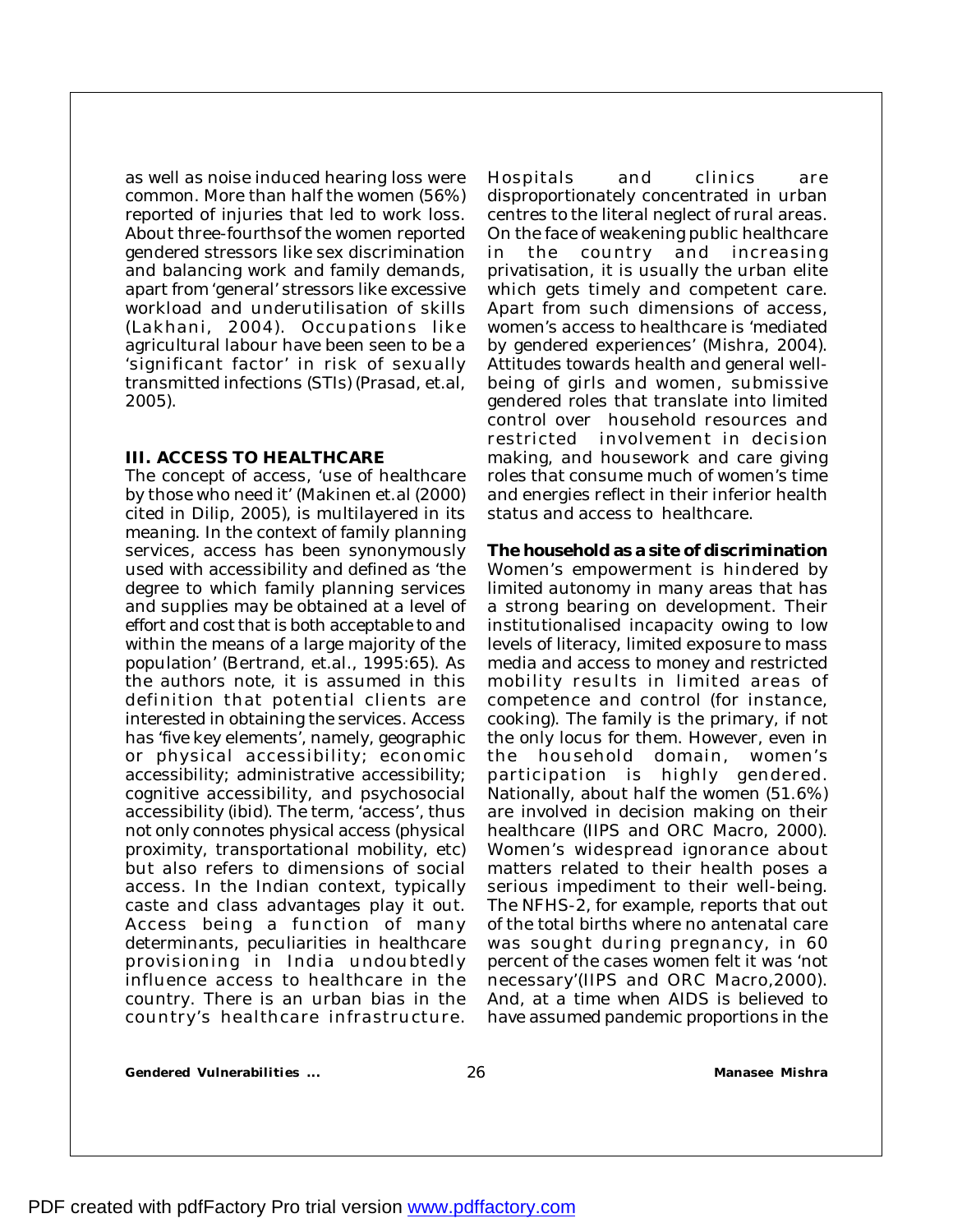as well as noise induced hearing loss were common. More than half the women (56%) reported of injuries that led to work loss. About three-fourthsof the women reported gendered stressors like sex discrimination and balancing work and family demands, apart from 'general' stressors like excessive workload and underutilisation of skills (Lakhani, 2004). Occupations like agricultural labour have been seen to be a 'significant factor' in risk of sexually transmitted infections (STIs) (Prasad, et.al, 2005).

## III. ACCESS TO HEALTHCARE

The concept of access, 'use of healthcare by those who need it' (Makinen et.al (2000) cited in Dilip, 2005), is multilayered in its meaning. In the context of family planning services, access has been synonymously used with accessibility and defined as 'the degree to which family planning services and supplies may be obtained at a level of effort and cost that is both acceptable to and within the means of a large majority of the population' (Bertrand, et.al., 1995:65). As the authors note, it is assumed in this definition that potential clients are interested in obtaining the services. Access has 'five key elements', namely, geographic or physical accessibility; economic accessibility; administrative accessibility; cognitive accessibility, and psychosocial accessibility (ibid). The term, 'access', thus not only connotes physical access (physical proximity, transportational mobility, etc) but also refers to dimensions of social access. In the Indian context, typically caste and class advantages play it out. Access being a function of many determinants, peculiarities in healthcare provisioning in India undoubtedly influence access to healthcare in the country. There is an urban bias in the country's healthcare infrastructure. Hospitals and clinics are disproportionately concentrated in urban centres to the literal neglect of rural areas. On the face of weakening public healthcare in the country and increasing privatisation, it is usually the urban elite which gets timely and competent care. Apart from such dimensions of access, women's access to healthcare is 'mediated by gendered experiences' (Mishra, 2004). Attitudes towards health and general well-being of girls and women, submissive gendered roles that translate into limited control over household resources and restricted involvement in decision making, and housework and care giving roles that consume much of women's time and energies reflect in their inferior health status and access to healthcare.

**The household as a site of discrimination**

Women's empowerment is hindered by limited autonomy in many areas that has a strong bearing on development. Their institutionalised incapacity owing to low levels of literacy, limited exposure to mass media and access to money and restricted mobility results in limited areas of competence and control (for instance, cooking). The family is the primary, if not the only locus for them. However, even in the household domain, women's participation is highly gendered. Nationally, about half the women (51.6%) are involved in decision making on their healthcare (IIPS and ORC Macro, 2000). Women's widespread ignorance about matters related to their health poses a serious impediment to their well-being. The NFHS-2, for example, reports that out of the total births where no antenatal care was sought during pregnancy, in 60 percent of the cases women felt it was 'not necessary'(IIPS and ORC Macro,2000). And, at a time when AIDS is believed to have assumed pandemic proportions in the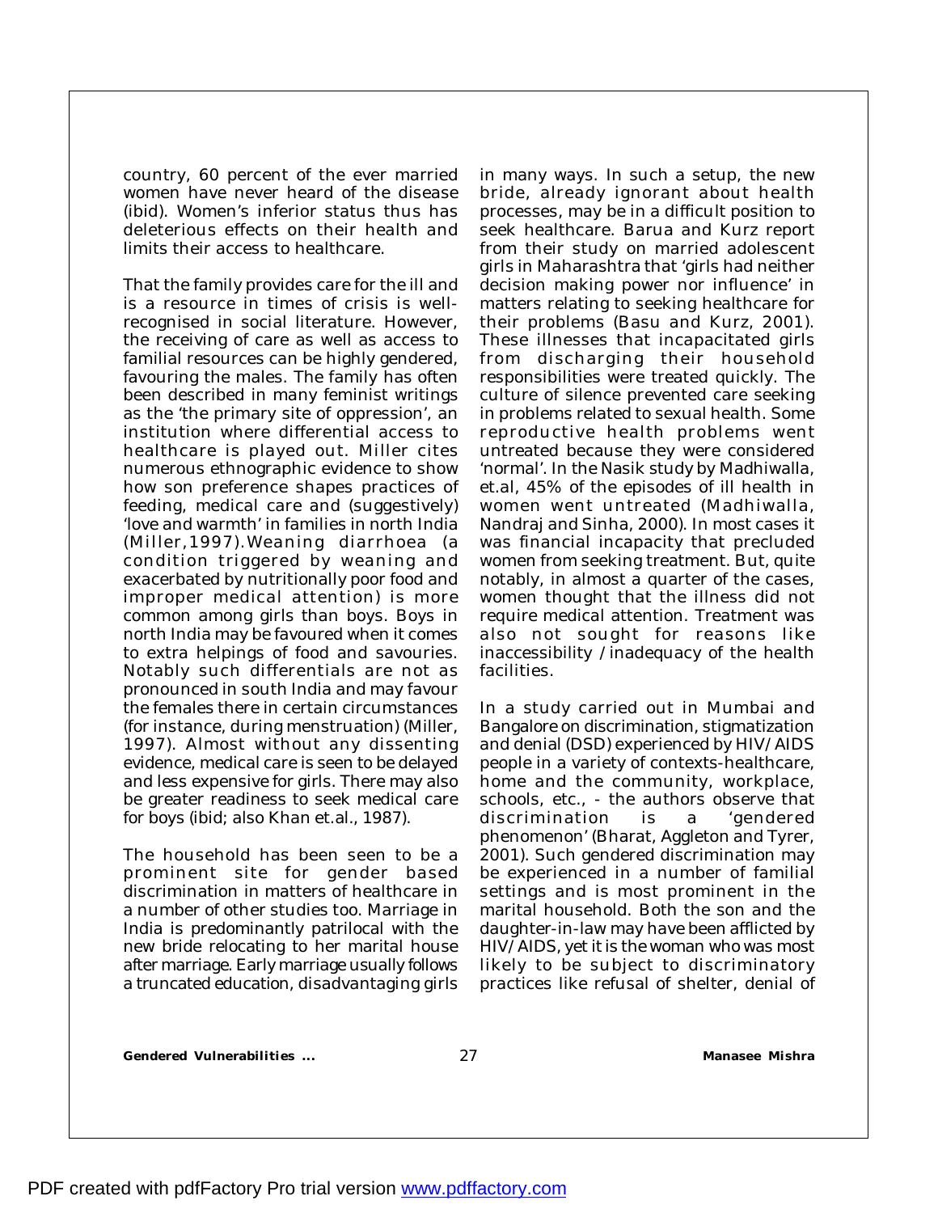country, 60 percent of the ever married women have never heard of the disease (ibid). Women's inferior status thus has deleterious effects on their health and limits their access to healthcare.

That the family provides care for the ill and is a resource in times of crisis is well-recognised in social literature. However, the receiving of care as well as access to familial resources can be highly gendered, favouring the males. The family has often been described in many feminist writings as the 'the primary site of oppression', an institution where differential access to healthcare is played out. Miller cites numerous ethnographic evidence to show how son preference shapes practices of feeding, medical care and (suggestively) 'love and warmth' in families in north India (Miller,1997).Weaning diarrhoea (a condition triggered by weaning and exacerbated by nutritionally poor food and improper medical attention) is more common among girls than boys. Boys in north India may be favoured when it comes to extra helpings of food and savouries. Notably such differentials are not as pronounced in south India and may favour the females there in certain circumstances (for instance, during menstruation) (Miller, 1997). Almost without any dissenting evidence, medical care is seen to be delayed and less expensive for girls. There may also be greater readiness to seek medical care for boys (ibid; also Khan et.al., 1987).

The household has been seen to be a prominent site for gender based discrimination in matters of healthcare in a number of other studies too. Marriage in India is predominantly patrilocal with the new bride relocating to her marital house after marriage. Early marriage usually follows a truncated education, disadvantaging girls in many ways. In such a setup, the new bride, already ignorant about health processes, may be in a difficult position to seek healthcare. Barua and Kurz report from their study on married adolescent girls in Maharashtra that 'girls had neither decision making power nor influence' in matters relating to seeking healthcare for their problems (Basu and Kurz, 2001). These illnesses that incapacitated girls from discharging their household responsibilities were treated quickly. The culture of silence prevented care seeking in problems related to sexual health. Some reproductive health problems went untreated because they were considered 'normal'. In the Nasik study by Madhiwalla, et.al, 45% of the episodes of ill health in women went untreated (Madhiwalla, Nandraj and Sinha, 2000). In most cases it was financial incapacity that precluded women from seeking treatment. But, quite notably, in almost a quarter of the cases, women thought that the illness did not require medical attention. Treatment was also not sought for reasons like inaccessibility /inadequacy of the health facilities.

In a study carried out in Mumbai and Bangalore on discrimination, stigmatization and denial (DSD) experienced by HIV/AIDS people in a variety of contexts-healthcare, home and the community, workplace, schools, etc., - the authors observe that discrimination is a 'gendered phenomenon' (Bharat, Aggleton and Tyrer, 2001). Such gendered discrimination may be experienced in a number of familial settings and is most prominent in the marital household. Both the son and the daughter-in-law may have been afflicted by HIV/AIDS, yet it is the woman who was most likely to be subject to discriminatory practices like refusal of shelter, denial of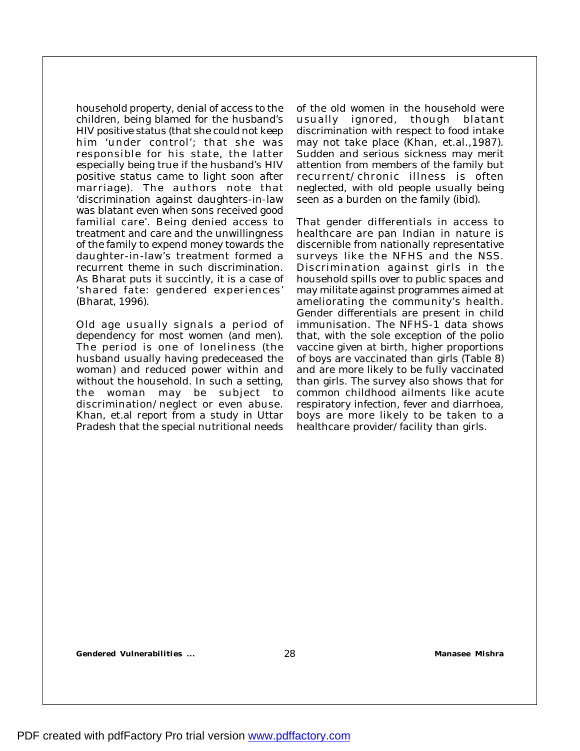household property, denial of access to the children, being blamed for the husband's HIV positive status (that she could not keep him 'under control'; that she was responsible for his state, the latter especially being true if the husband's HIV positive status came to light soon after marriage). The authors note that 'discrimination against daughters-in-law was blatant even when sons received good familial care'. Being denied access to treatment and care and the unwillingness of the family to expend money towards the daughter-in-law's treatment formed a recurrent theme in such discrimination. As Bharat puts it succintly, it is a case of 'shared fate: gendered experiences' (Bharat, 1996).

Old age usually signals a period of dependency for most women (and men). The period is one of loneliness (the husband usually having predeceased the woman) and reduced power within and without the household. In such a setting, the woman may be subject to discrimination/neglect or even abuse. Khan, et.al report from a study in Uttar Pradesh that the special nutritional needs of the old women in the household were usually ignored, though blatant discrimination with respect to food intake may not take place (Khan, et.al.,1987). Sudden and serious sickness may merit attention from members of the family but recurrent/chronic illness is often neglected, with old people usually being seen as a burden on the family (ibid).

That gender differentials in access to healthcare are pan Indian in nature is discernible from nationally representative surveys like the NFHS and the NSS. Discrimination against girls in the household spills over to public spaces and may militate against programmes aimed at ameliorating the community's health. Gender differentials are present in child immunisation. The NFHS-1 data shows that, with the sole exception of the polio vaccine given at birth, higher proportions of boys are vaccinated than girls (Table 8) and are more likely to be fully vaccinated than girls. The survey also shows that for common childhood ailments like acute respiratory infection, fever and diarrhoea, boys are more likely to be taken to a healthcare provider/facility than girls.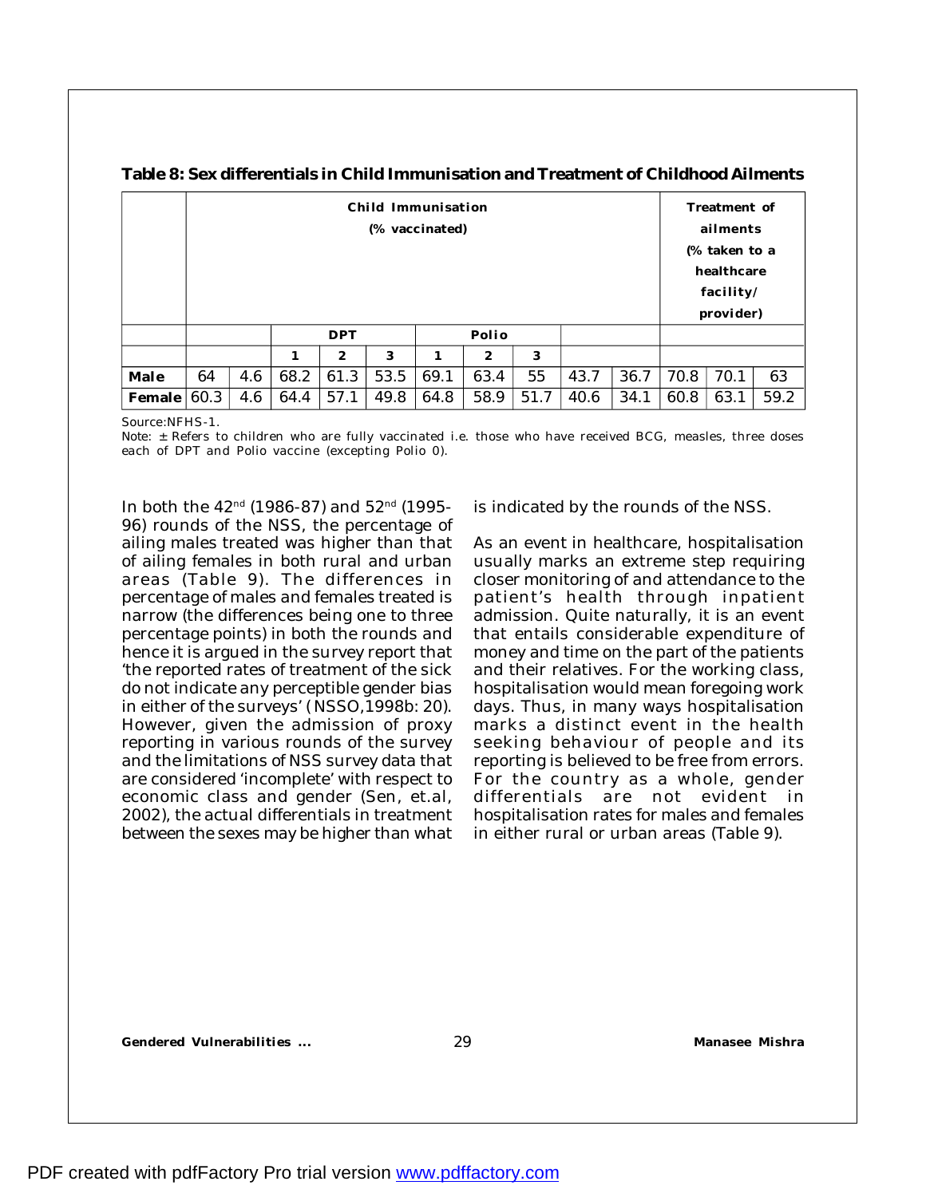**Table 8: Sex differentials in Child Immunisation and Treatment of Childhood Ailments**

| | Child Immunisation (% vaccinated) | | | | | | | | | | Treatment of ailments (% taken to a healthcare facility/ provider) | | |
|---|---|---|---|---|---|---|---|---|---|---|---|---|---|
| | | | DPT | | | Polio | | | | | | | |
| | | | 1 | 2 | 3 | 1 | 2 | 3 | | | | | |
| **Male** | 64 | 4.6 | 68.2 | 61.3 | 53.5 | 69.1 | 63.4 | 55 | 43.7 | 36.7 | 70.8 | 70.1 | 63 |
| **Female** | 60.3 | 4.6 | 64.4 | 57.1 | 49.8 | 64.8 | 58.9 | 51.7 | 40.6 | 34.1 | 60.8 | 63.1 | 59.2 |

Source:NFHS-1.

Note: ± Refers to children who are fully vaccinated i.e. those who have received BCG, measles, three doses each of DPT and Polio vaccine (excepting Polio 0).

In both the 42nd (1986-87) and 52nd (1995-96) rounds of the NSS, the percentage of ailing males treated was higher than that of ailing females in both rural and urban areas (Table 9). The differences in percentage of males and females treated is narrow (the differences being one to three percentage points) in both the rounds and hence it is argued in the survey report that 'the reported rates of treatment of the sick do not indicate any perceptible gender bias in either of the surveys' (NSSO,1998b: 20). However, given the admission of proxy reporting in various rounds of the survey and the limitations of NSS survey data that are considered 'incomplete' with respect to economic class and gender (Sen, et.al, 2002), the actual differentials in treatment between the sexes may be higher than what is indicated by the rounds of the NSS.

As an event in healthcare, hospitalisation usually marks an extreme step requiring closer monitoring of and attendance to the patient's health through inpatient admission. Quite naturally, it is an event that entails considerable expenditure of money and time on the part of the patients and their relatives. For the working class, hospitalisation would mean foregoing work days. Thus, in many ways hospitalisation marks a distinct event in the health seeking behaviour of people and its reporting is believed to be free from errors. For the country as a whole, gender differentials are not evident in hospitalisation rates for males and females in either rural or urban areas (Table 9).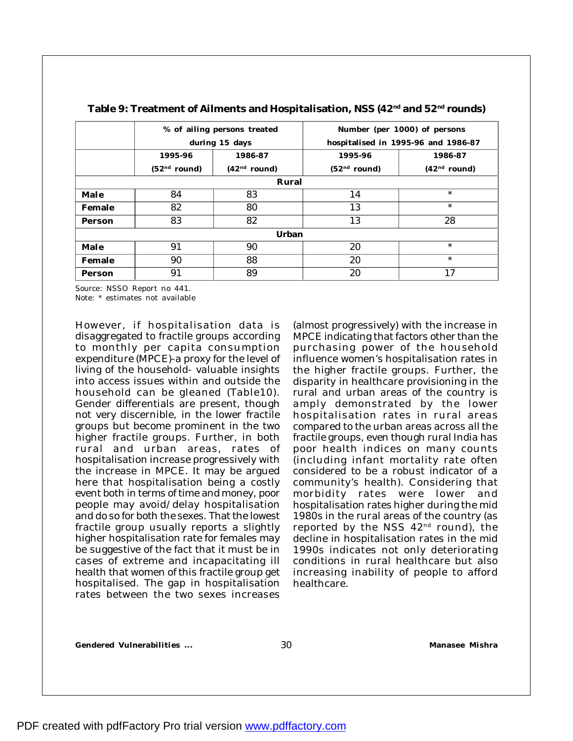**Table 9: Treatment of Ailments and Hospitalisation, NSS (42nd and 52nd rounds)**

| | % of ailing persons treated during 15 days | | Number (per 1000) of persons hospitalised in 1995-96 and 1986-87 | |
|---|---|---|---|---|
| | 1995-96 (52nd round) | 1986-87 (42nd round) | 1995-96 (52nd round) | 1986-87 (42nd round) |
| **Rural** | | | | |
| **Male** | 84 | 83 | 14 | * |
| **Female** | 82 | 80 | 13 | * |
| **Person** | 83 | 82 | 13 | 28 |
| **Urban** | | | | |
| **Male** | 91 | 90 | 20 | * |
| **Female** | 90 | 88 | 20 | * |
| **Person** | 91 | 89 | 20 | 17 |

Source: NSSO Report no 441.
Note: * estimates not available

However, if hospitalisation data is disaggregated to fractile groups according to monthly per capita consumption expenditure (MPCE)-a proxy for the level of living of the household- valuable insights into access issues within and outside the household can be gleaned (Table10). Gender differentials are present, though not very discernible, in the lower fractile groups but become prominent in the two higher fractile groups. Further, in both rural and urban areas, rates of hospitalisation increase progressively with the increase in MPCE. It may be argued here that hospitalisation being a costly event both in terms of time and money, poor people may avoid/delay hospitalisation and do so for both the sexes. That the lowest fractile group usually reports a slightly higher hospitalisation rate for females may be suggestive of the fact that it must be in cases of extreme and incapacitating ill health that women of this fractile group get hospitalised. The gap in hospitalisation rates between the two sexes increases (almost progressively) with the increase in MPCE indicating that factors other than the purchasing power of the household influence women's hospitalisation rates in the higher fractile groups. Further, the disparity in healthcare provisioning in the rural and urban areas of the country is amply demonstrated by the lower hospitalisation rates in rural areas compared to the urban areas across all the fractile groups, even though rural India has poor health indices on many counts (including infant mortality rate often considered to be a robust indicator of a community's health). Considering that morbidity rates were lower and hospitalisation rates higher during the mid 1980s in the rural areas of the country (as reported by the NSS 42nd round), the decline in hospitalisation rates in the mid 1990s indicates not only deteriorating conditions in rural healthcare but also increasing inability of people to afford healthcare.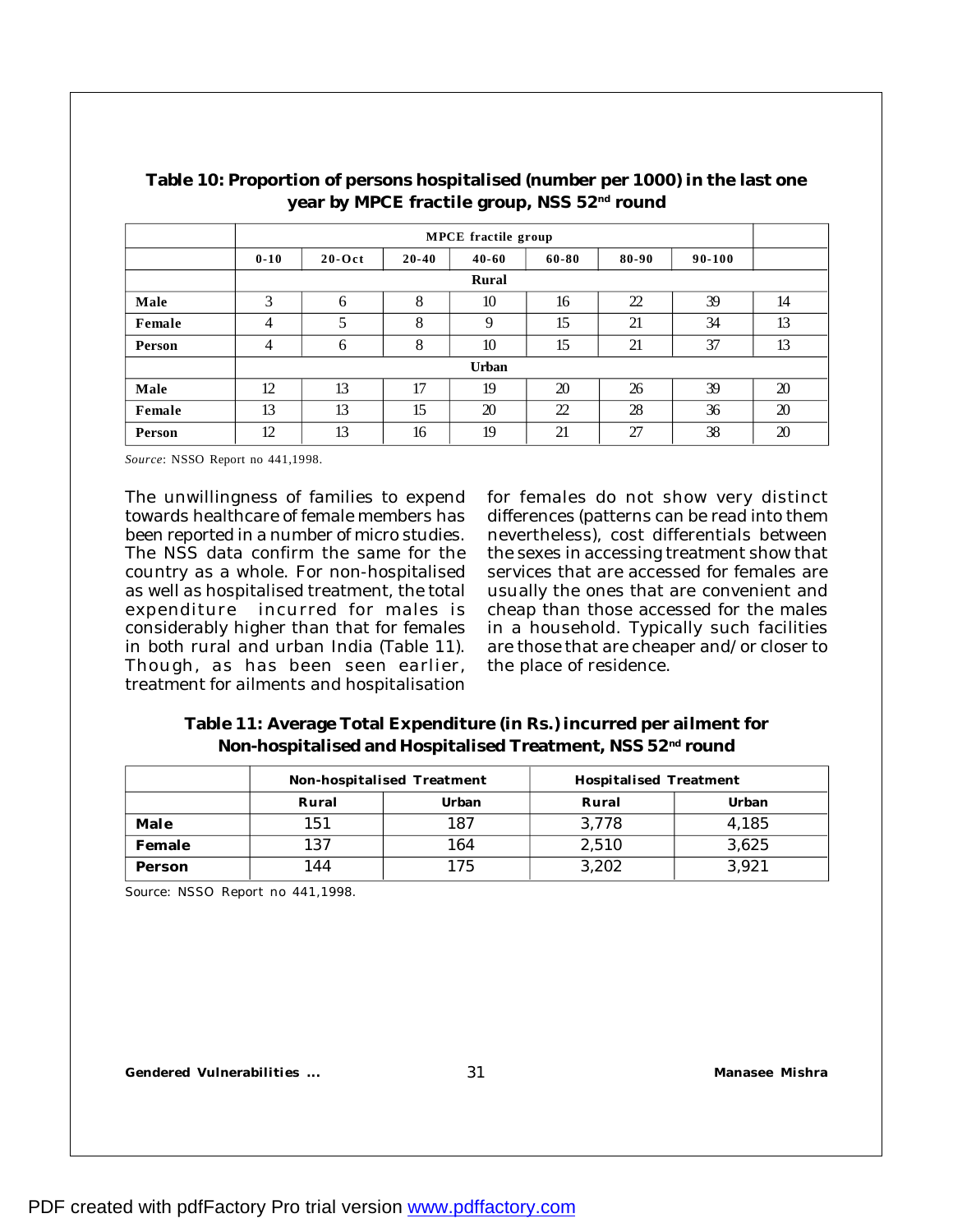**Table 10: Proportion of persons hospitalised (number per 1000) in the last one year by MPCE fractile group, NSS 52nd round**

| | MPCE fractile group | | | | | | | |
|---|---|---|---|---|---|---|---|---|
| | 0-10 | 20-Oct | 20-40 | 40-60 | 60-80 | 80-90 | 90-100 | |
| | Rural | | | | | | | |
| **Male** | 3 | 6 | 8 | 10 | 16 | 22 | 39 | 14 |
| **Female** | 4 | 5 | 8 | 9 | 15 | 21 | 34 | 13 |
| **Person** | 4 | 6 | 8 | 10 | 15 | 21 | 37 | 13 |
| | Urban | | | | | | | |
| **Male** | 12 | 13 | 17 | 19 | 20 | 26 | 39 | 20 |
| **Female** | 13 | 13 | 15 | 20 | 22 | 28 | 36 | 20 |
| **Person** | 12 | 13 | 16 | 19 | 21 | 27 | 38 | 20 |

*Source*: NSSO Report no 441,1998.

The unwillingness of families to expend towards healthcare of female members has been reported in a number of micro studies. The NSS data confirm the same for the country as a whole. For non-hospitalised as well as hospitalised treatment, the total expenditure incurred for males is considerably higher than that for females in both rural and urban India (Table 11). Though, as has been seen earlier, treatment for ailments and hospitalisation for females do not show very distinct differences (patterns can be read into them nevertheless), cost differentials between the sexes in accessing treatment show that services that are accessed for females are usually the ones that are convenient and cheap than those accessed for the males in a household. Typically such facilities are those that are cheaper and/ or closer to the place of residence.

**Table 11: Average Total Expenditure (in Rs.) incurred per ailment for Non-hospitalised and Hospitalised Treatment, NSS 52nd round**

| | Non-hospitalised Treatment | | Hospitalised Treatment | |
|---|---|---|---|---|
| | Rural | Urban | Rural | Urban |
| **Male** | 151 | 187 | 3,778 | 4,185 |
| **Female** | 137 | 164 | 2,510 | 3,625 |
| **Person** | 144 | 175 | 3,202 | 3,921 |

Source: NSSO Report no 441,1998.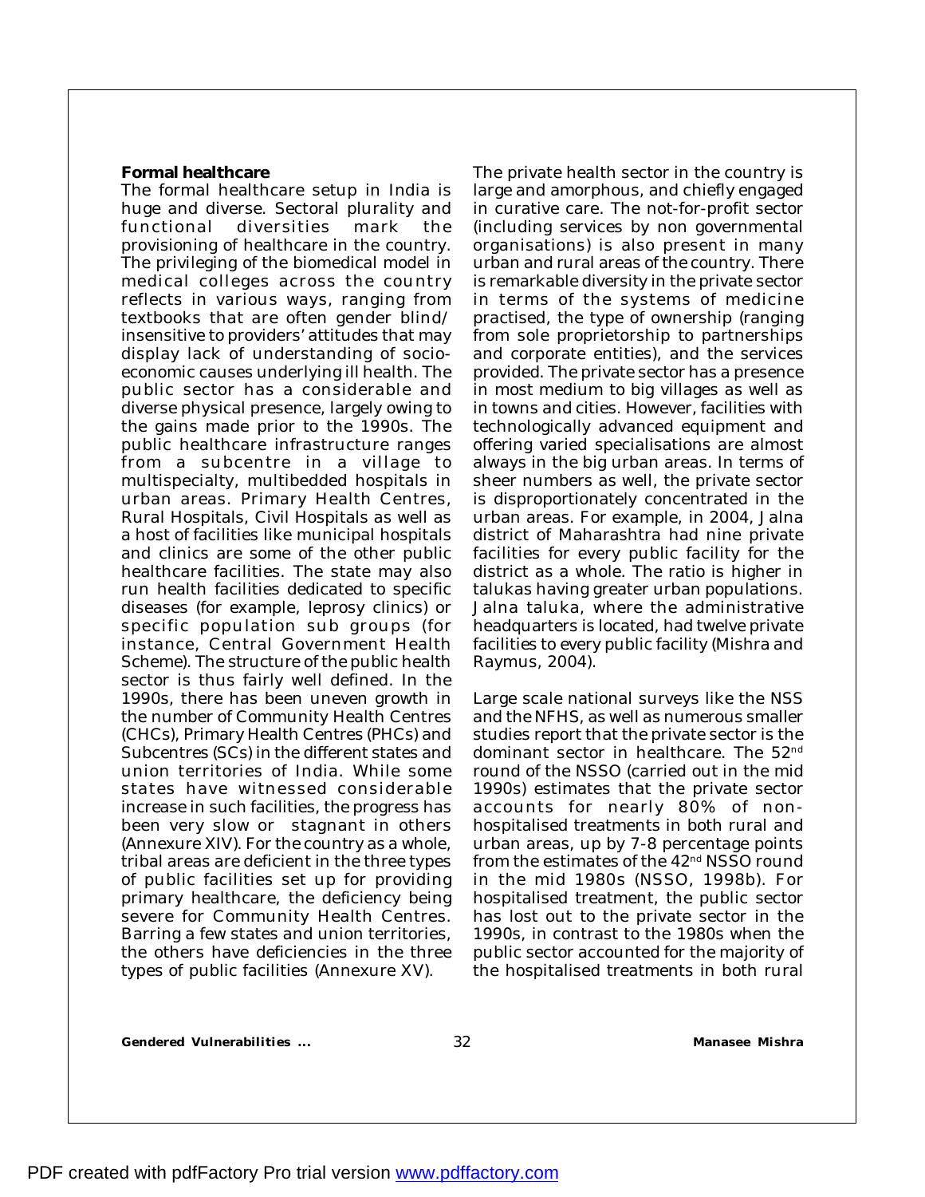**Formal healthcare**

The formal healthcare setup in India is huge and diverse. Sectoral plurality and functional diversities mark the provisioning of healthcare in the country. The privileging of the biomedical model in medical colleges across the country reflects in various ways, ranging from textbooks that are often gender blind/ insensitive to providers' attitudes that may display lack of understanding of socio-economic causes underlying ill health. The public sector has a considerable and diverse physical presence, largely owing to the gains made prior to the 1990s. The public healthcare infrastructure ranges from a subcentre in a village to multispecialty, multibedded hospitals in urban areas. Primary Health Centres, Rural Hospitals, Civil Hospitals as well as a host of facilities like municipal hospitals and clinics are some of the other public healthcare facilities. The state may also run health facilities dedicated to specific diseases (for example, leprosy clinics) or specific population sub groups (for instance, Central Government Health Scheme). The structure of the public health sector is thus fairly well defined. In the 1990s, there has been uneven growth in the number of Community Health Centres (CHCs), Primary Health Centres (PHCs) and Subcentres (SCs) in the different states and union territories of India. While some states have witnessed considerable increase in such facilities, the progress has been very slow or stagnant in others (Annexure XIV). For the country as a whole, tribal areas are deficient in the three types of public facilities set up for providing primary healthcare, the deficiency being severe for Community Health Centres. Barring a few states and union territories, the others have deficiencies in the three types of public facilities (Annexure XV).

The private health sector in the country is large and amorphous, and chiefly engaged in curative care. The not-for-profit sector (including services by non governmental organisations) is also present in many urban and rural areas of the country. There is remarkable diversity in the private sector in terms of the systems of medicine practised, the type of ownership (ranging from sole proprietorship to partnerships and corporate entities), and the services provided. The private sector has a presence in most medium to big villages as well as in towns and cities. However, facilities with technologically advanced equipment and offering varied specialisations are almost always in the big urban areas. In terms of sheer numbers as well, the private sector is disproportionately concentrated in the urban areas. For example, in 2004, Jalna district of Maharashtra had nine private facilities for every public facility for the district as a whole. The ratio is higher in talukas having greater urban populations. Jalna taluka, where the administrative headquarters is located, had twelve private facilities to every public facility (Mishra and Raymus, 2004).

Large scale national surveys like the NSS and the NFHS, as well as numerous smaller studies report that the private sector is the dominant sector in healthcare. The 52nd round of the NSSO (carried out in the mid 1990s) estimates that the private sector accounts for nearly 80% of non-hospitalised treatments in both rural and urban areas, up by 7-8 percentage points from the estimates of the 42nd NSSO round in the mid 1980s (NSSO, 1998b). For hospitalised treatment, the public sector has lost out to the private sector in the 1990s, in contrast to the 1980s when the public sector accounted for the majority of the hospitalised treatments in both rural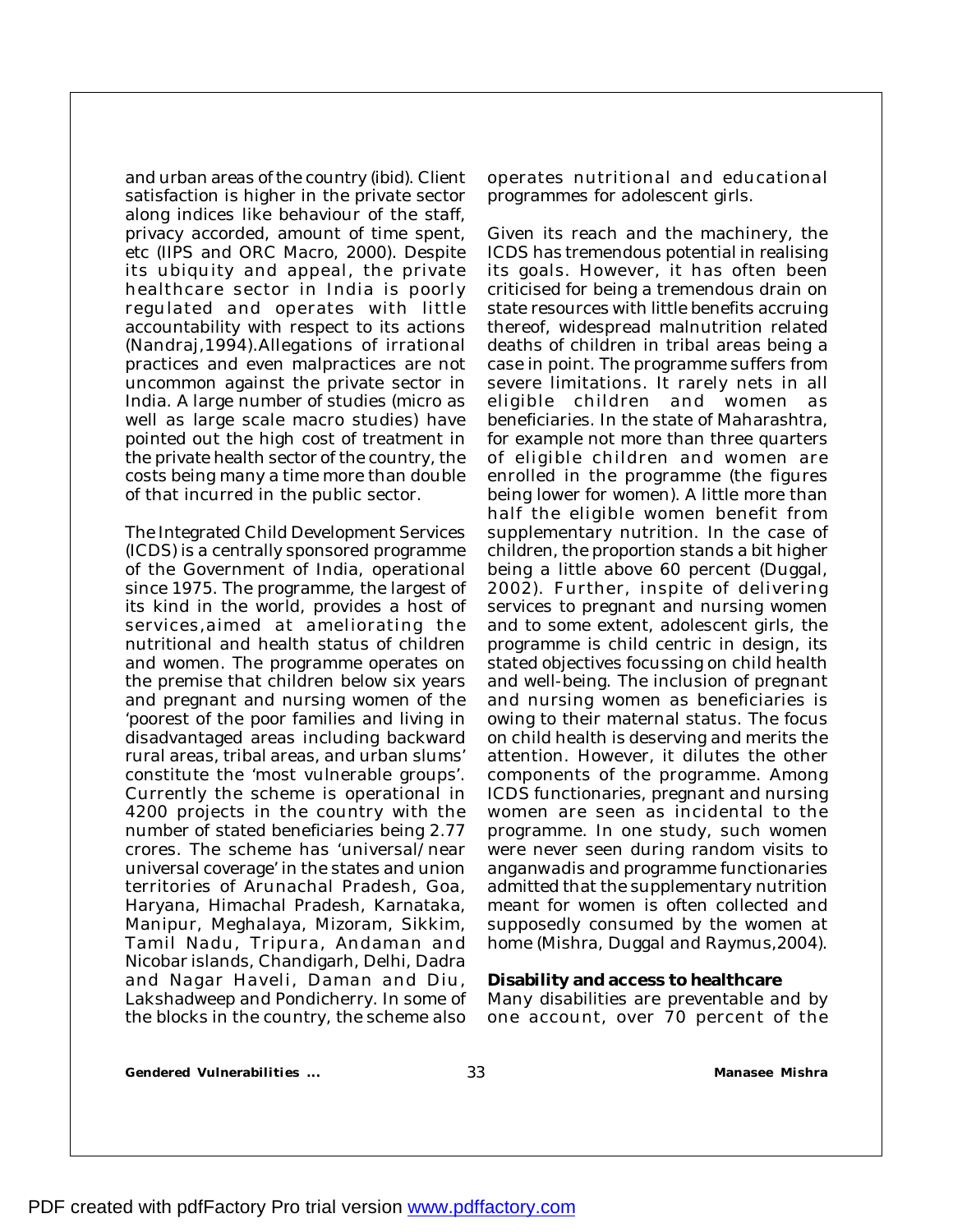and urban areas of the country (ibid). Client satisfaction is higher in the private sector along indices like behaviour of the staff, privacy accorded, amount of time spent, etc (IIPS and ORC Macro, 2000). Despite its ubiquity and appeal, the private healthcare sector in India is poorly regulated and operates with little accountability with respect to its actions (Nandraj,1994).Allegations of irrational practices and even malpractices are not uncommon against the private sector in India. A large number of studies (micro as well as large scale macro studies) have pointed out the high cost of treatment in the private health sector of the country, the costs being many a time more than double of that incurred in the public sector.

The Integrated Child Development Services (ICDS) is a centrally sponsored programme of the Government of India, operational since 1975. The programme, the largest of its kind in the world, provides a host of services,aimed at ameliorating the nutritional and health status of children and women. The programme operates on the premise that children below six years and pregnant and nursing women of the 'poorest of the poor families and living in disadvantaged areas including backward rural areas, tribal areas, and urban slums' constitute the 'most vulnerable groups'. Currently the scheme is operational in 4200 projects in the country with the number of stated beneficiaries being 2.77 crores. The scheme has 'universal/near universal coverage' in the states and union territories of Arunachal Pradesh, Goa, Haryana, Himachal Pradesh, Karnataka, Manipur, Meghalaya, Mizoram, Sikkim, Tamil Nadu, Tripura, Andaman and Nicobar islands, Chandigarh, Delhi, Dadra and Nagar Haveli, Daman and Diu, Lakshadweep and Pondicherry. In some of the blocks in the country, the scheme also operates nutritional and educational programmes for adolescent girls.

Given its reach and the machinery, the ICDS has tremendous potential in realising its goals. However, it has often been criticised for being a tremendous drain on state resources with little benefits accruing thereof, widespread malnutrition related deaths of children in tribal areas being a case in point. The programme suffers from severe limitations. It rarely nets in all eligible children and women as beneficiaries. In the state of Maharashtra, for example not more than three quarters of eligible children and women are enrolled in the programme (the figures being lower for women). A little more than half the eligible women benefit from supplementary nutrition. In the case of children, the proportion stands a bit higher being a little above 60 percent (Duggal, 2002). Further, inspite of delivering services to pregnant and nursing women and to some extent, adolescent girls, the programme is child centric in design, its stated objectives focussing on child health and well-being. The inclusion of pregnant and nursing women as beneficiaries is owing to their maternal status. The focus on child health is deserving and merits the attention. However, it dilutes the other components of the programme. Among ICDS functionaries, pregnant and nursing women are seen as incidental to the programme. In one study, such women were never seen during random visits to anganwadis and programme functionaries admitted that the supplementary nutrition meant for women is often collected and supposedly consumed by the women at home (Mishra, Duggal and Raymus,2004).

**Disability and access to healthcare**

Many disabilities are preventable and by one account, over 70 percent of the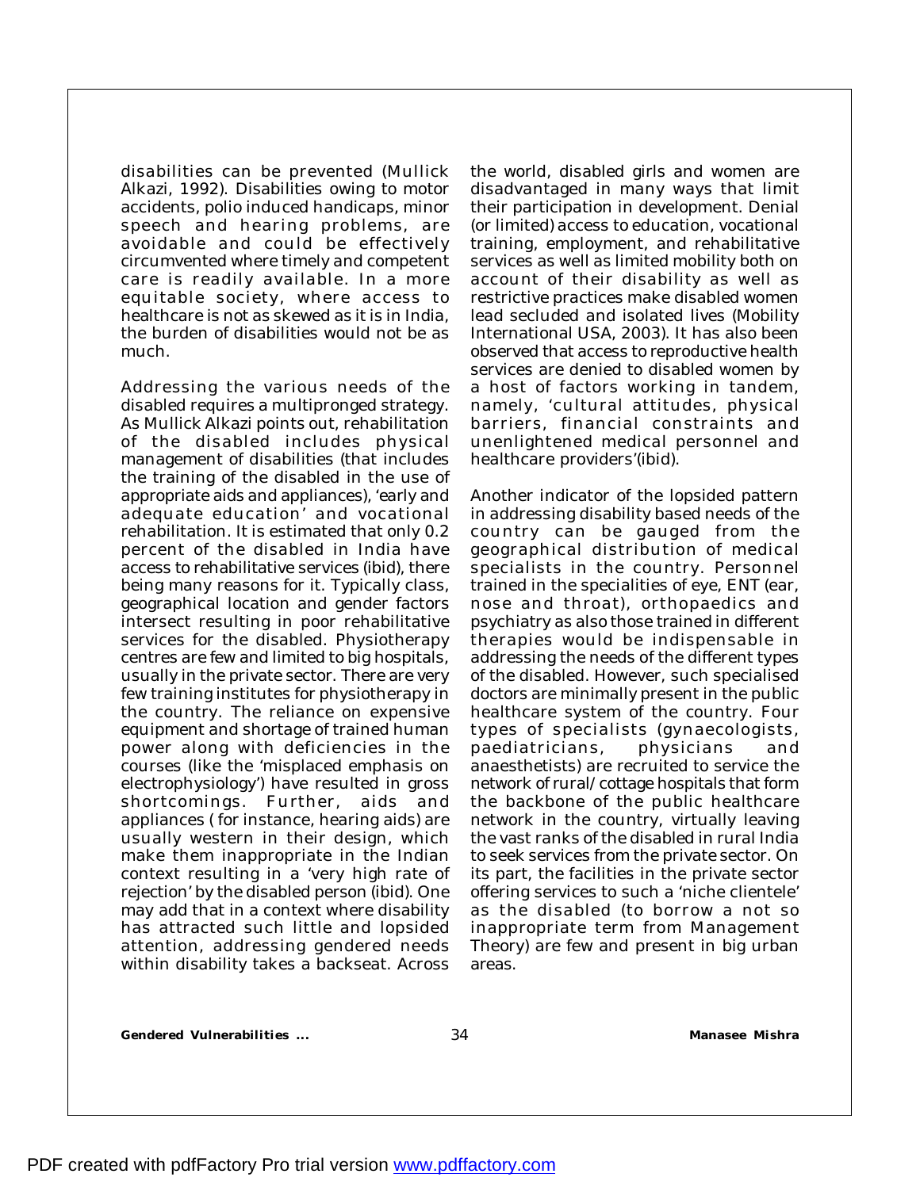disabilities can be prevented (Mullick Alkazi, 1992). Disabilities owing to motor accidents, polio induced handicaps, minor speech and hearing problems, are avoidable and could be effectively circumvented where timely and competent care is readily available. In a more equitable society, where access to healthcare is not as skewed as it is in India, the burden of disabilities would not be as much.

Addressing the various needs of the disabled requires a multipronged strategy. As Mullick Alkazi points out, rehabilitation of the disabled includes physical management of disabilities (that includes the training of the disabled in the use of appropriate aids and appliances), 'early and adequate education' and vocational rehabilitation. It is estimated that only 0.2 percent of the disabled in India have access to rehabilitative services (ibid), there being many reasons for it. Typically class, geographical location and gender factors intersect resulting in poor rehabilitative services for the disabled. Physiotherapy centres are few and limited to big hospitals, usually in the private sector. There are very few training institutes for physiotherapy in the country. The reliance on expensive equipment and shortage of trained human power along with deficiencies in the courses (like the 'misplaced emphasis on electrophysiology') have resulted in gross shortcomings. Further, aids and appliances ( for instance, hearing aids) are usually western in their design, which make them inappropriate in the Indian context resulting in a 'very high rate of rejection' by the disabled person (ibid). One may add that in a context where disability has attracted such little and lopsided attention, addressing gendered needs within disability takes a backseat. Across the world, disabled girls and women are disadvantaged in many ways that limit their participation in development. Denial (or limited) access to education, vocational training, employment, and rehabilitative services as well as limited mobility both on account of their disability as well as restrictive practices make disabled women lead secluded and isolated lives (Mobility International USA, 2003). It has also been observed that access to reproductive health services are denied to disabled women by a host of factors working in tandem, namely, 'cultural attitudes, physical barriers, financial constraints and unenlightened medical personnel and healthcare providers'(ibid).

Another indicator of the lopsided pattern in addressing disability based needs of the country can be gauged from the geographical distribution of medical specialists in the country. Personnel trained in the specialities of eye, ENT (ear, nose and throat), orthopaedics and psychiatry as also those trained in different therapies would be indispensable in addressing the needs of the different types of the disabled. However, such specialised doctors are minimally present in the public healthcare system of the country. Four types of specialists (gynaecologists, paediatricians, physicians and anaesthetists) are recruited to service the network of rural/cottage hospitals that form the backbone of the public healthcare network in the country, virtually leaving the vast ranks of the disabled in rural India to seek services from the private sector. On its part, the facilities in the private sector offering services to such a 'niche clientele' as the disabled (to borrow a not so inappropriate term from Management Theory) are few and present in big urban areas.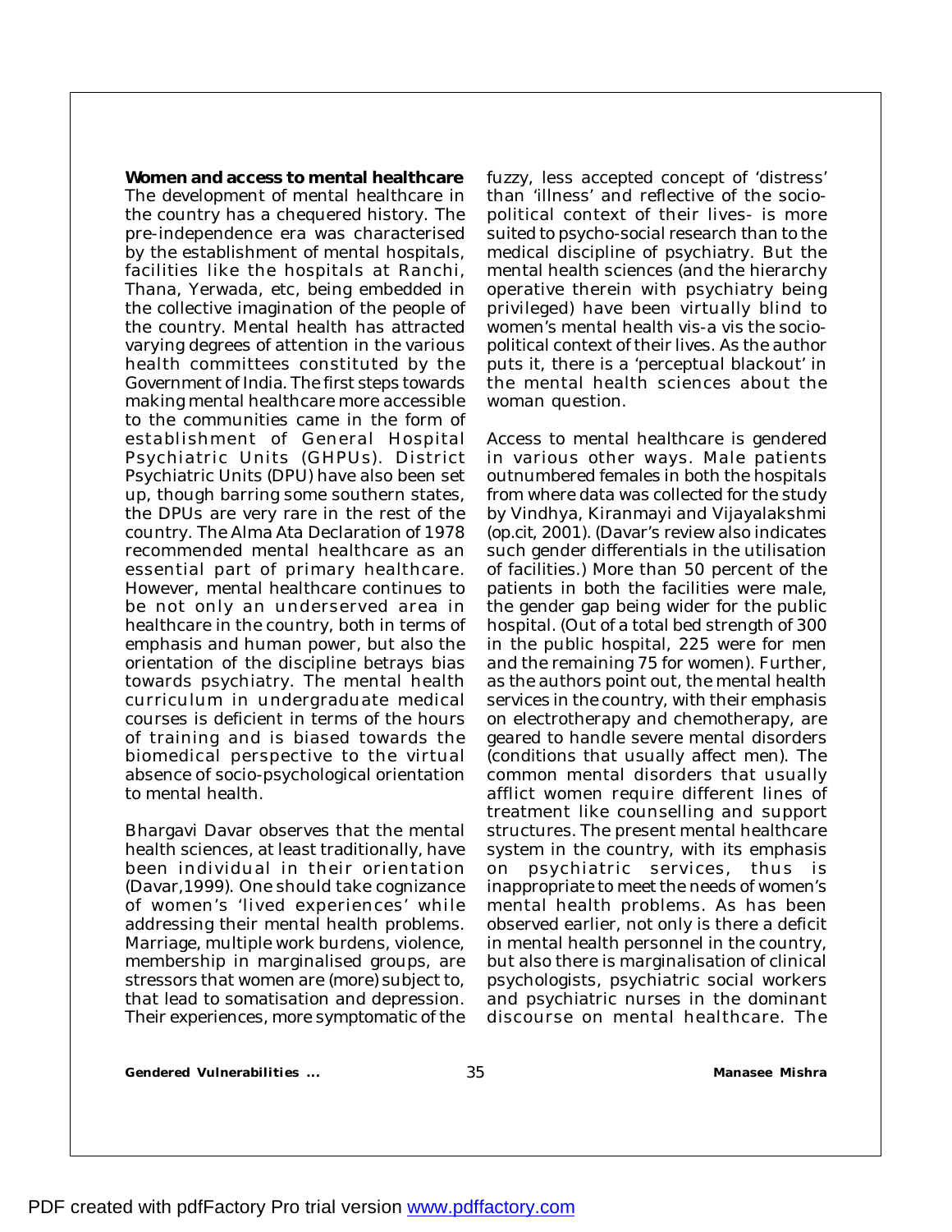**Women and access to mental healthcare**

The development of mental healthcare in the country has a chequered history. The pre-independence era was characterised by the establishment of mental hospitals, facilities like the hospitals at Ranchi, Thana, Yerwada, etc, being embedded in the collective imagination of the people of the country. Mental health has attracted varying degrees of attention in the various health committees constituted by the Government of India. The first steps towards making mental healthcare more accessible to the communities came in the form of establishment of General Hospital Psychiatric Units (GHPUs). District Psychiatric Units (DPU) have also been set up, though barring some southern states, the DPUs are very rare in the rest of the country. The Alma Ata Declaration of 1978 recommended mental healthcare as an essential part of primary healthcare. However, mental healthcare continues to be not only an underserved area in healthcare in the country, both in terms of emphasis and human power, but also the orientation of the discipline betrays bias towards psychiatry. The mental health curriculum in undergraduate medical courses is deficient in terms of the hours of training and is biased towards the biomedical perspective to the virtual absence of socio-psychological orientation to mental health.

Bhargavi Davar observes that the mental health sciences, at least traditionally, have been individual in their orientation (Davar,1999). One should take cognizance of women's 'lived experiences' while addressing their mental health problems. Marriage, multiple work burdens, violence, membership in marginalised groups, are stressors that women are (more) subject to, that lead to somatisation and depression. Their experiences, more symptomatic of the fuzzy, less accepted concept of 'distress' than 'illness' and reflective of the socio-political context of their lives- is more suited to psycho-social research than to the medical discipline of psychiatry. But the mental health sciences (and the hierarchy operative therein with psychiatry being privileged) have been virtually blind to women's mental health vis-a vis the socio-political context of their lives. As the author puts it, there is a 'perceptual blackout' in the mental health sciences about the woman question.

Access to mental healthcare is gendered in various other ways. Male patients outnumbered females in both the hospitals from where data was collected for the study by Vindhya, Kiranmayi and Vijayalakshmi (op.cit, 2001). (Davar's review also indicates such gender differentials in the utilisation of facilities.) More than 50 percent of the patients in both the facilities were male, the gender gap being wider for the public hospital. (Out of a total bed strength of 300 in the public hospital, 225 were for men and the remaining 75 for women). Further, as the authors point out, the mental health services in the country, with their emphasis on electrotherapy and chemotherapy, are geared to handle severe mental disorders (conditions that usually affect men). The common mental disorders that usually afflict women require different lines of treatment like counselling and support structures. The present mental healthcare system in the country, with its emphasis on psychiatric services, thus is inappropriate to meet the needs of women's mental health problems. As has been observed earlier, not only is there a deficit in mental health personnel in the country, but also there is marginalisation of clinical psychologists, psychiatric social workers and psychiatric nurses in the dominant discourse on mental healthcare. The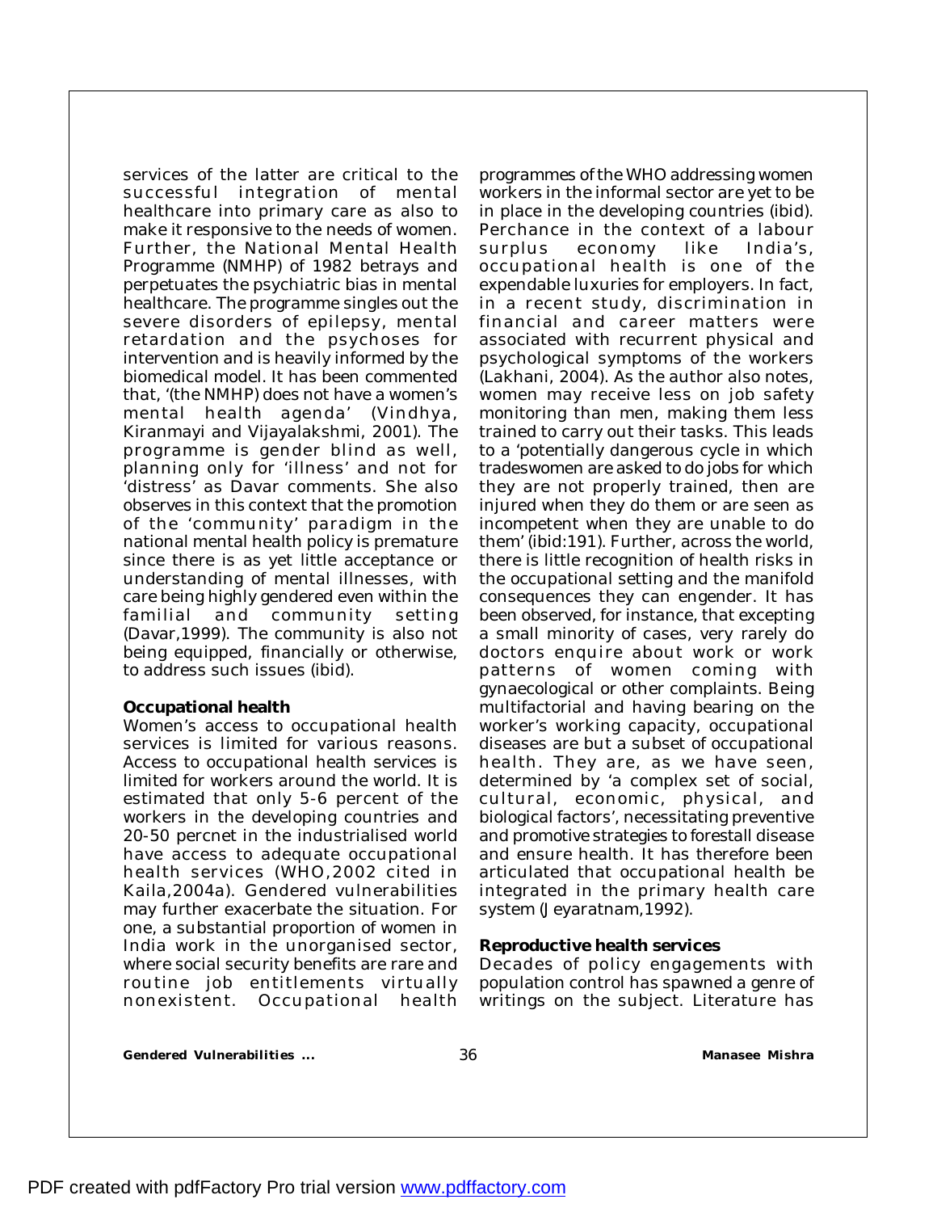services of the latter are critical to the successful integration of mental healthcare into primary care as also to make it responsive to the needs of women. Further, the National Mental Health Programme (NMHP) of 1982 betrays and perpetuates the psychiatric bias in mental healthcare. The programme singles out the severe disorders of epilepsy, mental retardation and the psychoses for intervention and is heavily informed by the biomedical model. It has been commented that, '(the NMHP) does not have a women's mental health agenda' (Vindhya, Kiranmayi and Vijayalakshmi, 2001). The programme is gender blind as well, planning only for 'illness' and not for 'distress' as Davar comments. She also observes in this context that the promotion of the 'community' paradigm in the national mental health policy is premature since there is as yet little acceptance or understanding of mental illnesses, with care being highly gendered even within the familial and community setting (Davar,1999). The community is also not being equipped, financially or otherwise, to address such issues (ibid).

**Occupational health**

Women's access to occupational health services is limited for various reasons. Access to occupational health services is limited for workers around the world. It is estimated that only 5-6 percent of the workers in the developing countries and 20-50 percnet in the industrialised world have access to adequate occupational health services (WHO,2002 cited in Kaila,2004a). Gendered vulnerabilities may further exacerbate the situation. For one, a substantial proportion of women in India work in the unorganised sector, where social security benefits are rare and routine job entitlements virtually nonexistent. Occupational health programmes of the WHO addressing women workers in the informal sector are yet to be in place in the developing countries (ibid). Perchance in the context of a labour surplus economy like India's, occupational health is one of the expendable luxuries for employers. In fact, in a recent study, discrimination in financial and career matters were associated with recurrent physical and psychological symptoms of the workers (Lakhani, 2004). As the author also notes, women may receive less on job safety monitoring than men, making them less trained to carry out their tasks. This leads to a 'potentially dangerous cycle in which tradeswomen are asked to do jobs for which they are not properly trained, then are injured when they do them or are seen as incompetent when they are unable to do them' (ibid:191). Further, across the world, there is little recognition of health risks in the occupational setting and the manifold consequences they can engender. It has been observed, for instance, that excepting a small minority of cases, very rarely do doctors enquire about work or work patterns of women coming with gynaecological or other complaints. Being multifactorial and having bearing on the worker's working capacity, occupational diseases are but a subset of occupational health. They are, as we have seen, determined by 'a complex set of social, cultural, economic, physical, and biological factors', necessitating preventive and promotive strategies to forestall disease and ensure health. It has therefore been articulated that occupational health be integrated in the primary health care system (Jeyaratnam,1992).

**Reproductive health services**

Decades of policy engagements with population control has spawned a genre of writings on the subject. Literature has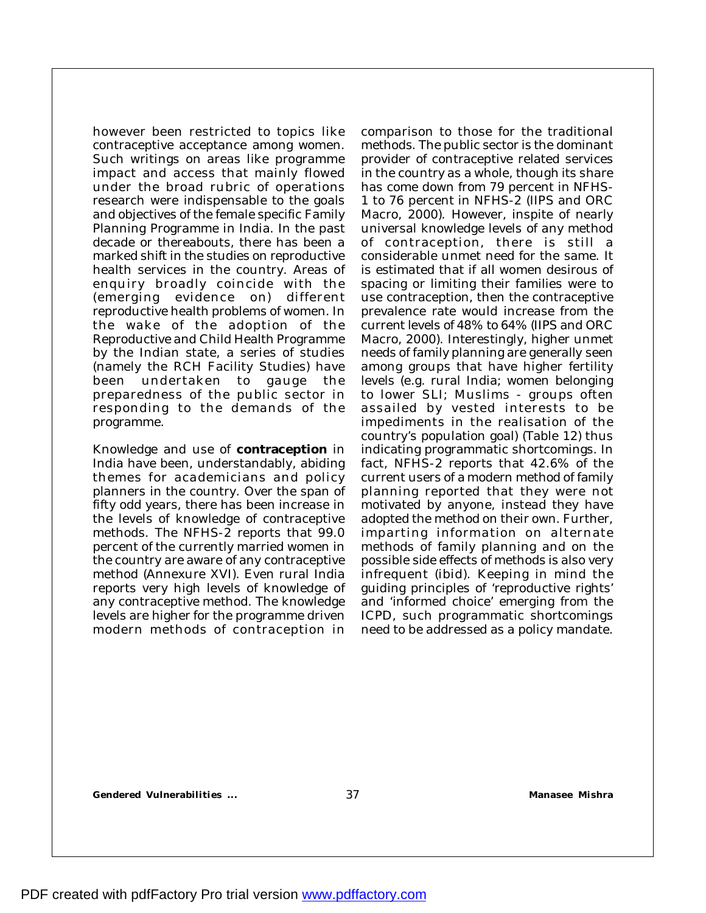however been restricted to topics like contraceptive acceptance among women. Such writings on areas like programme impact and access that mainly flowed under the broad rubric of operations research were indispensable to the goals and objectives of the female specific Family Planning Programme in India. In the past decade or thereabouts, there has been a marked shift in the studies on reproductive health services in the country. Areas of enquiry broadly coincide with the (emerging evidence on) different reproductive health problems of women. In the wake of the adoption of the Reproductive and Child Health Programme by the Indian state, a series of studies (namely the RCH Facility Studies) have been undertaken to gauge the preparedness of the public sector in responding to the demands of the programme.

Knowledge and use of **contraception** in India have been, understandably, abiding themes for academicians and policy planners in the country. Over the span of fifty odd years, there has been increase in the levels of knowledge of contraceptive methods. The NFHS-2 reports that 99.0 percent of the currently married women in the country are aware of any contraceptive method (Annexure XVI). Even rural India reports very high levels of knowledge of any contraceptive method. The knowledge levels are higher for the programme driven modern methods of contraception in comparison to those for the traditional methods. The public sector is the dominant provider of contraceptive related services in the country as a whole, though its share has come down from 79 percent in NFHS-1 to 76 percent in NFHS-2 (IIPS and ORC Macro, 2000). However, inspite of nearly universal knowledge levels of any method of contraception, there is still a considerable unmet need for the same. It is estimated that if all women desirous of spacing or limiting their families were to use contraception, then the contraceptive prevalence rate would increase from the current levels of 48% to 64% (IIPS and ORC Macro, 2000). Interestingly, higher unmet needs of family planning are generally seen among groups that have higher fertility levels (e.g. rural India; women belonging to lower SLI; Muslims - groups often assailed by vested interests to be impediments in the realisation of the country's population goal) (Table 12) thus indicating programmatic shortcomings. In fact, NFHS-2 reports that 42.6% of the current users of a modern method of family planning reported that they were not motivated by anyone, instead they have adopted the method on their own. Further, imparting information on alternate methods of family planning and on the possible side effects of methods is also very infrequent (ibid). Keeping in mind the guiding principles of 'reproductive rights' and 'informed choice' emerging from the ICPD, such programmatic shortcomings need to be addressed as a policy mandate.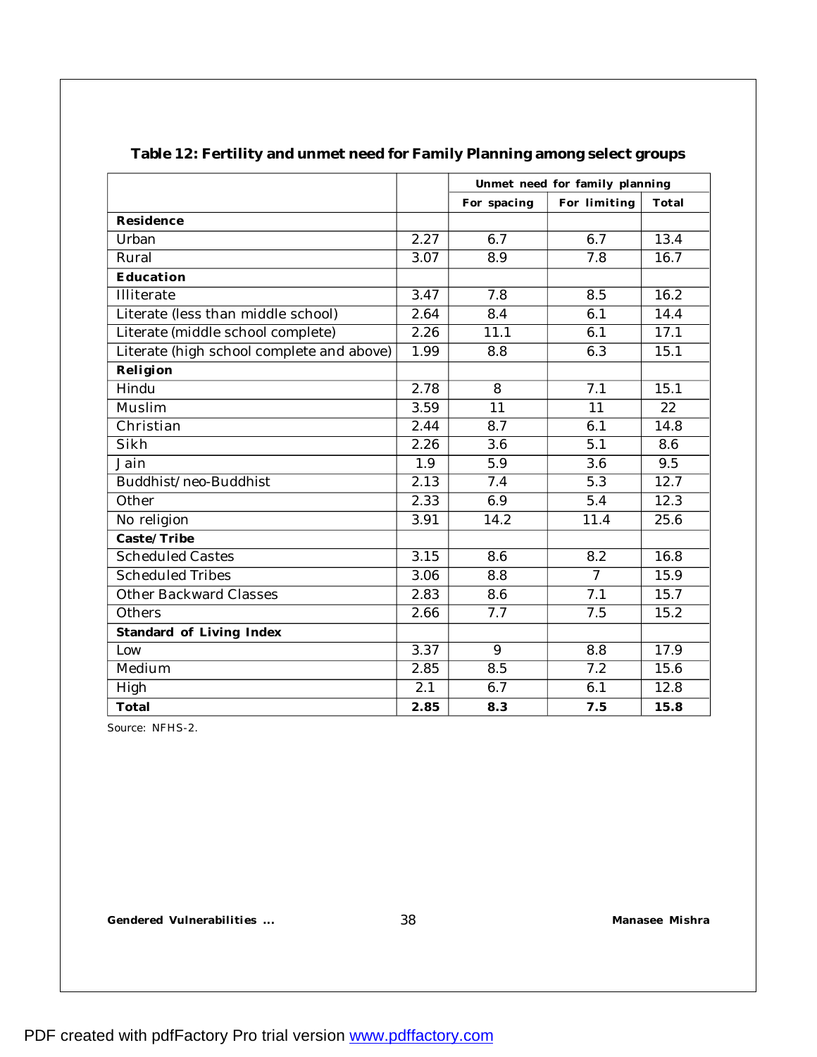**Table 12: Fertility and unmet need for Family Planning among select groups**

| | | Unmet need for family planning | | |
|---|---|---|---|---|
| | | For spacing | For limiting | Total |
| **Residence** | | | | |
| Urban | 2.27 | 6.7 | 6.7 | 13.4 |
| Rural | 3.07 | 8.9 | 7.8 | 16.7 |
| **Education** | | | | |
| Illiterate | 3.47 | 7.8 | 8.5 | 16.2 |
| Literate (less than middle school) | 2.64 | 8.4 | 6.1 | 14.4 |
| Literate (middle school complete) | 2.26 | 11.1 | 6.1 | 17.1 |
| Literate (high school complete and above) | 1.99 | 8.8 | 6.3 | 15.1 |
| **Religion** | | | | |
| Hindu | 2.78 | 8 | 7.1 | 15.1 |
| Muslim | 3.59 | 11 | 11 | 22 |
| Christian | 2.44 | 8.7 | 6.1 | 14.8 |
| Sikh | 2.26 | 3.6 | 5.1 | 8.6 |
| Jain | 1.9 | 5.9 | 3.6 | 9.5 |
| Buddhist/neo-Buddhist | 2.13 | 7.4 | 5.3 | 12.7 |
| Other | 2.33 | 6.9 | 5.4 | 12.3 |
| No religion | 3.91 | 14.2 | 11.4 | 25.6 |
| **Caste/Tribe** | | | | |
| Scheduled Castes | 3.15 | 8.6 | 8.2 | 16.8 |
| Scheduled Tribes | 3.06 | 8.8 | 7 | 15.9 |
| Other Backward Classes | 2.83 | 8.6 | 7.1 | 15.7 |
| Others | 2.66 | 7.7 | 7.5 | 15.2 |
| **Standard of Living Index** | | | | |
| Low | 3.37 | 9 | 8.8 | 17.9 |
| Medium | 2.85 | 8.5 | 7.2 | 15.6 |
| High | 2.1 | 6.7 | 6.1 | 12.8 |
| **Total** | **2.85** | **8.3** | **7.5** | **15.8** |

Source: NFHS-2.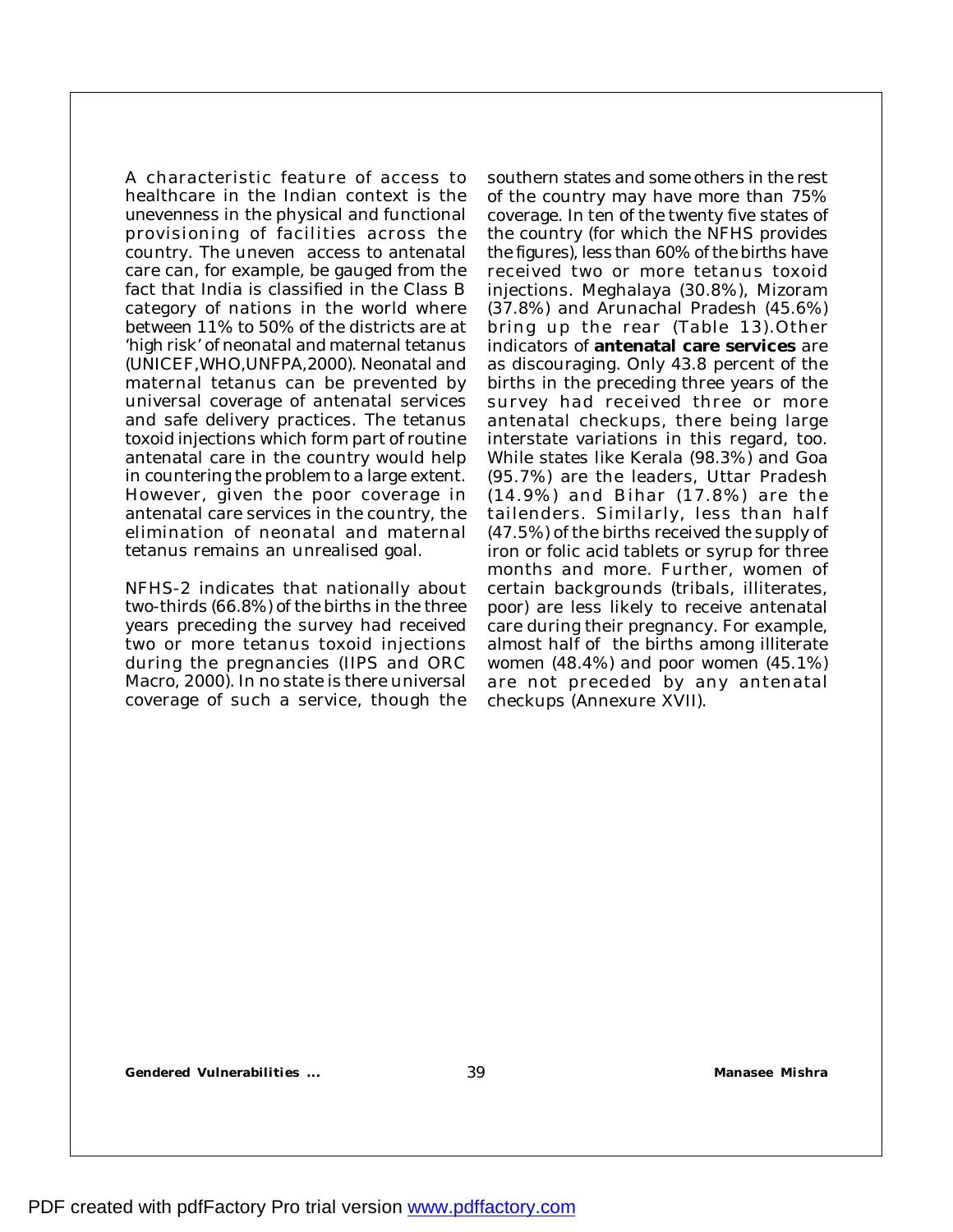A characteristic feature of access to healthcare in the Indian context is the unevenness in the physical and functional provisioning of facilities across the country. The uneven access to antenatal care can, for example, be gauged from the fact that India is classified in the Class B category of nations in the world where between 11% to 50% of the districts are at 'high risk' of neonatal and maternal tetanus (UNICEF,WHO,UNFPA,2000). Neonatal and maternal tetanus can be prevented by universal coverage of antenatal services and safe delivery practices. The tetanus toxoid injections which form part of routine antenatal care in the country would help in countering the problem to a large extent. However, given the poor coverage in antenatal care services in the country, the elimination of neonatal and maternal tetanus remains an unrealised goal.

NFHS-2 indicates that nationally about two-thirds (66.8%) of the births in the three years preceding the survey had received two or more tetanus toxoid injections during the pregnancies (IIPS and ORC Macro, 2000). In no state is there universal coverage of such a service, though the southern states and some others in the rest of the country may have more than 75% coverage. In ten of the twenty five states of the country (for which the NFHS provides the figures), less than 60% of the births have received two or more tetanus toxoid injections. Meghalaya (30.8%), Mizoram (37.8%) and Arunachal Pradesh (45.6%) bring up the rear (Table 13).Other indicators of **antenatal care services** are as discouraging. Only 43.8 percent of the births in the preceding three years of the survey had received three or more antenatal checkups, there being large interstate variations in this regard, too. While states like Kerala (98.3%) and Goa (95.7%) are the leaders, Uttar Pradesh (14.9%) and Bihar (17.8%) are the tailenders. Similarly, less than half (47.5%) of the births received the supply of iron or folic acid tablets or syrup for three months and more. Further, women of certain backgrounds (tribals, illiterates, poor) are less likely to receive antenatal care during their pregnancy. For example, almost half of the births among illiterate women (48.4%) and poor women (45.1%) are not preceded by any antenatal checkups (Annexure XVII).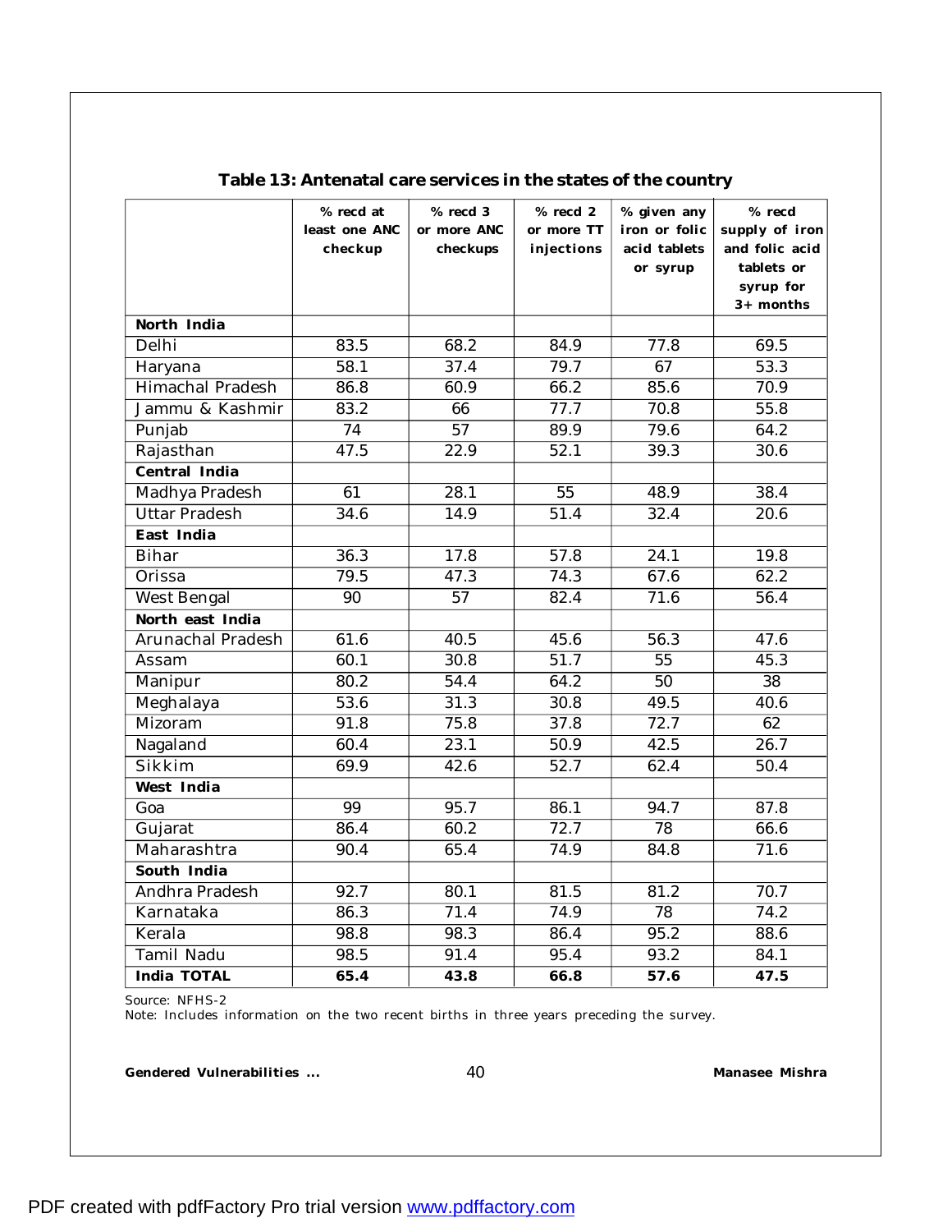**Table 13: Antenatal care services in the states of the country**

| | % recd at least one ANC checkup | % recd 3 or more ANC checkups | % recd 2 or more TT injections | % given any iron or folic acid tablets or syrup | % recd supply of iron and folic acid tablets or syrup for 3+ months |
|---|---|---|---|---|---|
| **North India** | | | | | |
| Delhi | 83.5 | 68.2 | 84.9 | 77.8 | 69.5 |
| Haryana | 58.1 | 37.4 | 79.7 | 67 | 53.3 |
| Himachal Pradesh | 86.8 | 60.9 | 66.2 | 85.6 | 70.9 |
| Jammu & Kashmir | 83.2 | 66 | 77.7 | 70.8 | 55.8 |
| Punjab | 74 | 57 | 89.9 | 79.6 | 64.2 |
| Rajasthan | 47.5 | 22.9 | 52.1 | 39.3 | 30.6 |
| **Central India** | | | | | |
| Madhya Pradesh | 61 | 28.1 | 55 | 48.9 | 38.4 |
| Uttar Pradesh | 34.6 | 14.9 | 51.4 | 32.4 | 20.6 |
| **East India** | | | | | |
| Bihar | 36.3 | 17.8 | 57.8 | 24.1 | 19.8 |
| Orissa | 79.5 | 47.3 | 74.3 | 67.6 | 62.2 |
| West Bengal | 90 | 57 | 82.4 | 71.6 | 56.4 |
| **North east India** | | | | | |
| Arunachal Pradesh | 61.6 | 40.5 | 45.6 | 56.3 | 47.6 |
| Assam | 60.1 | 30.8 | 51.7 | 55 | 45.3 |
| Manipur | 80.2 | 54.4 | 64.2 | 50 | 38 |
| Meghalaya | 53.6 | 31.3 | 30.8 | 49.5 | 40.6 |
| Mizoram | 91.8 | 75.8 | 37.8 | 72.7 | 62 |
| Nagaland | 60.4 | 23.1 | 50.9 | 42.5 | 26.7 |
| Sikkim | 69.9 | 42.6 | 52.7 | 62.4 | 50.4 |
| **West India** | | | | | |
| Goa | 99 | 95.7 | 86.1 | 94.7 | 87.8 |
| Gujarat | 86.4 | 60.2 | 72.7 | 78 | 66.6 |
| Maharashtra | 90.4 | 65.4 | 74.9 | 84.8 | 71.6 |
| **South India** | | | | | |
| Andhra Pradesh | 92.7 | 80.1 | 81.5 | 81.2 | 70.7 |
| Karnataka | 86.3 | 71.4 | 74.9 | 78 | 74.2 |
| Kerala | 98.8 | 98.3 | 86.4 | 95.2 | 88.6 |
| Tamil Nadu | 98.5 | 91.4 | 95.4 | 93.2 | 84.1 |
| **India TOTAL** | **65.4** | **43.8** | **66.8** | **57.6** | **47.5** |

Source: NFHS-2

Note: Includes information on the two recent births in three years preceding the survey.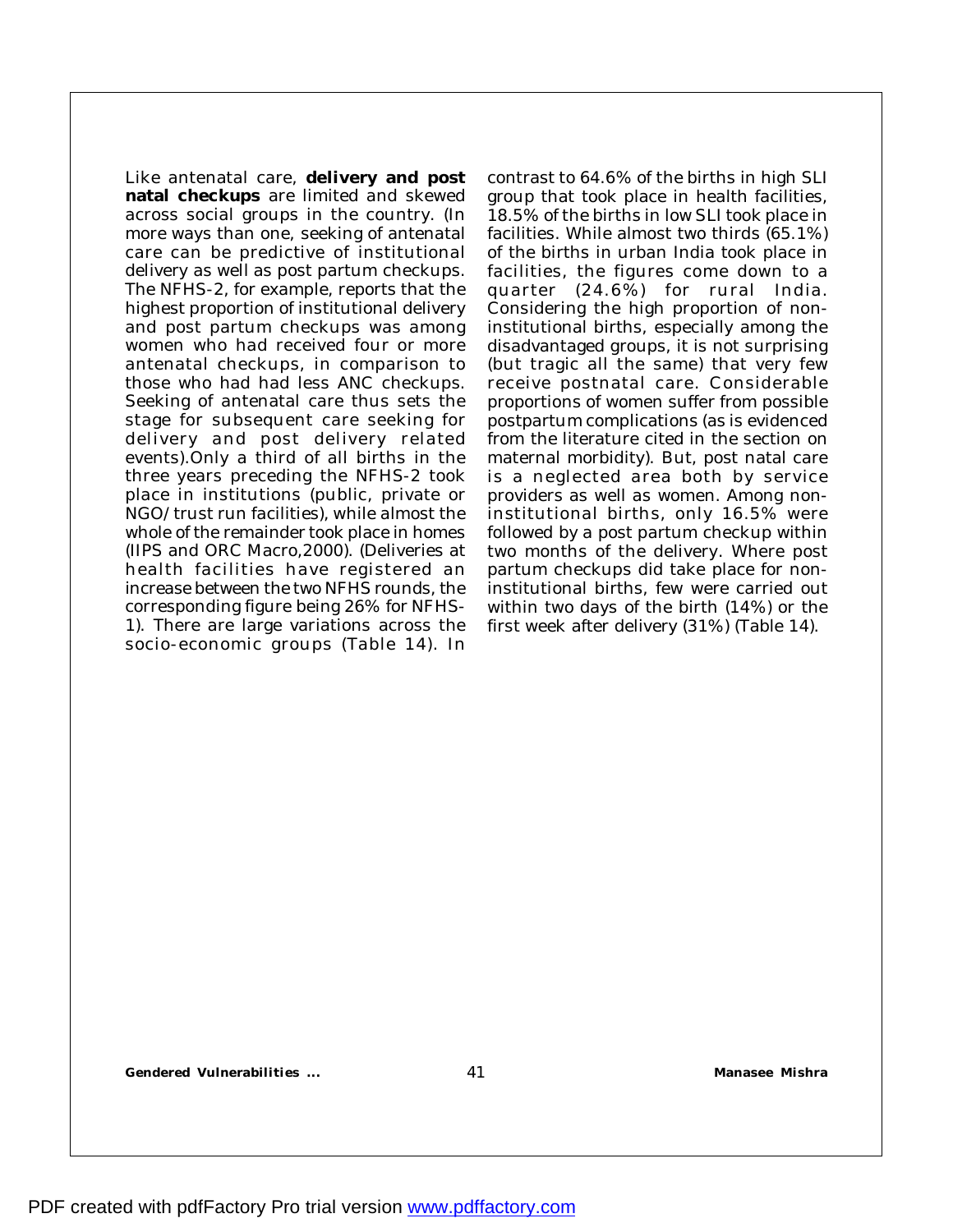Like antenatal care, **delivery and post natal checkups** are limited and skewed across social groups in the country. (In more ways than one, seeking of antenatal care can be predictive of institutional delivery as well as post partum checkups. The NFHS-2, for example, reports that the highest proportion of institutional delivery and post partum checkups was among women who had received four or more antenatal checkups, in comparison to those who had had less ANC checkups. Seeking of antenatal care thus sets the stage for subsequent care seeking for delivery and post delivery related events).Only a third of all births in the three years preceding the NFHS-2 took place in institutions (public, private or NGO/trust run facilities), while almost the whole of the remainder took place in homes (IIPS and ORC Macro,2000). (Deliveries at health facilities have registered an increase between the two NFHS rounds, the corresponding figure being 26% for NFHS-1). There are large variations across the socio-economic groups (Table 14). In contrast to 64.6% of the births in high SLI group that took place in health facilities, 18.5% of the births in low SLI took place in facilities. While almost two thirds (65.1%) of the births in urban India took place in facilities, the figures come down to a quarter (24.6%) for rural India. Considering the high proportion of non-institutional births, especially among the disadvantaged groups, it is not surprising (but tragic all the same) that very few receive postnatal care. Considerable proportions of women suffer from possible postpartum complications (as is evidenced from the literature cited in the section on maternal morbidity). But, post natal care is a neglected area both by service providers as well as women. Among non-institutional births, only 16.5% were followed by a post partum checkup within two months of the delivery. Where post partum checkups did take place for non-institutional births, few were carried out within two days of the birth (14%) or the first week after delivery (31%) (Table 14).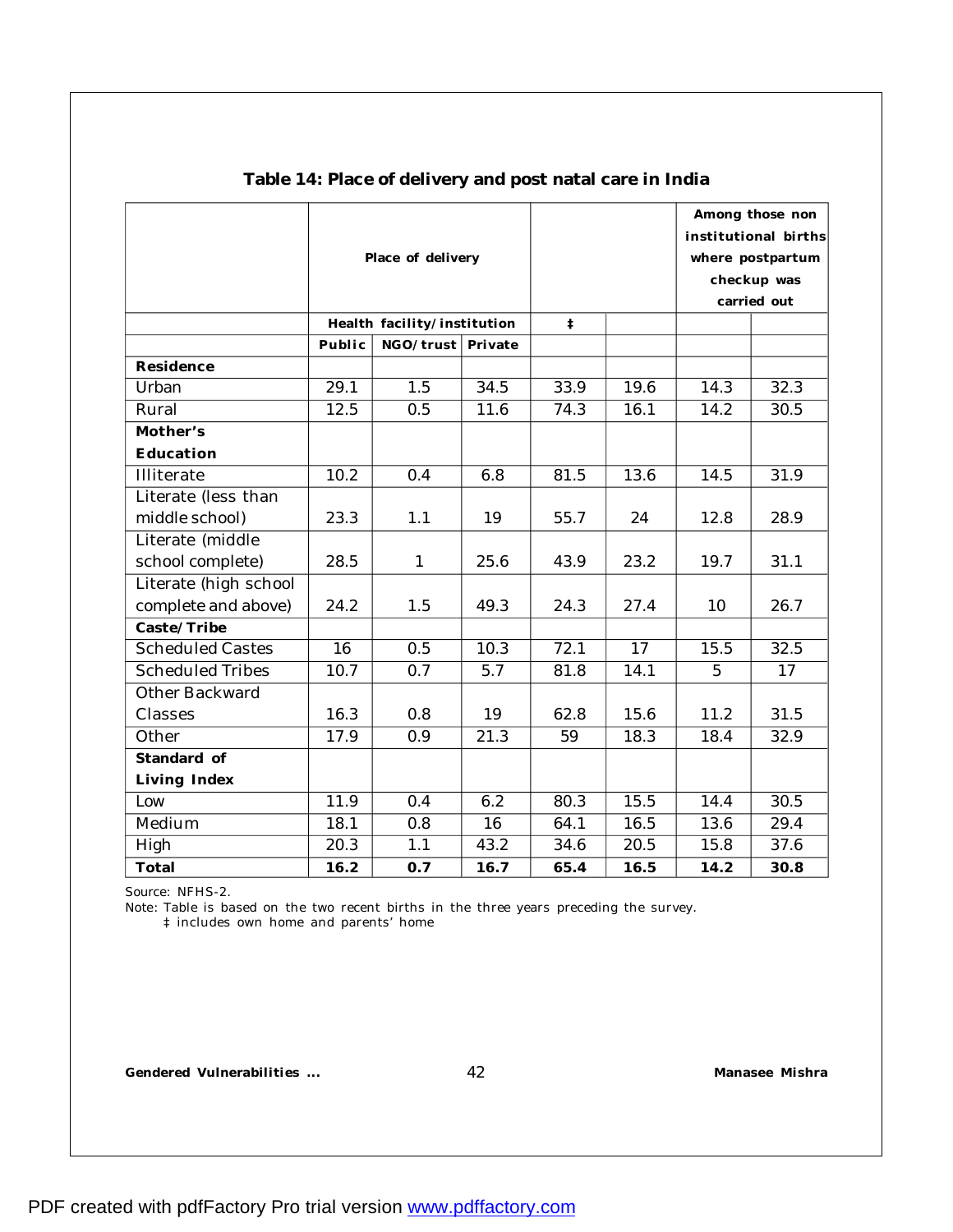## Table 14: Place of delivery and post natal care in India

| | Place of delivery | | | | | Among those non institutional births where postpartum checkup was carried out | |
|---|---|---|---|---|---|---|---|
| | Health facility/institution | | | ‡ | | | |
| | Public | NGO/trust | Private | | | | |
| **Residence** | | | | | | | |
| Urban | 29.1 | 1.5 | 34.5 | 33.9 | 19.6 | 14.3 | 32.3 |
| Rural | 12.5 | 0.5 | 11.6 | 74.3 | 16.1 | 14.2 | 30.5 |
| **Mother's Education** | | | | | | | |
| Illiterate | 10.2 | 0.4 | 6.8 | 81.5 | 13.6 | 14.5 | 31.9 |
| Literate (less than middle school) | 23.3 | 1.1 | 19 | 55.7 | 24 | 12.8 | 28.9 |
| Literate (middle school complete) | 28.5 | 1 | 25.6 | 43.9 | 23.2 | 19.7 | 31.1 |
| Literate (high school complete and above) | 24.2 | 1.5 | 49.3 | 24.3 | 27.4 | 10 | 26.7 |
| **Caste/Tribe** | | | | | | | |
| Scheduled Castes | 16 | 0.5 | 10.3 | 72.1 | 17 | 15.5 | 32.5 |
| Scheduled Tribes | 10.7 | 0.7 | 5.7 | 81.8 | 14.1 | 5 | 17 |
| Other Backward Classes | 16.3 | 0.8 | 19 | 62.8 | 15.6 | 11.2 | 31.5 |
| Other | 17.9 | 0.9 | 21.3 | 59 | 18.3 | 18.4 | 32.9 |
| **Standard of Living Index** | | | | | | | |
| Low | 11.9 | 0.4 | 6.2 | 80.3 | 15.5 | 14.4 | 30.5 |
| Medium | 18.1 | 0.8 | 16 | 64.1 | 16.5 | 13.6 | 29.4 |
| High | 20.3 | 1.1 | 43.2 | 34.6 | 20.5 | 15.8 | 37.6 |
| **Total** | **16.2** | **0.7** | **16.7** | **65.4** | **16.5** | **14.2** | **30.8** |

Source: NFHS-2.

Note: Table is based on the two recent births in the three years preceding the survey.

‡ includes own home and parents' home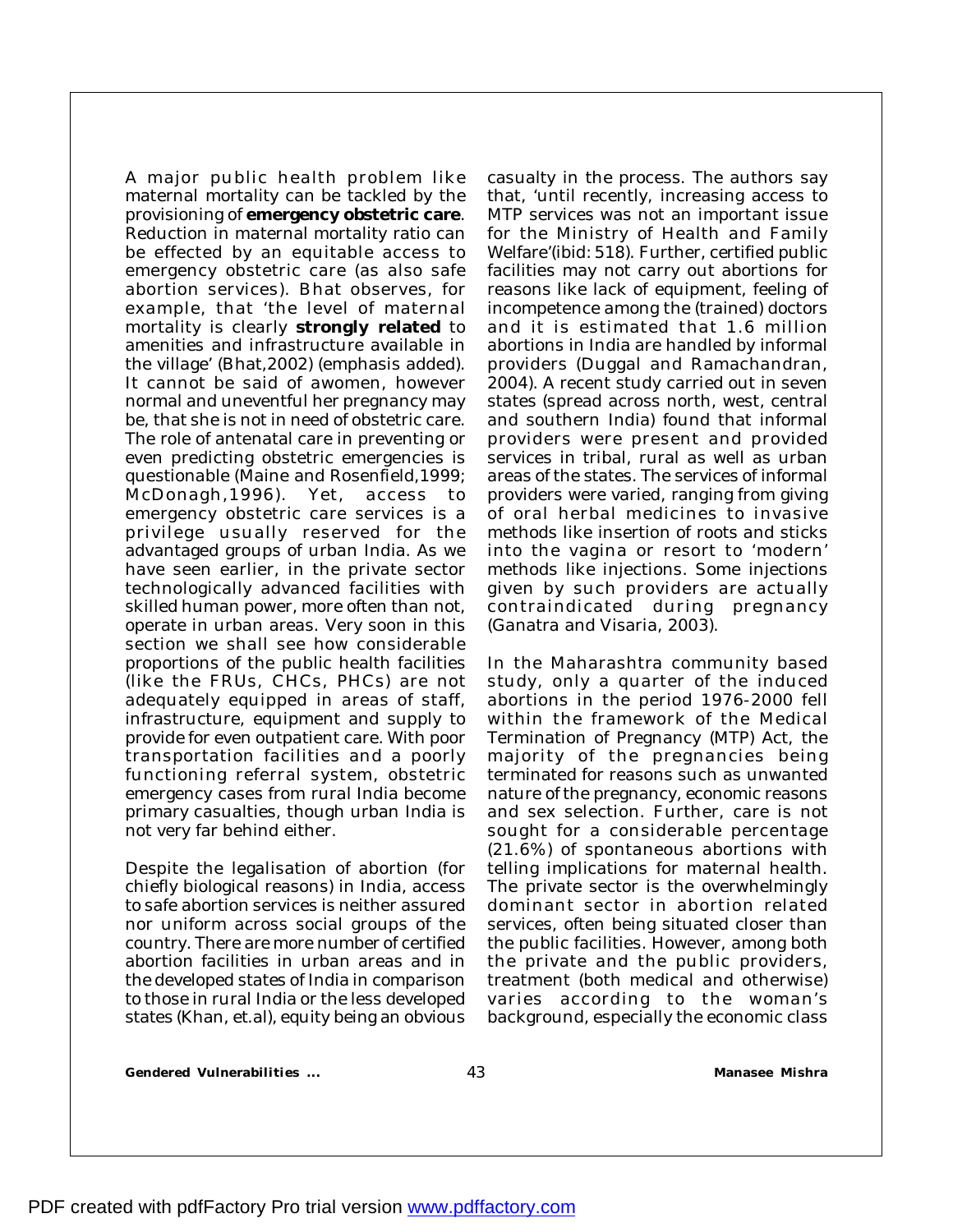A major public health problem like maternal mortality can be tackled by the provisioning of **emergency obstetric care**. Reduction in maternal mortality ratio can be effected by an equitable access to emergency obstetric care (as also safe abortion services). Bhat observes, for example, that 'the level of maternal mortality is clearly **strongly related** to amenities and infrastructure available in the village' (Bhat,2002) (emphasis added). It cannot be said of awomen, however normal and uneventful her pregnancy may be, that she is not in need of obstetric care. The role of antenatal care in preventing or even predicting obstetric emergencies is questionable (Maine and Rosenfield,1999; McDonagh,1996). Yet, access to emergency obstetric care services is a privilege usually reserved for the advantaged groups of urban India. As we have seen earlier, in the private sector technologically advanced facilities with skilled human power, more often than not, operate in urban areas. Very soon in this section we shall see how considerable proportions of the public health facilities (like the FRUs, CHCs, PHCs) are not adequately equipped in areas of staff, infrastructure, equipment and supply to provide for even outpatient care. With poor transportation facilities and a poorly functioning referral system, obstetric emergency cases from rural India become primary casualties, though urban India is not very far behind either.

Despite the legalisation of abortion (for chiefly biological reasons) in India, access to safe abortion services is neither assured nor uniform across social groups of the country. There are more number of certified abortion facilities in urban areas and in the developed states of India in comparison to those in rural India or the less developed states (Khan, et.al), equity being an obvious casualty in the process. The authors say that, 'until recently, increasing access to MTP services was not an important issue for the Ministry of Health and Family Welfare'(ibid: 518). Further, certified public facilities may not carry out abortions for reasons like lack of equipment, feeling of incompetence among the (trained) doctors and it is estimated that 1.6 million abortions in India are handled by informal providers (Duggal and Ramachandran, 2004). A recent study carried out in seven states (spread across north, west, central and southern India) found that informal providers were present and provided services in tribal, rural as well as urban areas of the states. The services of informal providers were varied, ranging from giving of oral herbal medicines to invasive methods like insertion of roots and sticks into the vagina or resort to 'modern' methods like injections. Some injections given by such providers are actually contraindicated during pregnancy (Ganatra and Visaria, 2003).

In the Maharashtra community based study, only a quarter of the induced abortions in the period 1976-2000 fell within the framework of the Medical Termination of Pregnancy (MTP) Act, the majority of the pregnancies being terminated for reasons such as unwanted nature of the pregnancy, economic reasons and sex selection. Further, care is not sought for a considerable percentage (21.6%) of spontaneous abortions with telling implications for maternal health. The private sector is the overwhelmingly dominant sector in abortion related services, often being situated closer than the public facilities. However, among both the private and the public providers, treatment (both medical and otherwise) varies according to the woman's background, especially the economic class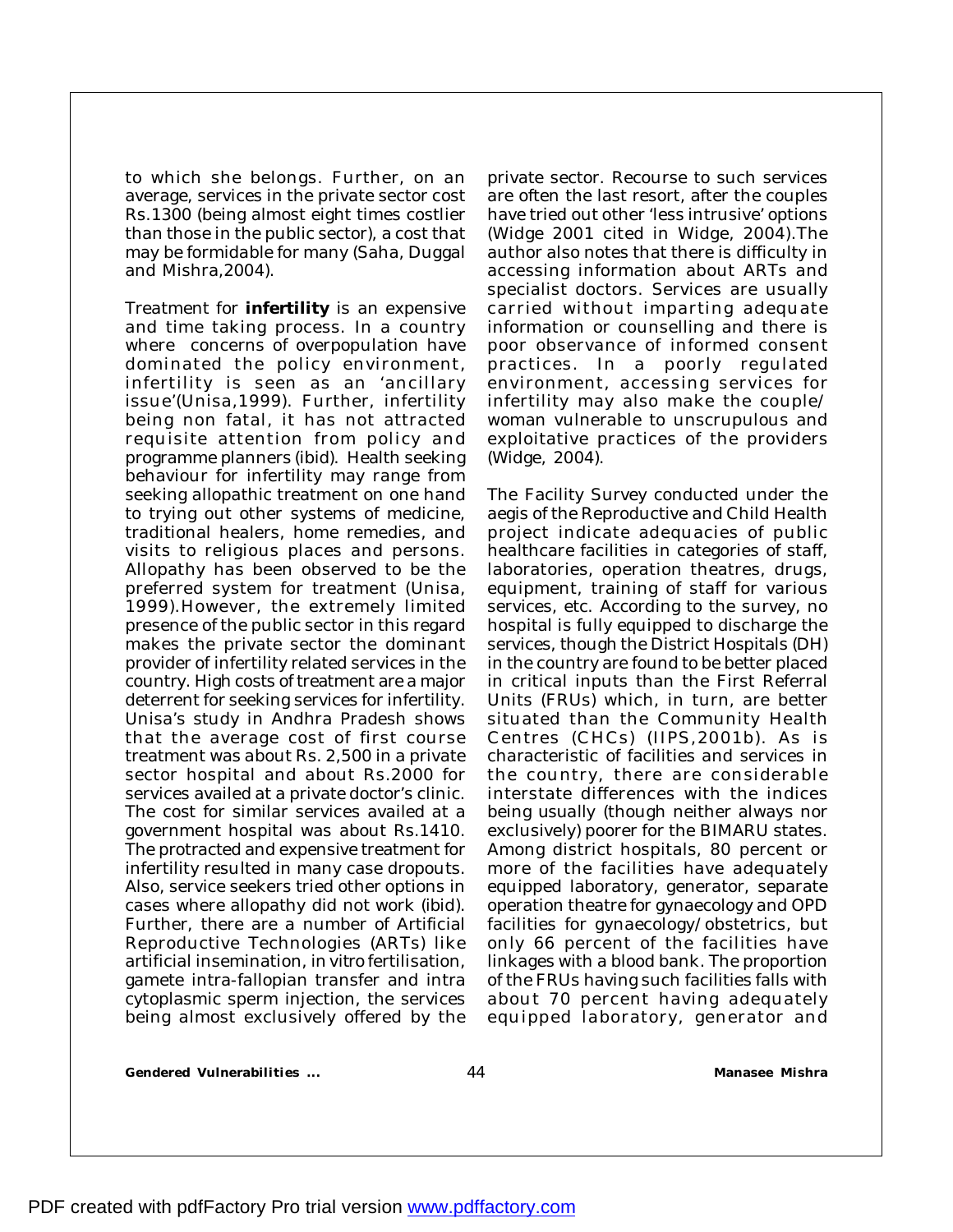to which she belongs. Further, on an average, services in the private sector cost Rs.1300 (being almost eight times costlier than those in the public sector), a cost that may be formidable for many (Saha, Duggal and Mishra,2004).

Treatment for **infertility** is an expensive and time taking process. In a country where concerns of overpopulation have dominated the policy environment, infertility is seen as an 'ancillary issue'(Unisa,1999). Further, infertility being non fatal, it has not attracted requisite attention from policy and programme planners (ibid). Health seeking behaviour for infertility may range from seeking allopathic treatment on one hand to trying out other systems of medicine, traditional healers, home remedies, and visits to religious places and persons. Allopathy has been observed to be the preferred system for treatment (Unisa, 1999).However, the extremely limited presence of the public sector in this regard makes the private sector the dominant provider of infertility related services in the country. High costs of treatment are a major deterrent for seeking services for infertility. Unisa's study in Andhra Pradesh shows that the average cost of first course treatment was about Rs. 2,500 in a private sector hospital and about Rs.2000 for services availed at a private doctor's clinic. The cost for similar services availed at a government hospital was about Rs.1410. The protracted and expensive treatment for infertility resulted in many case dropouts. Also, service seekers tried other options in cases where allopathy did not work (ibid). Further, there are a number of Artificial Reproductive Technologies (ARTs) like artificial insemination, in vitro fertilisation, gamete intra-fallopian transfer and intra cytoplasmic sperm injection, the services being almost exclusively offered by the private sector. Recourse to such services are often the last resort, after the couples have tried out other 'less intrusive' options (Widge 2001 cited in Widge, 2004).The author also notes that there is difficulty in accessing information about ARTs and specialist doctors. Services are usually carried without imparting adequate information or counselling and there is poor observance of informed consent practices. In a poorly regulated environment, accessing services for infertility may also make the couple/ woman vulnerable to unscrupulous and exploitative practices of the providers (Widge, 2004).

The Facility Survey conducted under the aegis of the Reproductive and Child Health project indicate adequacies of public healthcare facilities in categories of staff, laboratories, operation theatres, drugs, equipment, training of staff for various services, etc. According to the survey, no hospital is fully equipped to discharge the services, though the District Hospitals (DH) in the country are found to be better placed in critical inputs than the First Referral Units (FRUs) which, in turn, are better situated than the Community Health Centres (CHCs) (IIPS,2001b). As is characteristic of facilities and services in the country, there are considerable interstate differences with the indices being usually (though neither always nor exclusively) poorer for the BIMARU states. Among district hospitals, 80 percent or more of the facilities have adequately equipped laboratory, generator, separate operation theatre for gynaecology and OPD facilities for gynaecology/obstetrics, but only 66 percent of the facilities have linkages with a blood bank. The proportion of the FRUs having such facilities falls with about 70 percent having adequately equipped laboratory, generator and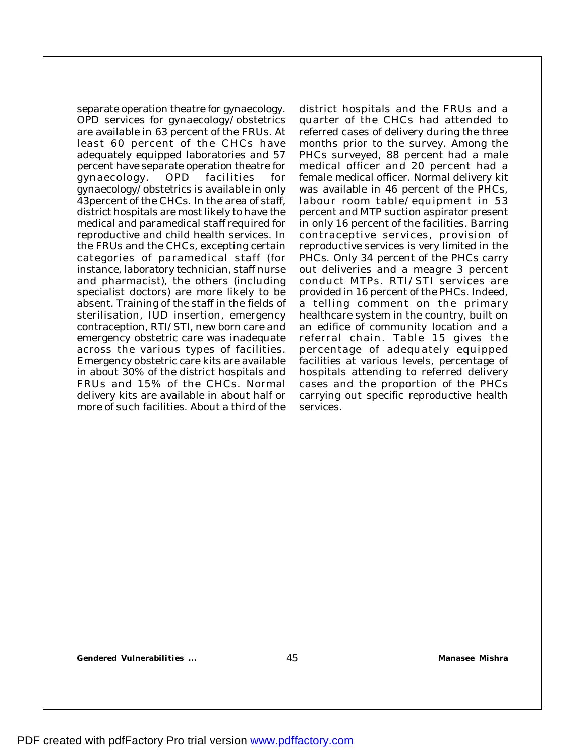separate operation theatre for gynaecology. OPD services for gynaecology/obstetrics are available in 63 percent of the FRUs. At least 60 percent of the CHCs have adequately equipped laboratories and 57 percent have separate operation theatre for gynaecology. OPD facilities for gynaecology/obstetrics is available in only 43percent of the CHCs. In the area of staff, district hospitals are most likely to have the medical and paramedical staff required for reproductive and child health services. In the FRUs and the CHCs, excepting certain categories of paramedical staff (for instance, laboratory technician, staff nurse and pharmacist), the others (including specialist doctors) are more likely to be absent. Training of the staff in the fields of sterilisation, IUD insertion, emergency contraception, RTI/STI, new born care and emergency obstetric care was inadequate across the various types of facilities. Emergency obstetric care kits are available in about 30% of the district hospitals and FRUs and 15% of the CHCs. Normal delivery kits are available in about half or more of such facilities. About a third of the district hospitals and the FRUs and a quarter of the CHCs had attended to referred cases of delivery during the three months prior to the survey. Among the PHCs surveyed, 88 percent had a male medical officer and 20 percent had a female medical officer. Normal delivery kit was available in 46 percent of the PHCs, labour room table/equipment in 53 percent and MTP suction aspirator present in only 16 percent of the facilities. Barring contraceptive services, provision of reproductive services is very limited in the PHCs. Only 34 percent of the PHCs carry out deliveries and a meagre 3 percent conduct MTPs. RTI/STI services are provided in 16 percent of the PHCs. Indeed, a telling comment on the primary healthcare system in the country, built on an edifice of community location and a referral chain. Table 15 gives the percentage of adequately equipped facilities at various levels, percentage of hospitals attending to referred delivery cases and the proportion of the PHCs carrying out specific reproductive health services.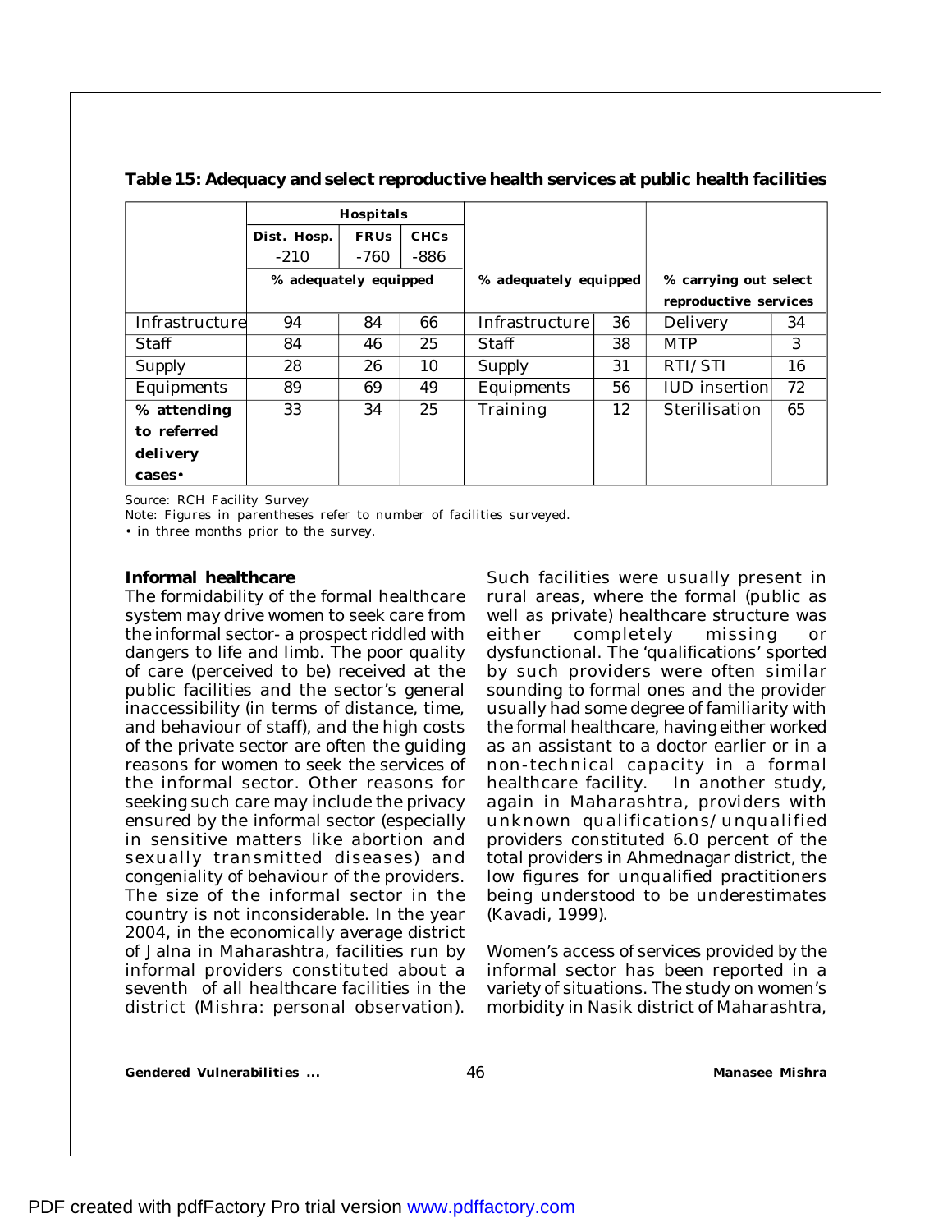**Table 15: Adequacy and select reproductive health services at public health facilities**

| | Hospitals | | | | | | |
|---|---|---|---|---|---|---|---|
| | Dist. Hosp. -210 | FRUs -760 | CHCs -886 | | | | |
| | % adequately equipped | | | % adequately equipped | | % carrying out select reproductive services | |
| Infrastructure | 94 | 84 | 66 | Infrastructure | 36 | Delivery | 34 |
| Staff | 84 | 46 | 25 | Staff | 38 | MTP | 3 |
| Supply | 28 | 26 | 10 | Supply | 31 | RTI/STI | 16 |
| Equipments | 89 | 69 | 49 | Equipments | 56 | IUD insertion | 72 |
| **% attending to referred delivery cases•** | 33 | 34 | 25 | Training | 12 | Sterilisation | 65 |

Source: RCH Facility Survey
Note: Figures in parentheses refer to number of facilities surveyed.
• in three months prior to the survey.

### Informal healthcare

The formidability of the formal healthcare system may drive women to seek care from the informal sector- a prospect riddled with dangers to life and limb. The poor quality of care (perceived to be) received at the public facilities and the sector's general inaccessibility (in terms of distance, time, and behaviour of staff), and the high costs of the private sector are often the guiding reasons for women to seek the services of the informal sector. Other reasons for seeking such care may include the privacy ensured by the informal sector (especially in sensitive matters like abortion and sexually transmitted diseases) and congeniality of behaviour of the providers. The size of the informal sector in the country is not inconsiderable. In the year 2004, in the economically average district of Jalna in Maharashtra, facilities run by informal providers constituted about a seventh of all healthcare facilities in the district (Mishra: personal observation). Such facilities were usually present in rural areas, where the formal (public as well as private) healthcare structure was either completely missing or dysfunctional. The 'qualifications' sported by such providers were often similar sounding to formal ones and the provider usually had some degree of familiarity with the formal healthcare, having either worked as an assistant to a doctor earlier or in a non-technical capacity in a formal healthcare facility. In another study, again in Maharashtra, providers with unknown qualifications/unqualified providers constituted 6.0 percent of the total providers in Ahmednagar district, the low figures for unqualified practitioners being understood to be underestimates (Kavadi, 1999).

Women's access of services provided by the informal sector has been reported in a variety of situations. The study on women's morbidity in Nasik district of Maharashtra,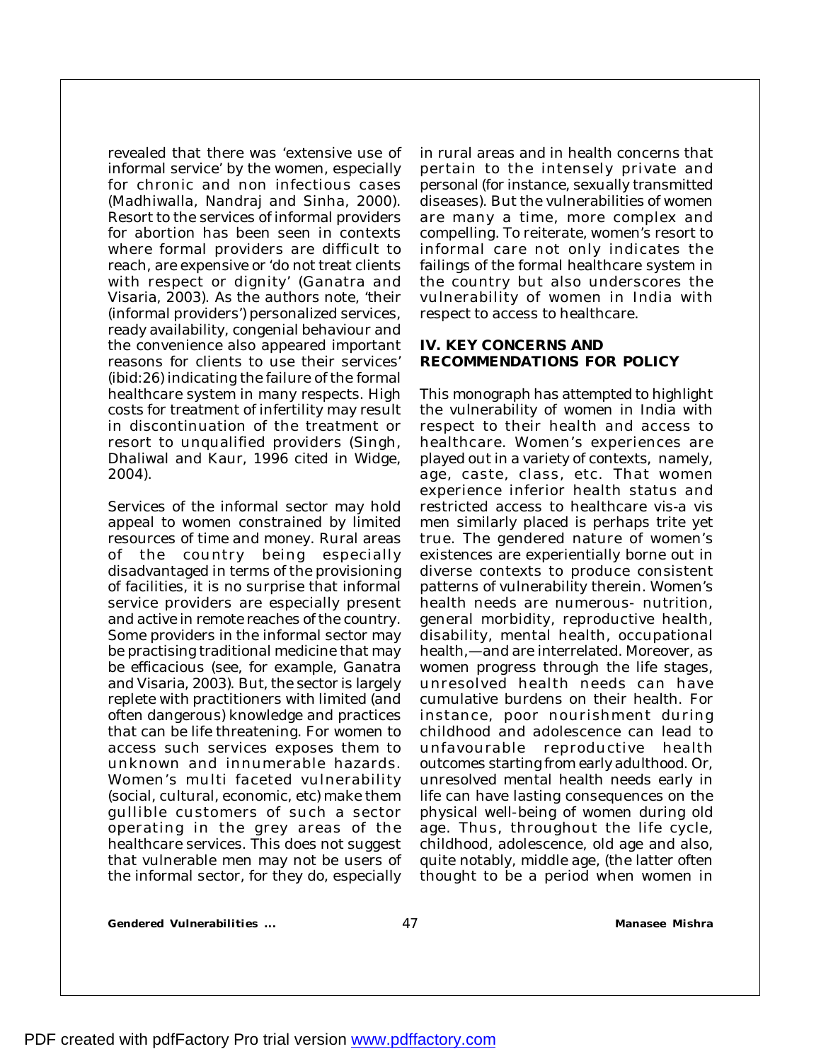revealed that there was 'extensive use of informal service' by the women, especially for chronic and non infectious cases (Madhiwalla, Nandraj and Sinha, 2000). Resort to the services of informal providers for abortion has been seen in contexts where formal providers are difficult to reach, are expensive or 'do not treat clients with respect or dignity' (Ganatra and Visaria, 2003). As the authors note, 'their (informal providers') personalized services, ready availability, congenial behaviour and the convenience also appeared important reasons for clients to use their services' (ibid:26) indicating the failure of the formal healthcare system in many respects. High costs for treatment of infertility may result in discontinuation of the treatment or resort to unqualified providers (Singh, Dhaliwal and Kaur, 1996 cited in Widge, 2004).

Services of the informal sector may hold appeal to women constrained by limited resources of time and money. Rural areas of the country being especially disadvantaged in terms of the provisioning of facilities, it is no surprise that informal service providers are especially present and active in remote reaches of the country. Some providers in the informal sector may be practising traditional medicine that may be efficacious (see, for example, Ganatra and Visaria, 2003). But, the sector is largely replete with practitioners with limited (and often dangerous) knowledge and practices that can be life threatening. For women to access such services exposes them to unknown and innumerable hazards. Women's multi faceted vulnerability (social, cultural, economic, etc) make them gullible customers of such a sector operating in the grey areas of the healthcare services. This does not suggest that vulnerable men may not be users of the informal sector, for they do, especially in rural areas and in health concerns that pertain to the intensely private and personal (for instance, sexually transmitted diseases). But the vulnerabilities of women are many a time, more complex and compelling. To reiterate, women's resort to informal care not only indicates the failings of the formal healthcare system in the country but also underscores the vulnerability of women in India with respect to access to healthcare.

## IV. KEY CONCERNS AND RECOMMENDATIONS FOR POLICY

This monograph has attempted to highlight the vulnerability of women in India with respect to their health and access to healthcare. Women's experiences are played out in a variety of contexts, namely, age, caste, class, etc. That women experience inferior health status and restricted access to healthcare vis-a vis men similarly placed is perhaps trite yet true. The gendered nature of women's existences are experientially borne out in diverse contexts to produce consistent patterns of vulnerability therein. Women's health needs are numerous- nutrition, general morbidity, reproductive health, disability, mental health, occupational health,—and are interrelated. Moreover, as women progress through the life stages, unresolved health needs can have cumulative burdens on their health. For instance, poor nourishment during childhood and adolescence can lead to unfavourable reproductive health outcomes starting from early adulthood. Or, unresolved mental health needs early in life can have lasting consequences on the physical well-being of women during old age. Thus, throughout the life cycle, childhood, adolescence, old age and also, quite notably, middle age, (the latter often thought to be a period when women in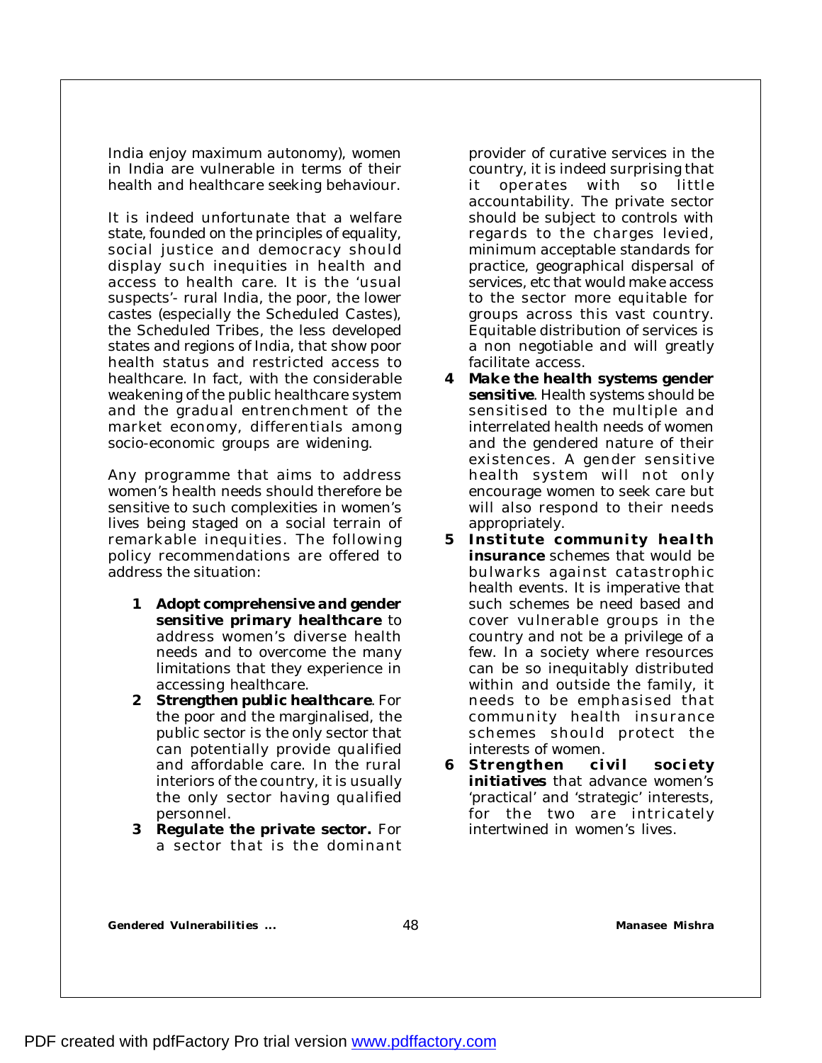India enjoy maximum autonomy), women in India are vulnerable in terms of their health and healthcare seeking behaviour.

It is indeed unfortunate that a welfare state, founded on the principles of equality, social justice and democracy should display such inequities in health and access to health care. It is the 'usual suspects'- rural India, the poor, the lower castes (especially the Scheduled Castes), the Scheduled Tribes, the less developed states and regions of India, that show poor health status and restricted access to healthcare. In fact, with the considerable weakening of the public healthcare system and the gradual entrenchment of the market economy, differentials among socio-economic groups are widening.

Any programme that aims to address women's health needs should therefore be sensitive to such complexities in women's lives being staged on a social terrain of remarkable inequities. The following policy recommendations are offered to address the situation:

1. **Adopt comprehensive and gender sensitive primary healthcare** to address women's diverse health needs and to overcome the many limitations that they experience in accessing healthcare.
2. **Strengthen public healthcare**. For the poor and the marginalised, the public sector is the only sector that can potentially provide qualified and affordable care. In the rural interiors of the country, it is usually the only sector having qualified personnel.
3. **Regulate the private sector.** For a sector that is the dominant provider of curative services in the country, it is indeed surprising that it operates with so little accountability. The private sector should be subject to controls with regards to the charges levied, minimum acceptable standards for practice, geographical dispersal of services, etc that would make access to the sector more equitable for groups across this vast country. Equitable distribution of services is a non negotiable and will greatly facilitate access.
4. **Make the health systems gender sensitive**. Health systems should be sensitised to the multiple and interrelated health needs of women and the gendered nature of their existences. A gender sensitive health system will not only encourage women to seek care but will also respond to their needs appropriately.
5. **Institute community health insurance** schemes that would be bulwarks against catastrophic health events. It is imperative that such schemes be need based and cover vulnerable groups in the country and not be a privilege of a few. In a society where resources can be so inequitably distributed within and outside the family, it needs to be emphasised that community health insurance schemes should protect the interests of women.
6. **Strengthen civil society initiatives** that advance women's 'practical' and 'strategic' interests, for the two are intricately intertwined in women's lives.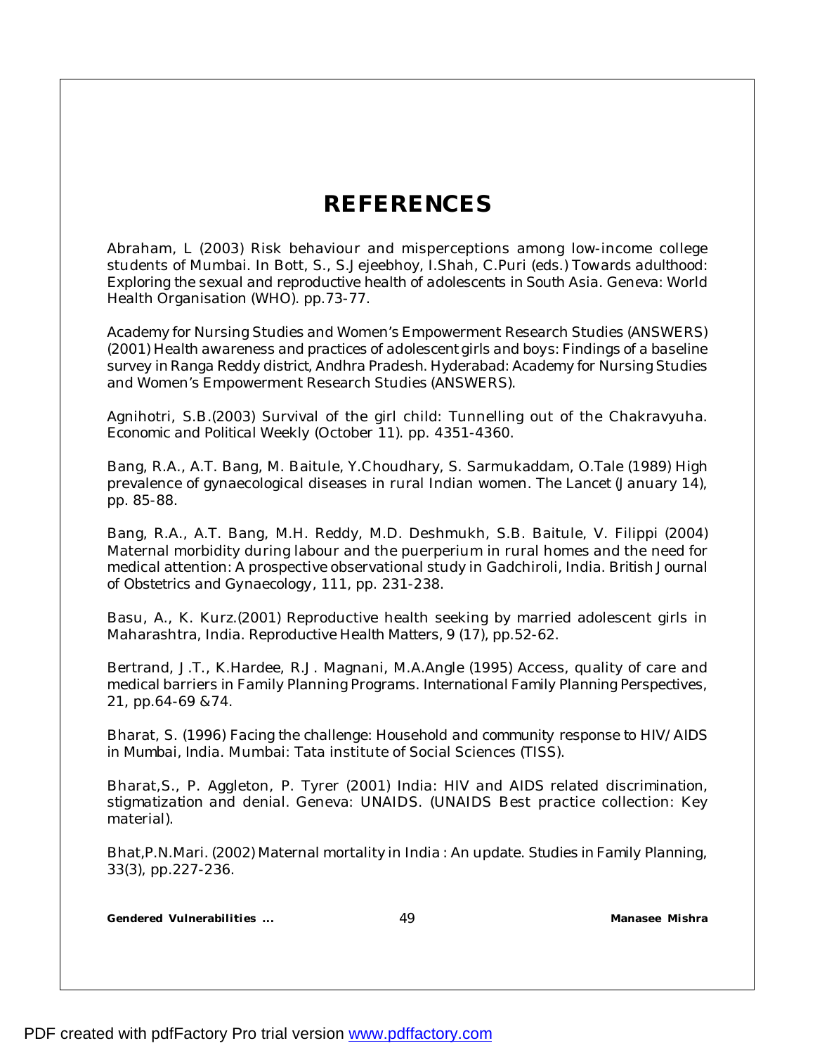# REFERENCES

Abraham, L (2003) Risk behaviour and misperceptions among low-income college students of Mumbai. In Bott, S., S.Jejeebhoy, I.Shah, C.Puri (eds.) *Towards adulthood: Exploring the sexual and reproductive health of adolescents in South Asia*. Geneva: World Health Organisation (WHO). pp.73-77.

Academy for Nursing Studies and Women's Empowerment Research Studies (ANSWERS) (2001) *Health awareness and practices of adolescent girls and boys: Findings of a baseline survey in Ranga Reddy district, Andhra Pradesh*. Hyderabad: Academy for Nursing Studies and Women's Empowerment Research Studies (ANSWERS).

Agnihotri, S.B.(2003) Survival of the girl child: Tunnelling out of the Chakravyuha. *Economic and Political Weekly* (October 11). pp. 4351-4360.

Bang, R.A., A.T. Bang, M. Baitule, Y.Choudhary, S. Sarmukaddam, O.Tale (1989) High prevalence of gynaecological diseases in rural Indian women. *The Lancet* (January 14), pp. 85-88.

Bang, R.A., A.T. Bang, M.H. Reddy, M.D. Deshmukh, S.B. Baitule, V. Filippi (2004) Maternal morbidity during labour and the puerperium in rural homes and the need for medical attention: A prospective observational study in Gadchiroli, India. *British Journal of Obstetrics and Gynaecology*, 111, pp. 231-238.

Basu, A., K. Kurz.(2001) Reproductive health seeking by married adolescent girls in Maharashtra, India. *Reproductive Health Matters*, 9 (17), pp.52-62.

Bertrand, J.T., K.Hardee, R.J. Magnani, M.A.Angle (1995) Access, quality of care and medical barriers in Family Planning Programs. *International Family Planning Perspectives*, 21, pp.64-69 &74.

Bharat, S. (1996) *Facing the challenge: Household and community response to HIV/AIDS in Mumbai, India*. Mumbai: Tata institute of Social Sciences (TISS).

Bharat,S., P. Aggleton, P. Tyrer (2001) India: HIV and AIDS related discrimination, stigmatization and denial. Geneva: UNAIDS. (UNAIDS Best practice collection: Key material).

Bhat,P.N.Mari. (2002) Maternal mortality in India : An update. *Studies in Family Planning*, 33(3), pp.227-236.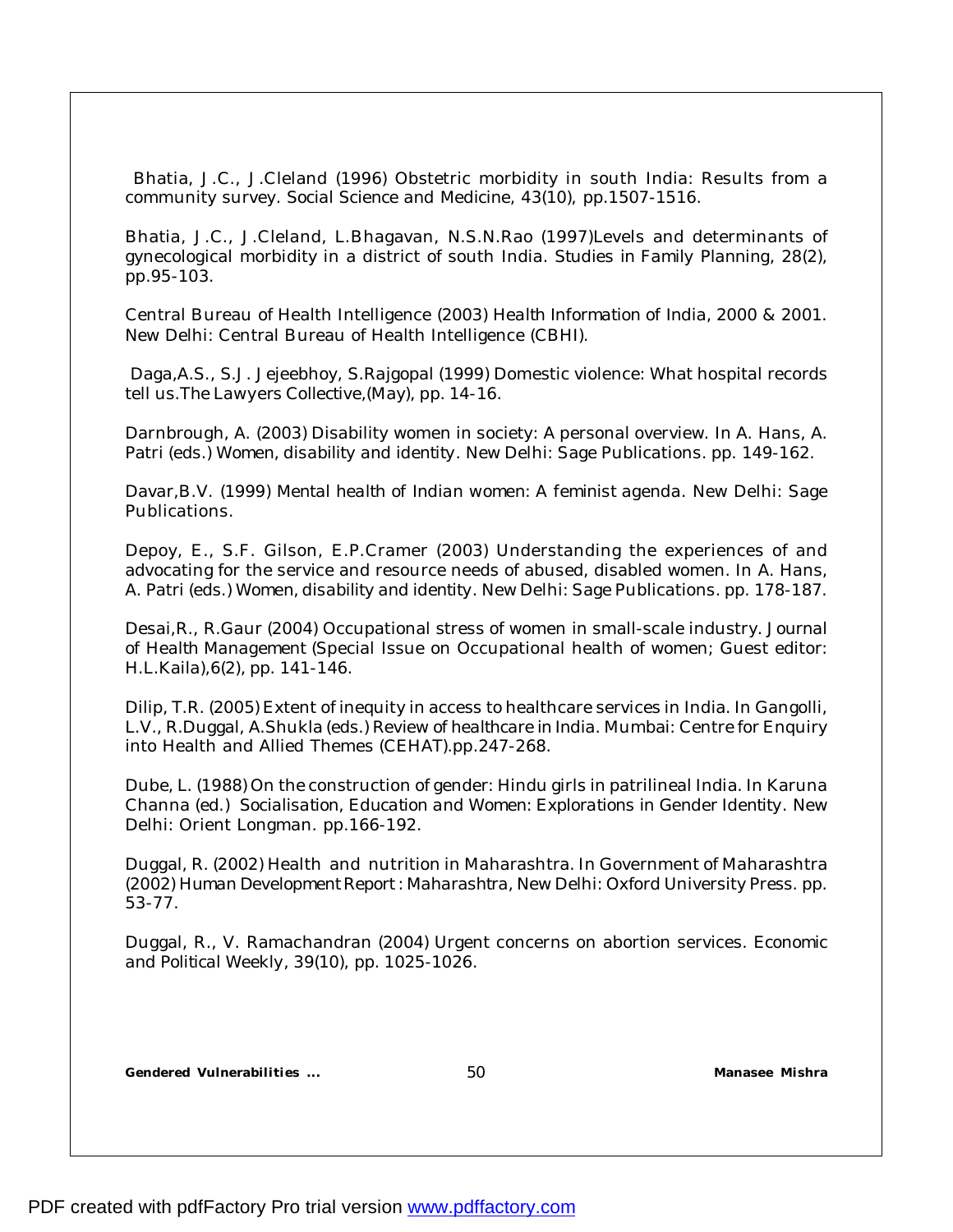Bhatia, J.C., J.Cleland (1996) Obstetric morbidity in south India: Results from a community survey. *Social Science and Medicine*, 43(10), pp.1507-1516.

Bhatia, J.C., J.Cleland, L.Bhagavan, N.S.N.Rao (1997)Levels and determinants of gynecological morbidity in a district of south India. *Studies in Family Planning*, 28(2), pp.95-103.

Central Bureau of Health Intelligence (2003) *Health Information of India, 2000 & 2001*. New Delhi: Central Bureau of Health Intelligence (CBHI).

Daga,A.S., S.J. Jejeebhoy, S.Rajgopal (1999) Domestic violence: What hospital records tell us.*The Lawyers Collective*,(May), pp. 14-16.

Darnbrough, A. (2003) Disability women in society: A personal overview. In A. Hans, A. Patri (eds.) *Women, disability and identity*. New Delhi: Sage Publications. pp. 149-162.

Davar,B.V. (1999) *Mental health of Indian women: A feminist agenda*. New Delhi: Sage Publications.

Depoy, E., S.F. Gilson, E.P.Cramer (2003) Understanding the experiences of and advocating for the service and resource needs of abused, disabled women. In A. Hans, A. Patri (eds.) *Women, disability and identity*. New Delhi: Sage Publications. pp. 178-187.

Desai,R., R.Gaur (2004) Occupational stress of women in small-scale industry. *Journal of Health Management* (Special Issue on Occupational health of women; Guest editor: H.L.Kaila),6(2), pp. 141-146.

Dilip, T.R. (2005) Extent of inequity in access to healthcare services in India. In Gangolli, L.V., R.Duggal, A.Shukla (eds.) *Review of healthcare in India*. Mumbai: Centre for Enquiry into Health and Allied Themes (CEHAT).pp.247-268.

Dube, L. (1988) On the construction of gender: Hindu girls in patrilineal India. In Karuna Channa (ed.) *Socialisation, Education and Women: Explorations in Gender Identity*. New Delhi: Orient Longman. pp.166-192.

Duggal, R. (2002) Health and nutrition in Maharashtra. In Government of Maharashtra (2002) *Human Development Report : Maharashtra*, New Delhi: Oxford University Press. pp. 53-77.

Duggal, R., V. Ramachandran (2004) Urgent concerns on abortion services. *Economic and Political Weekly*, 39(10), pp. 1025-1026.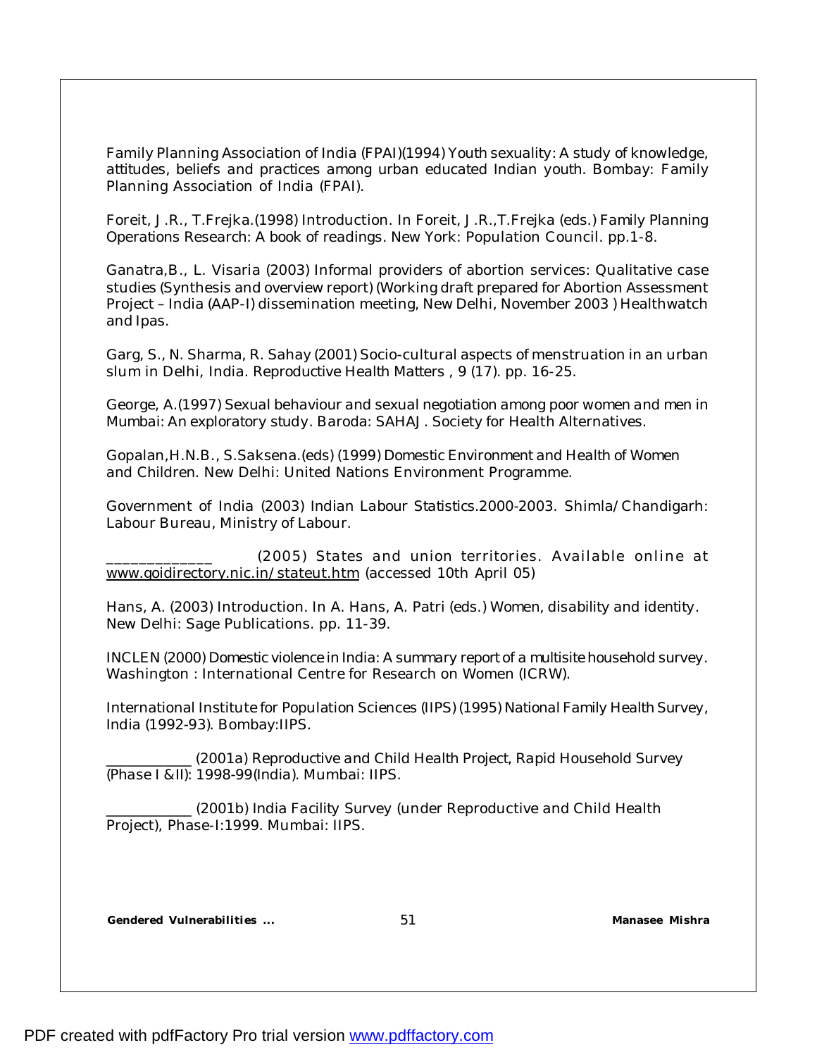Family Planning Association of India (FPAI)(1994) Youth sexuality: A study of knowledge, attitudes, beliefs and practices among urban educated Indian youth. Bombay: Family Planning Association of India (FPAI).

Foreit, J.R., T.Frejka.(1998) Introduction. In Foreit, J.R.,T.Frejka (eds.) Family Planning Operations Research: A book of readings. New York: Population Council. pp.1-8.

Ganatra,B., L. Visaria (2003) Informal providers of abortion services: Qualitative case studies (Synthesis and overview report) (Working draft prepared for Abortion Assessment Project – India (AAP-I) dissemination meeting, New Delhi, November 2003 ) Healthwatch and Ipas.

Garg, S., N. Sharma, R. Sahay (2001) Socio-cultural aspects of menstruation in an urban slum in Delhi, India. Reproductive Health Matters , 9 (17). pp. 16-25.

George, A.(1997) Sexual behaviour and sexual negotiation among poor women and men in Mumbai: An exploratory study. Baroda: SAHAJ. Society for Health Alternatives.

Gopalan,H.N.B., S.Saksena.(eds) (1999) Domestic Environment and Health of Women and Children. New Delhi: United Nations Environment Programme.

Government of India (2003) Indian Labour Statistics.2000-2003. Shimla/Chandigarh: Labour Bureau, Ministry of Labour.

_____________ (2005) States and union territories. Available online at www.goidirectory.nic.in/stateut.htm (accessed 10th April 05)

Hans, A. (2003) Introduction. In A. Hans, A. Patri (eds.) Women, disability and identity. New Delhi: Sage Publications. pp. 11-39.

INCLEN (2000) Domestic violence in India: A summary report of a multisite household survey. Washington : International Centre for Research on Women (ICRW).

International Institute for Population Sciences (IIPS) (1995) National Family Health Survey, India (1992-93). Bombay:IIPS.

___________ (2001a) Reproductive and Child Health Project, Rapid Household Survey (Phase I &II): 1998-99(India). Mumbai: IIPS.

___________ (2001b) India Facility Survey (under Reproductive and Child Health Project), Phase-I:1999. Mumbai: IIPS.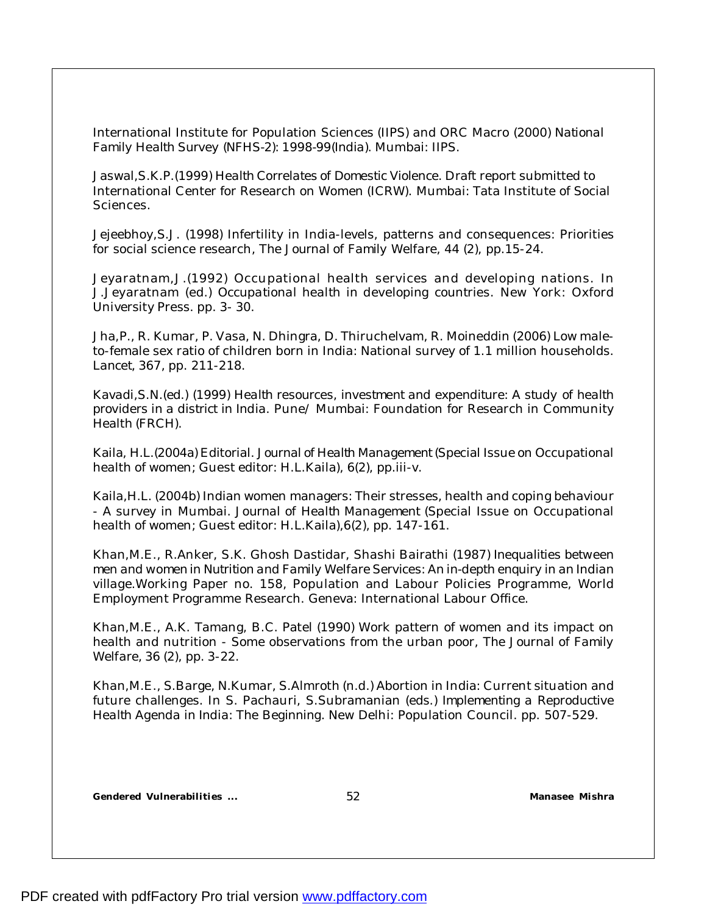International Institute for Population Sciences (IIPS) and ORC Macro (2000) National Family Health Survey (NFHS-2): 1998-99(India). Mumbai: IIPS.

Jaswal,S.K.P.(1999) Health Correlates of Domestic Violence. Draft report submitted to International Center for Research on Women (ICRW). Mumbai: Tata Institute of Social Sciences.

Jejeebhoy,S.J. (1998) Infertility in India-levels, patterns and consequences: Priorities for social science research, The Journal of Family Welfare, 44 (2), pp.15-24.

Jeyaratnam,J.(1992) Occupational health services and developing nations. In J.Jeyaratnam (ed.) Occupational health in developing countries. New York: Oxford University Press. pp. 3- 30.

Jha,P., R. Kumar, P. Vasa, N. Dhingra, D. Thiruchelvam, R. Moineddin (2006) Low male-to-female sex ratio of children born in India: National survey of 1.1 million households. Lancet, 367, pp. 211-218.

Kavadi,S.N.(ed.) (1999) Health resources, investment and expenditure: A study of health providers in a district in India. Pune/ Mumbai: Foundation for Research in Community Health (FRCH).

Kaila, H.L.(2004a) Editorial. Journal of Health Management (Special Issue on Occupational health of women; Guest editor: H.L.Kaila), 6(2), pp.iii-v.

Kaila,H.L. (2004b) Indian women managers: Their stresses, health and coping behaviour - A survey in Mumbai. Journal of Health Management (Special Issue on Occupational health of women; Guest editor: H.L.Kaila),6(2), pp. 147-161.

Khan,M.E., R.Anker, S.K. Ghosh Dastidar, Shashi Bairathi (1987) Inequalities between men and women in Nutrition and Family Welfare Services: An in-depth enquiry in an Indian village.Working Paper no. 158, Population and Labour Policies Programme, World Employment Programme Research. Geneva: International Labour Office.

Khan,M.E., A.K. Tamang, B.C. Patel (1990) Work pattern of women and its impact on health and nutrition - Some observations from the urban poor, The Journal of Family Welfare, 36 (2), pp. 3-22.

Khan,M.E., S.Barge, N.Kumar, S.Almroth (n.d.) Abortion in India: Current situation and future challenges. In S. Pachauri, S.Subramanian (eds.) Implementing a Reproductive Health Agenda in India: The Beginning. New Delhi: Population Council. pp. 507-529.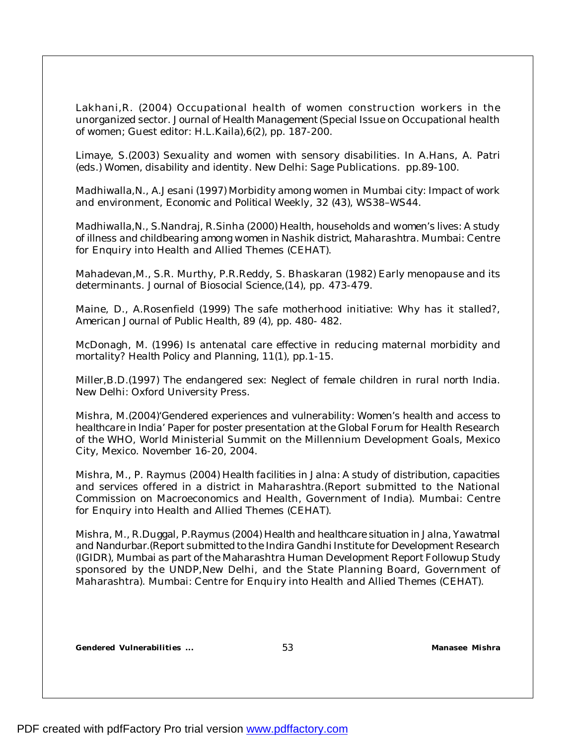Lakhani,R. (2004) Occupational health of women construction workers in the unorganized sector. Journal of Health Management (Special Issue on Occupational health of women; Guest editor: H.L.Kaila),6(2), pp. 187-200.

Limaye, S.(2003) Sexuality and women with sensory disabilities. In A.Hans, A. Patri (eds.) Women, disability and identity. New Delhi: Sage Publications. pp.89-100.

Madhiwalla,N., A.Jesani (1997) Morbidity among women in Mumbai city: Impact of work and environment, Economic and Political Weekly, 32 (43), WS38–WS44.

Madhiwalla,N., S.Nandraj, R.Sinha (2000) Health, households and women's lives: A study of illness and childbearing among women in Nashik district, Maharashtra. Mumbai: Centre for Enquiry into Health and Allied Themes (CEHAT).

Mahadevan,M., S.R. Murthy, P.R.Reddy, S. Bhaskaran (1982) Early menopause and its determinants. Journal of Biosocial Science,(14), pp. 473-479.

Maine, D., A.Rosenfield (1999) The safe motherhood initiative: Why has it stalled?, American Journal of Public Health, 89 (4), pp. 480- 482.

McDonagh, M. (1996) Is antenatal care effective in reducing maternal morbidity and mortality? Health Policy and Planning, 11(1), pp.1-15.

Miller,B.D.(1997) The endangered sex: Neglect of female children in rural north India. New Delhi: Oxford University Press.

Mishra, M.(2004)'Gendered experiences and vulnerability: Women's health and access to healthcare in India' Paper for poster presentation at the Global Forum for Health Research of the WHO, World Ministerial Summit on the Millennium Development Goals, Mexico City, Mexico. November 16-20, 2004.

Mishra, M., P. Raymus (2004) Health facilities in Jalna: A study of distribution, capacities and services offered in a district in Maharashtra.(Report submitted to the National Commission on Macroeconomics and Health, Government of India). Mumbai: Centre for Enquiry into Health and Allied Themes (CEHAT).

Mishra, M., R.Duggal, P.Raymus (2004) Health and healthcare situation in Jalna, Yawatmal and Nandurbar.(Report submitted to the Indira Gandhi Institute for Development Research (IGIDR), Mumbai as part of the Maharashtra Human Development Report Followup Study sponsored by the UNDP,New Delhi, and the State Planning Board, Government of Maharashtra). Mumbai: Centre for Enquiry into Health and Allied Themes (CEHAT).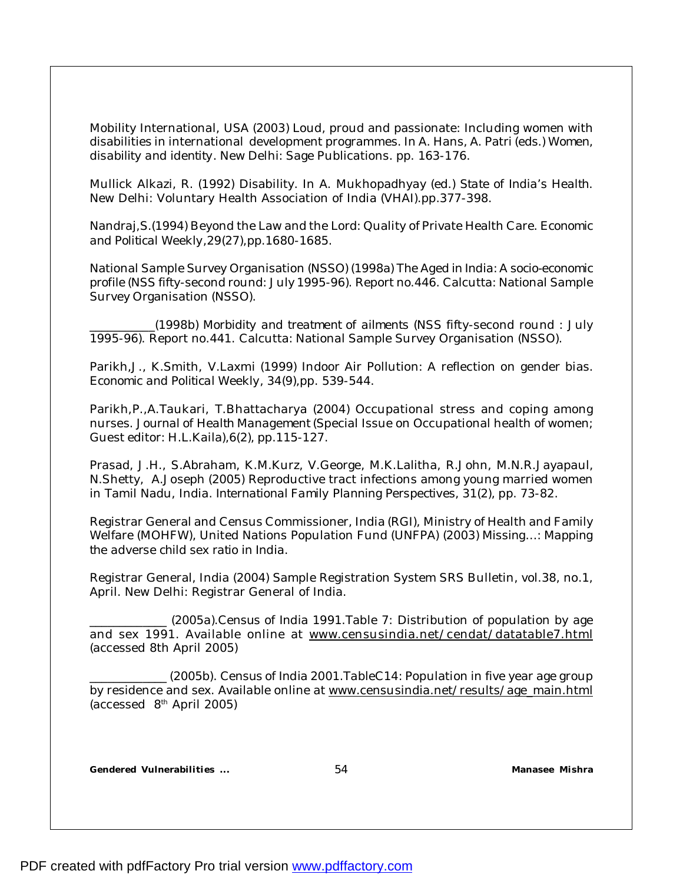Mobility International, USA (2003) Loud, proud and passionate: Including women with disabilities in international development programmes. In A. Hans, A. Patri (eds.) *Women, disability and identity*. New Delhi: Sage Publications. pp. 163-176.

Mullick Alkazi, R. (1992) Disability. In A. Mukhopadhyay (ed.) *State of India's Health*. New Delhi: Voluntary Health Association of India (VHAI).pp.377-398.

Nandraj,S.(1994) Beyond the Law and the Lord: Quality of Private Health Care. *Economic and Political Weekly*,29(27),pp.1680-1685.

National Sample Survey Organisation (NSSO) (1998a) The Aged in India: A socio-economic profile (NSS fifty-second round: July 1995-96). Report no.446. Calcutta: National Sample Survey Organisation (NSSO).

___________(1998b) Morbidity and treatment of ailments (NSS fifty-second round : July 1995-96). Report no.441. Calcutta: National Sample Survey Organisation (NSSO).

Parikh,J., K.Smith, V.Laxmi (1999) Indoor Air Pollution: A reflection on gender bias. *Economic and Political Weekly*, 34(9),pp. 539-544.

Parikh,P.,A.Taukari, T.Bhattacharya (2004) Occupational stress and coping among nurses. *Journal of Health Management* (Special Issue on Occupational health of women; Guest editor: H.L.Kaila),6(2), pp.115-127.

Prasad, J.H., S.Abraham, K.M.Kurz, V.George, M.K.Lalitha, R.John, M.N.R.Jayapaul, N.Shetty, A.Joseph (2005) Reproductive tract infections among young married women in Tamil Nadu, India. *International Family Planning Perspectives*, 31(2), pp. 73-82.

Registrar General and Census Commissioner, India (RGI), Ministry of Health and Family Welfare (MOHFW), United Nations Population Fund (UNFPA) (2003) *Missing…: Mapping the adverse child sex ratio in India*.

Registrar General, India (2004) Sample Registration System *SRS Bulletin*, vol.38, no.1, April. New Delhi: Registrar General of India.

_____________ (2005a).Census of India 1991.Table 7: Distribution of population by age and sex 1991. Available online at www.censusindia.net/cendat/datatable7.html (accessed 8th April 2005)

_____________ (2005b). Census of India 2001.TableC14: Population in five year age group by residence and sex. Available online at www.censusindia.net/results/age_main.html (accessed 8th April 2005)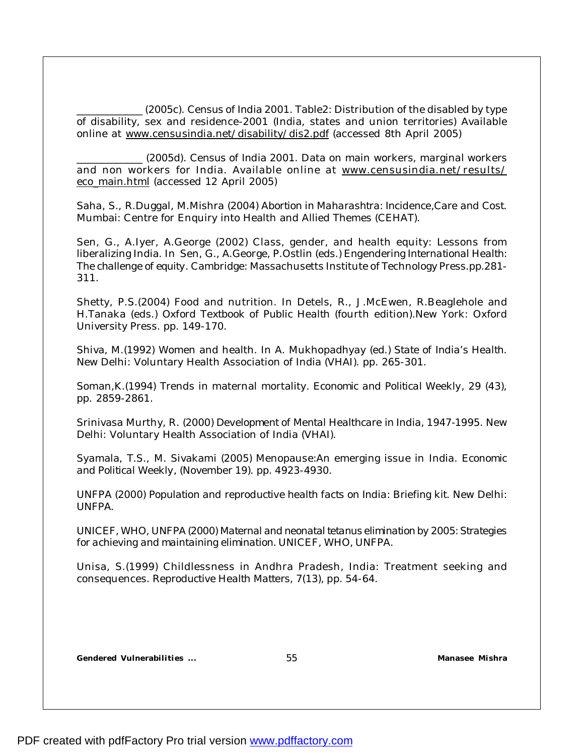____________ (2005c). Census of India 2001. Table2: Distribution of the disabled by type of disability, sex and residence-2001 (India, states and union territories) Available online at www.censusindia.net/disability/dis2.pdf (accessed 8th April 2005)

____________ (2005d). Census of India 2001. Data on main workers, marginal workers and non workers for India. Available online at www.censusindia.net/results/eco_main.html (accessed 12 April 2005)

Saha, S., R.Duggal, M.Mishra (2004) Abortion in Maharashtra: Incidence,Care and Cost. Mumbai: Centre for Enquiry into Health and Allied Themes (CEHAT).

Sen, G., A.Iyer, A.George (2002) Class, gender, and health equity: Lessons from liberalizing India. In Sen, G., A.George, P.Ostlin (eds.) Engendering International Health: The challenge of equity. Cambridge: Massachusetts Institute of Technology Press.pp.281-311.

Shetty, P.S.(2004) Food and nutrition. In Detels, R., J.McEwen, R.Beaglehole and H.Tanaka (eds.) Oxford Textbook of Public Health (fourth edition).New York: Oxford University Press. pp. 149-170.

Shiva, M.(1992) Women and health. In A. Mukhopadhyay (ed.) State of India's Health. New Delhi: Voluntary Health Association of India (VHAI). pp. 265-301.

Soman,K.(1994) Trends in maternal mortality. Economic and Political Weekly, 29 (43), pp. 2859-2861.

Srinivasa Murthy, R. (2000) Development of Mental Healthcare in India, 1947-1995. New Delhi: Voluntary Health Association of India (VHAI).

Syamala, T.S., M. Sivakami (2005) Menopause:An emerging issue in India. Economic and Political Weekly, (November 19). pp. 4923-4930.

UNFPA (2000) Population and reproductive health facts on India: Briefing kit. New Delhi: UNFPA.

UNICEF, WHO, UNFPA (2000) Maternal and neonatal tetanus elimination by 2005: Strategies for achieving and maintaining elimination. UNICEF, WHO, UNFPA.

Unisa, S.(1999) Childlessness in Andhra Pradesh, India: Treatment seeking and consequences. Reproductive Health Matters, 7(13), pp. 54-64.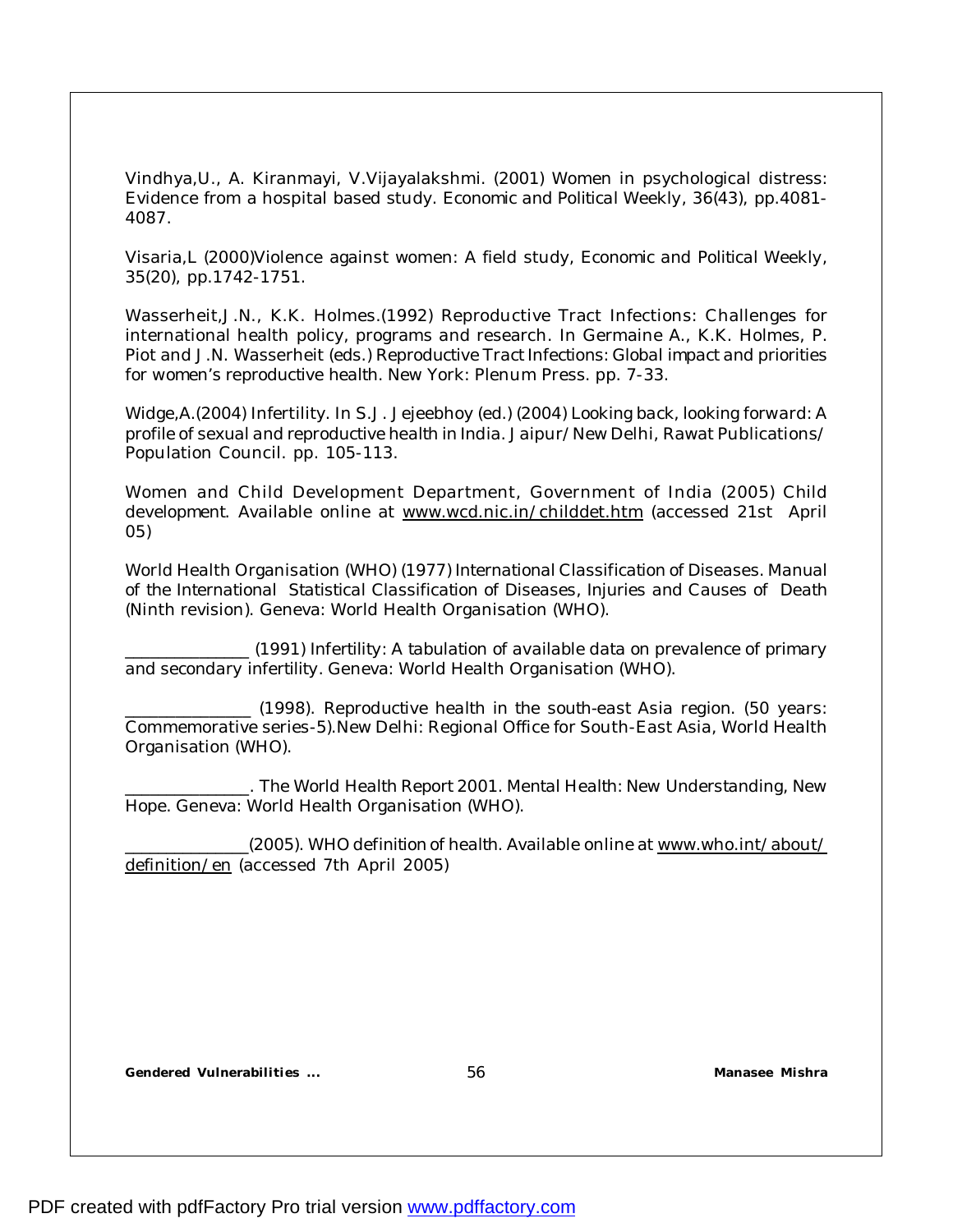Vindhya,U., A. Kiranmayi, V.Vijayalakshmi. (2001) Women in psychological distress: Evidence from a hospital based study. Economic and Political Weekly, 36(43), pp.4081-4087.

Visaria,L (2000)Violence against women: A field study, Economic and Political Weekly, 35(20), pp.1742-1751.

Wasserheit,J.N., K.K. Holmes.(1992) Reproductive Tract Infections: Challenges for international health policy, programs and research. In Germaine A., K.K. Holmes, P. Piot and J.N. Wasserheit (eds.) Reproductive Tract Infections: Global impact and priorities for women's reproductive health. New York: Plenum Press. pp. 7-33.

Widge,A.(2004) Infertility. In S.J. Jejeebhoy (ed.) (2004) Looking back, looking forward: A profile of sexual and reproductive health in India. Jaipur/New Delhi, Rawat Publications/ Population Council. pp. 105-113.

Women and Child Development Department, Government of India (2005) Child development. Available online at www.wcd.nic.in/childdet.htm (accessed 21st April 05)

World Health Organisation (WHO) (1977) International Classification of Diseases. Manual of the International Statistical Classification of Diseases, Injuries and Causes of Death (Ninth revision). Geneva: World Health Organisation (WHO).

_______________ (1991) Infertility: A tabulation of available data on prevalence of primary and secondary infertility. Geneva: World Health Organisation (WHO).

_______________ (1998). Reproductive health in the south-east Asia region. (50 years: Commemorative series-5).New Delhi: Regional Office for South-East Asia, World Health Organisation (WHO).

_______________. The World Health Report 2001. Mental Health: New Understanding, New Hope. Geneva: World Health Organisation (WHO).

_______________(2005). WHO definition of health. Available online at www.who.int/about/definition/en (accessed 7th April 2005)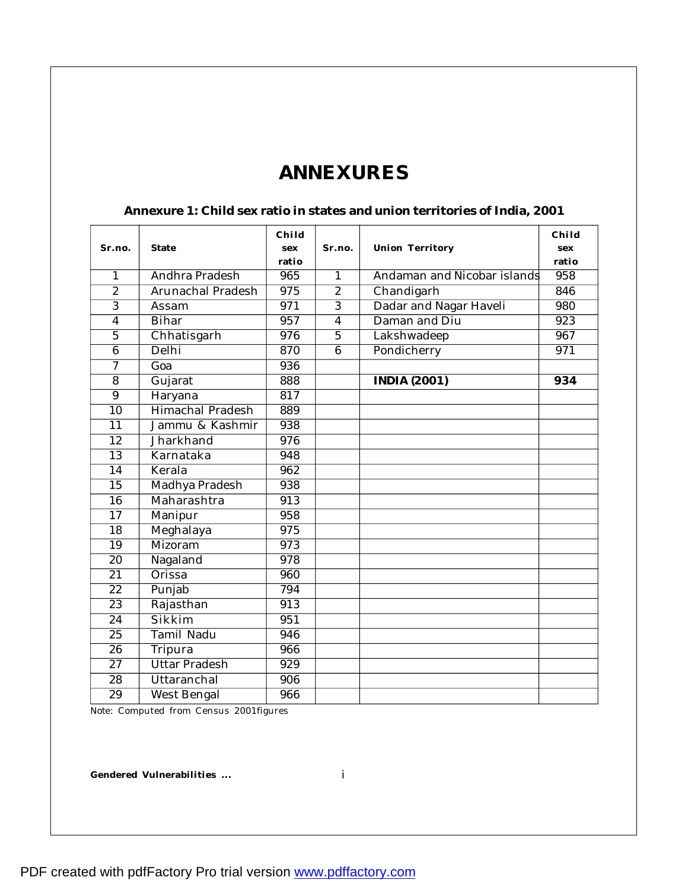# ANNEXURES

**Annexure 1: Child sex ratio in states and union territories of India, 2001**

| Sr.no. | State | Child sex ratio | Sr.no. | Union Territory | Child sex ratio |
|---|---|---|---|---|---|
| 1 | Andhra Pradesh | 965 | 1 | Andaman and Nicobar islands | 958 |
| 2 | Arunachal Pradesh | 975 | 2 | Chandigarh | 846 |
| 3 | Assam | 971 | 3 | Dadar and Nagar Haveli | 980 |
| 4 | Bihar | 957 | 4 | Daman and Diu | 923 |
| 5 | Chhatisgarh | 976 | 5 | Lakshwadeep | 967 |
| 6 | Delhi | 870 | 6 | Pondicherry | 971 |
| 7 | Goa | 936 | | | |
| 8 | Gujarat | 888 | | **INDIA (2001)** | **934** |
| 9 | Haryana | 817 | | | |
| 10 | Himachal Pradesh | 889 | | | |
| 11 | Jammu & Kashmir | 938 | | | |
| 12 | Jharkhand | 976 | | | |
| 13 | Karnataka | 948 | | | |
| 14 | Kerala | 962 | | | |
| 15 | Madhya Pradesh | 938 | | | |
| 16 | Maharashtra | 913 | | | |
| 17 | Manipur | 958 | | | |
| 18 | Meghalaya | 975 | | | |
| 19 | Mizoram | 973 | | | |
| 20 | Nagaland | 978 | | | |
| 21 | Orissa | 960 | | | |
| 22 | Punjab | 794 | | | |
| 23 | Rajasthan | 913 | | | |
| 24 | Sikkim | 951 | | | |
| 25 | Tamil Nadu | 946 | | | |
| 26 | Tripura | 966 | | | |
| 27 | Uttar Pradesh | 929 | | | |
| 28 | Uttaranchal | 906 | | | |
| 29 | West Bengal | 966 | | | |

Note: Computed from Census 2001figures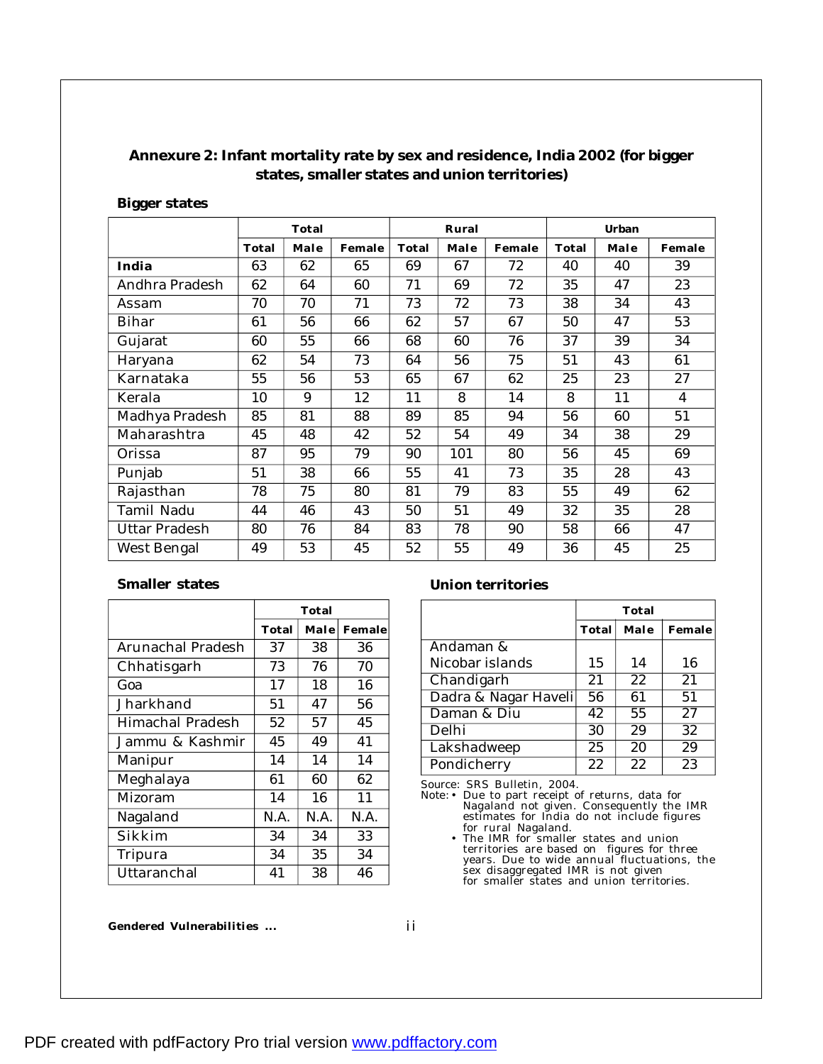## Annexure 2: Infant mortality rate by sex and residence, India 2002 (for bigger states, smaller states and union territories)

### Bigger states

| | Total | | | Rural | | | Urban | | |
|---|---|---|---|---|---|---|---|---|---|
| | Total | Male | Female | Total | Male | Female | Total | Male | Female |
| **India** | 63 | 62 | 65 | 69 | 67 | 72 | 40 | 40 | 39 |
| Andhra Pradesh | 62 | 64 | 60 | 71 | 69 | 72 | 35 | 47 | 23 |
| Assam | 70 | 70 | 71 | 73 | 72 | 73 | 38 | 34 | 43 |
| Bihar | 61 | 56 | 66 | 62 | 57 | 67 | 50 | 47 | 53 |
| Gujarat | 60 | 55 | 66 | 68 | 60 | 76 | 37 | 39 | 34 |
| Haryana | 62 | 54 | 73 | 64 | 56 | 75 | 51 | 43 | 61 |
| Karnataka | 55 | 56 | 53 | 65 | 67 | 62 | 25 | 23 | 27 |
| Kerala | 10 | 9 | 12 | 11 | 8 | 14 | 8 | 11 | 4 |
| Madhya Pradesh | 85 | 81 | 88 | 89 | 85 | 94 | 56 | 60 | 51 |
| Maharashtra | 45 | 48 | 42 | 52 | 54 | 49 | 34 | 38 | 29 |
| Orissa | 87 | 95 | 79 | 90 | 101 | 80 | 56 | 45 | 69 |
| Punjab | 51 | 38 | 66 | 55 | 41 | 73 | 35 | 28 | 43 |
| Rajasthan | 78 | 75 | 80 | 81 | 79 | 83 | 55 | 49 | 62 |
| Tamil Nadu | 44 | 46 | 43 | 50 | 51 | 49 | 32 | 35 | 28 |
| Uttar Pradesh | 80 | 76 | 84 | 83 | 78 | 90 | 58 | 66 | 47 |
| West Bengal | 49 | 53 | 45 | 52 | 55 | 49 | 36 | 45 | 25 |

### Smaller states

| | Total | | |
|---|---|---|---|
| | Total | Male | Female |
| Arunachal Pradesh | 37 | 38 | 36 |
| Chhatisgarh | 73 | 76 | 70 |
| Goa | 17 | 18 | 16 |
| Jharkhand | 51 | 47 | 56 |
| Himachal Pradesh | 52 | 57 | 45 |
| Jammu & Kashmir | 45 | 49 | 41 |
| Manipur | 14 | 14 | 14 |
| Meghalaya | 61 | 60 | 62 |
| Mizoram | 14 | 16 | 11 |
| Nagaland | N.A. | N.A. | N.A. |
| Sikkim | 34 | 34 | 33 |
| Tripura | 34 | 35 | 34 |
| Uttaranchal | 41 | 38 | 46 |

### Union territories

| | Total | | |
|---|---|---|---|
| | Total | Male | Female |
| Andaman & Nicobar islands | 15 | 14 | 16 |
| Chandigarh | 21 | 22 | 21 |
| Dadra & Nagar Haveli | 56 | 61 | 51 |
| Daman & Diu | 42 | 55 | 27 |
| Delhi | 30 | 29 | 32 |
| Lakshadweep | 25 | 20 | 29 |
| Pondicherry | 22 | 22 | 23 |

Source: SRS Bulletin, 2004.

Note:
- Due to part receipt of returns, data for Nagaland not given. Consequently the IMR estimates for India do not include figures for rural Nagaland.
- The IMR for smaller states and union territories are based on figures for three years. Due to wide annual fluctuations, the sex disaggregated IMR is not given for smaller states and union territories.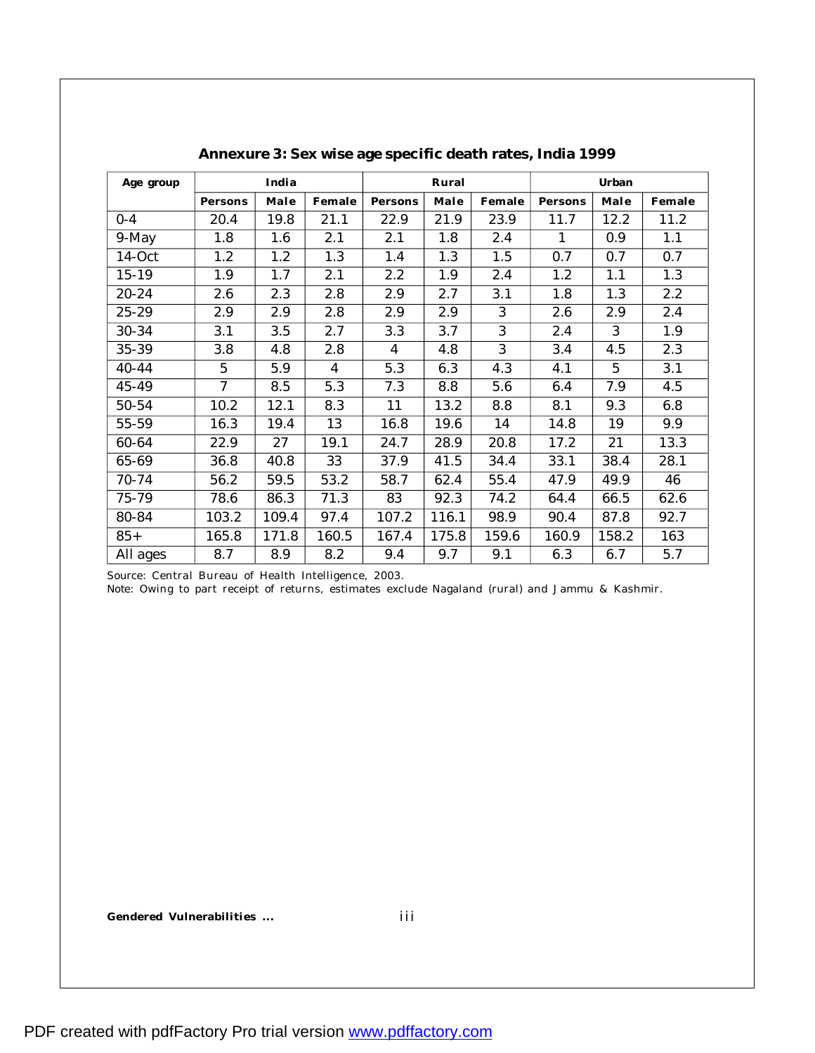## Annexure 3: Sex wise age specific death rates, India 1999

| Age group | India | | | Rural | | | Urban | | |
|---|---|---|---|---|---|---|---|---|---|
| | Persons | Male | Female | Persons | Male | Female | Persons | Male | Female |
| 0-4 | 20.4 | 19.8 | 21.1 | 22.9 | 21.9 | 23.9 | 11.7 | 12.2 | 11.2 |
| 9-May | 1.8 | 1.6 | 2.1 | 2.1 | 1.8 | 2.4 | 1 | 0.9 | 1.1 |
| 14-Oct | 1.2 | 1.2 | 1.3 | 1.4 | 1.3 | 1.5 | 0.7 | 0.7 | 0.7 |
| 15-19 | 1.9 | 1.7 | 2.1 | 2.2 | 1.9 | 2.4 | 1.2 | 1.1 | 1.3 |
| 20-24 | 2.6 | 2.3 | 2.8 | 2.9 | 2.7 | 3.1 | 1.8 | 1.3 | 2.2 |
| 25-29 | 2.9 | 2.9 | 2.8 | 2.9 | 2.9 | 3 | 2.6 | 2.9 | 2.4 |
| 30-34 | 3.1 | 3.5 | 2.7 | 3.3 | 3.7 | 3 | 2.4 | 3 | 1.9 |
| 35-39 | 3.8 | 4.8 | 2.8 | 4 | 4.8 | 3 | 3.4 | 4.5 | 2.3 |
| 40-44 | 5 | 5.9 | 4 | 5.3 | 6.3 | 4.3 | 4.1 | 5 | 3.1 |
| 45-49 | 7 | 8.5 | 5.3 | 7.3 | 8.8 | 5.6 | 6.4 | 7.9 | 4.5 |
| 50-54 | 10.2 | 12.1 | 8.3 | 11 | 13.2 | 8.8 | 8.1 | 9.3 | 6.8 |
| 55-59 | 16.3 | 19.4 | 13 | 16.8 | 19.6 | 14 | 14.8 | 19 | 9.9 |
| 60-64 | 22.9 | 27 | 19.1 | 24.7 | 28.9 | 20.8 | 17.2 | 21 | 13.3 |
| 65-69 | 36.8 | 40.8 | 33 | 37.9 | 41.5 | 34.4 | 33.1 | 38.4 | 28.1 |
| 70-74 | 56.2 | 59.5 | 53.2 | 58.7 | 62.4 | 55.4 | 47.9 | 49.9 | 46 |
| 75-79 | 78.6 | 86.3 | 71.3 | 83 | 92.3 | 74.2 | 64.4 | 66.5 | 62.6 |
| 80-84 | 103.2 | 109.4 | 97.4 | 107.2 | 116.1 | 98.9 | 90.4 | 87.8 | 92.7 |
| 85+ | 165.8 | 171.8 | 160.5 | 167.4 | 175.8 | 159.6 | 160.9 | 158.2 | 163 |
| All ages | 8.7 | 8.9 | 8.2 | 9.4 | 9.7 | 9.1 | 6.3 | 6.7 | 5.7 |

Source: Central Bureau of Health Intelligence, 2003.
Note: Owing to part receipt of returns, estimates exclude Nagaland (rural) and Jammu & Kashmir.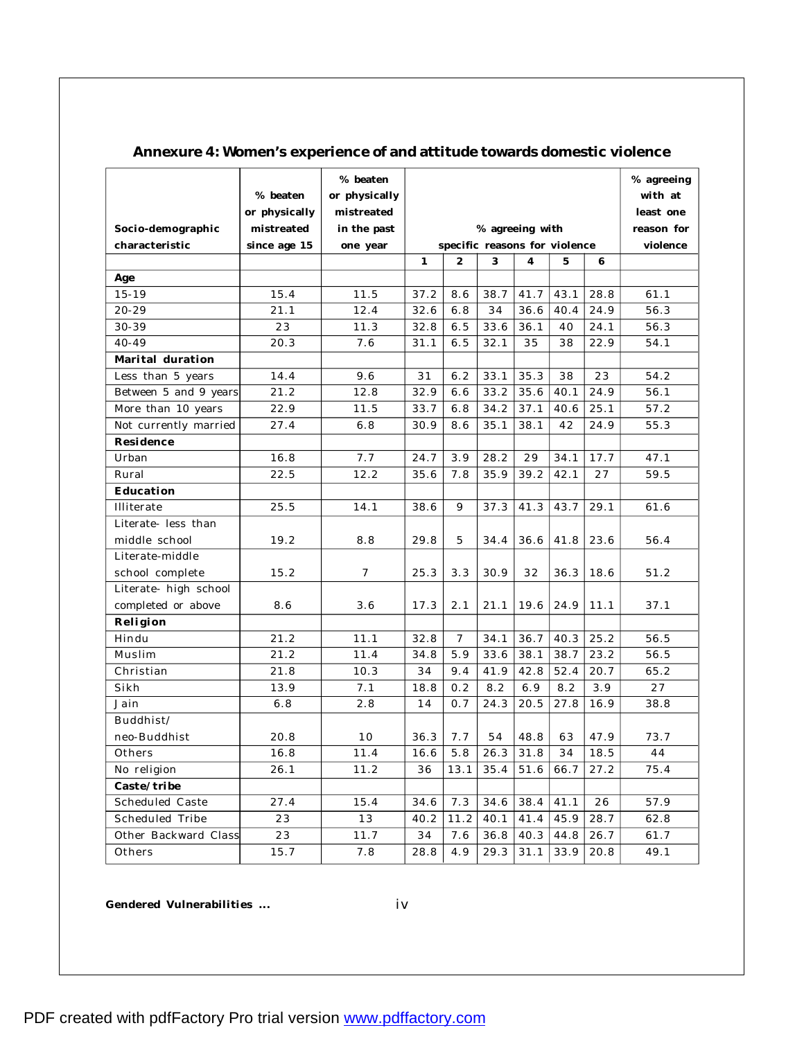## Annexure 4: Women's experience of and attitude towards domestic violence

| Socio-demographic characteristic | % beaten or physically mistreated since age 15 | % beaten or physically mistreated in the past one year | % agreeing with specific reasons for violence | | | | | | % agreeing with at least one reason for violence |
|---|---|---|---|---|---|---|---|---|---|
| | | | 1 | 2 | 3 | 4 | 5 | 6 | |
| **Age** | | | | | | | | | |
| 15-19 | 15.4 | 11.5 | 37.2 | 8.6 | 38.7 | 41.7 | 43.1 | 28.8 | 61.1 |
| 20-29 | 21.1 | 12.4 | 32.6 | 6.8 | 34 | 36.6 | 40.4 | 24.9 | 56.3 |
| 30-39 | 23 | 11.3 | 32.8 | 6.5 | 33.6 | 36.1 | 40 | 24.1 | 56.3 |
| 40-49 | 20.3 | 7.6 | 31.1 | 6.5 | 32.1 | 35 | 38 | 22.9 | 54.1 |
| **Marital duration** | | | | | | | | | |
| Less than 5 years | 14.4 | 9.6 | 31 | 6.2 | 33.1 | 35.3 | 38 | 23 | 54.2 |
| Between 5 and 9 years | 21.2 | 12.8 | 32.9 | 6.6 | 33.2 | 35.6 | 40.1 | 24.9 | 56.1 |
| More than 10 years | 22.9 | 11.5 | 33.7 | 6.8 | 34.2 | 37.1 | 40.6 | 25.1 | 57.2 |
| Not currently married | 27.4 | 6.8 | 30.9 | 8.6 | 35.1 | 38.1 | 42 | 24.9 | 55.3 |
| **Residence** | | | | | | | | | |
| Urban | 16.8 | 7.7 | 24.7 | 3.9 | 28.2 | 29 | 34.1 | 17.7 | 47.1 |
| Rural | 22.5 | 12.2 | 35.6 | 7.8 | 35.9 | 39.2 | 42.1 | 27 | 59.5 |
| **Education** | | | | | | | | | |
| Illiterate | 25.5 | 14.1 | 38.6 | 9 | 37.3 | 41.3 | 43.7 | 29.1 | 61.6 |
| Literate- less than middle school | 19.2 | 8.8 | 29.8 | 5 | 34.4 | 36.6 | 41.8 | 23.6 | 56.4 |
| Literate-middle school complete | 15.2 | 7 | 25.3 | 3.3 | 30.9 | 32 | 36.3 | 18.6 | 51.2 |
| Literate- high school completed or above | 8.6 | 3.6 | 17.3 | 2.1 | 21.1 | 19.6 | 24.9 | 11.1 | 37.1 |
| **Religion** | | | | | | | | | |
| Hindu | 21.2 | 11.1 | 32.8 | 7 | 34.1 | 36.7 | 40.3 | 25.2 | 56.5 |
| Muslim | 21.2 | 11.4 | 34.8 | 5.9 | 33.6 | 38.1 | 38.7 | 23.2 | 56.5 |
| Christian | 21.8 | 10.3 | 34 | 9.4 | 41.9 | 42.8 | 52.4 | 20.7 | 65.2 |
| Sikh | 13.9 | 7.1 | 18.8 | 0.2 | 8.2 | 6.9 | 8.2 | 3.9 | 27 |
| Jain | 6.8 | 2.8 | 14 | 0.7 | 24.3 | 20.5 | 27.8 | 16.9 | 38.8 |
| Buddhist/ neo-Buddhist | 20.8 | 10 | 36.3 | 7.7 | 54 | 48.8 | 63 | 47.9 | 73.7 |
| Others | 16.8 | 11.4 | 16.6 | 5.8 | 26.3 | 31.8 | 34 | 18.5 | 44 |
| No religion | 26.1 | 11.2 | 36 | 13.1 | 35.4 | 51.6 | 66.7 | 27.2 | 75.4 |
| **Caste/tribe** | | | | | | | | | |
| Scheduled Caste | 27.4 | 15.4 | 34.6 | 7.3 | 34.6 | 38.4 | 41.1 | 26 | 57.9 |
| Scheduled Tribe | 23 | 13 | 40.2 | 11.2 | 40.1 | 41.4 | 45.9 | 28.7 | 62.8 |
| Other Backward Class | 23 | 11.7 | 34 | 7.6 | 36.8 | 40.3 | 44.8 | 26.7 | 61.7 |
| Others | 15.7 | 7.8 | 28.8 | 4.9 | 29.3 | 31.1 | 33.9 | 20.8 | 49.1 |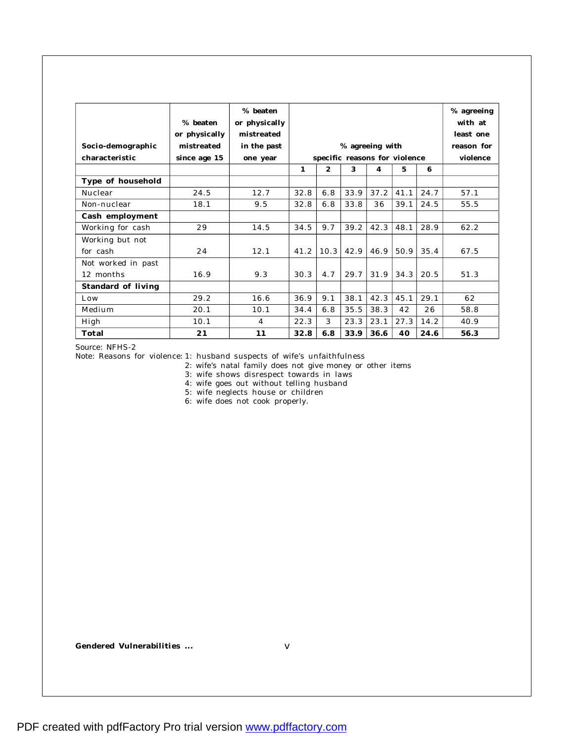| Socio-demographic characteristic | % beaten or physically mistreated since age 15 | % beaten or physically mistreated in the past one year | % agreeing with specific reasons for violence | | | | | | % agreeing with at least one reason for violence |
|---|---|---|---|---|---|---|---|---|---|
| | | | 1 | 2 | 3 | 4 | 5 | 6 | |
| **Type of household** | | | | | | | | | |
| Nuclear | 24.5 | 12.7 | 32.8 | 6.8 | 33.9 | 37.2 | 41.1 | 24.7 | 57.1 |
| Non-nuclear | 18.1 | 9.5 | 32.8 | 6.8 | 33.8 | 36 | 39.1 | 24.5 | 55.5 |
| **Cash employment** | | | | | | | | | |
| Working for cash | 29 | 14.5 | 34.5 | 9.7 | 39.2 | 42.3 | 48.1 | 28.9 | 62.2 |
| Working but not for cash | 24 | 12.1 | 41.2 | 10.3 | 42.9 | 46.9 | 50.9 | 35.4 | 67.5 |
| Not worked in past 12 months | 16.9 | 9.3 | 30.3 | 4.7 | 29.7 | 31.9 | 34.3 | 20.5 | 51.3 |
| **Standard of living** | | | | | | | | | |
| Low | 29.2 | 16.6 | 36.9 | 9.1 | 38.1 | 42.3 | 45.1 | 29.1 | 62 |
| Medium | 20.1 | 10.1 | 34.4 | 6.8 | 35.5 | 38.3 | 42 | 26 | 58.8 |
| High | 10.1 | 4 | 22.3 | 3 | 23.3 | 23.1 | 27.3 | 14.2 | 40.9 |
| **Total** | **21** | **11** | **32.8** | **6.8** | **33.9** | **36.6** | **40** | **24.6** | **56.3** |

Source: NFHS-2

Note: Reasons for violence:
1: husband suspects of wife's unfaithfulness
2: wife's natal family does not give money or other items
3: wife shows disrespect towards in laws
4: wife goes out without telling husband
5: wife neglects house or children
6: wife does not cook properly.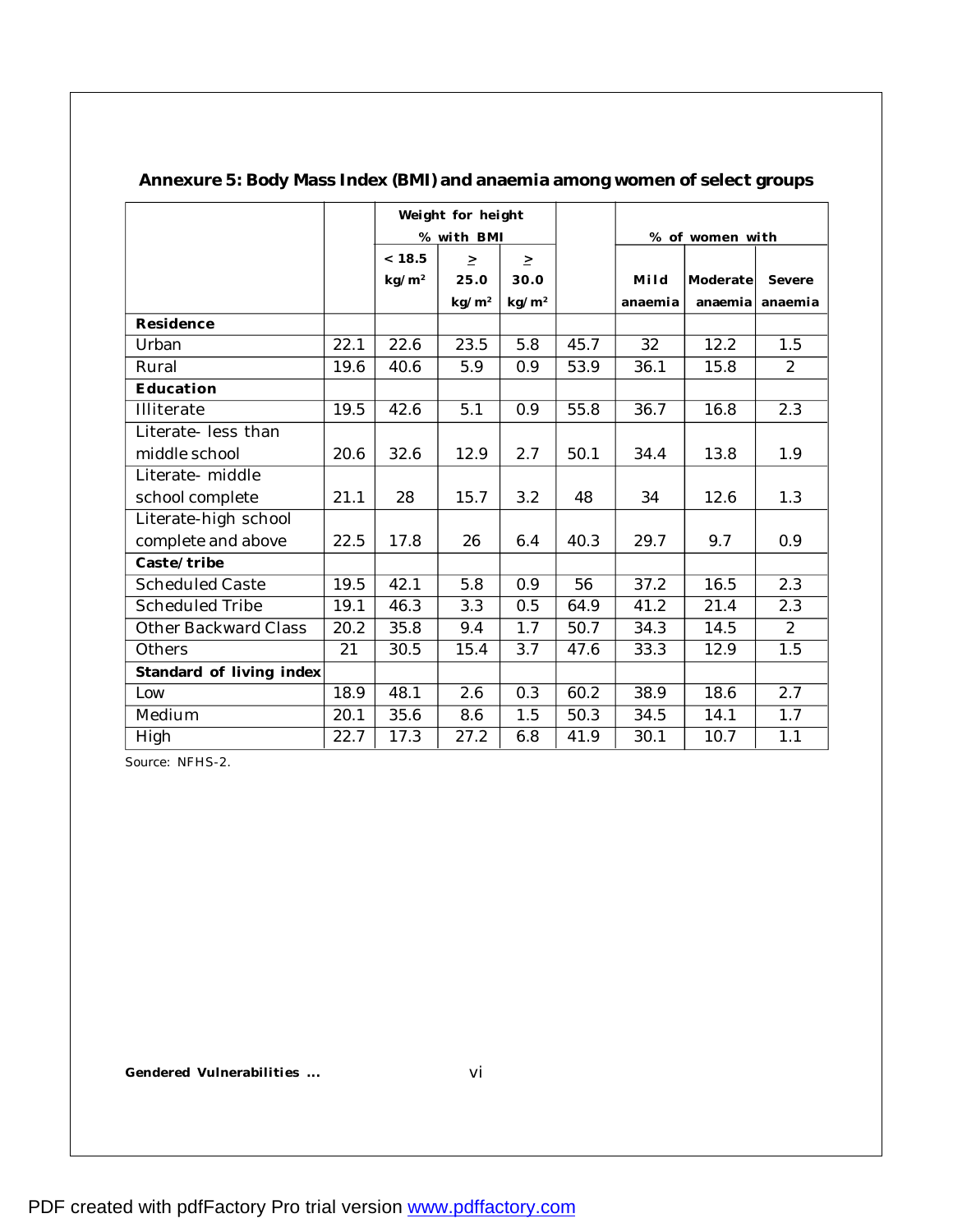## Annexure 5: Body Mass Index (BMI) and anaemia among women of select groups

| | | Weight for height % with BMI | | | | % of women with | | |
|---|---|---|---|---|---|---|---|---|
| | | < 18.5 kg/m² | ≥ 25.0 kg/m² | ≥ 30.0 kg/m² | | Mild anaemia | Moderate anaemia | Severe anaemia |
| **Residence** | | | | | | | | |
| Urban | 22.1 | 22.6 | 23.5 | 5.8 | 45.7 | 32 | 12.2 | 1.5 |
| Rural | 19.6 | 40.6 | 5.9 | 0.9 | 53.9 | 36.1 | 15.8 | 2 |
| **Education** | | | | | | | | |
| Illiterate | 19.5 | 42.6 | 5.1 | 0.9 | 55.8 | 36.7 | 16.8 | 2.3 |
| Literate- less than middle school | 20.6 | 32.6 | 12.9 | 2.7 | 50.1 | 34.4 | 13.8 | 1.9 |
| Literate- middle school complete | 21.1 | 28 | 15.7 | 3.2 | 48 | 34 | 12.6 | 1.3 |
| Literate-high school complete and above | 22.5 | 17.8 | 26 | 6.4 | 40.3 | 29.7 | 9.7 | 0.9 |
| **Caste/tribe** | | | | | | | | |
| Scheduled Caste | 19.5 | 42.1 | 5.8 | 0.9 | 56 | 37.2 | 16.5 | 2.3 |
| Scheduled Tribe | 19.1 | 46.3 | 3.3 | 0.5 | 64.9 | 41.2 | 21.4 | 2.3 |
| Other Backward Class | 20.2 | 35.8 | 9.4 | 1.7 | 50.7 | 34.3 | 14.5 | 2 |
| Others | 21 | 30.5 | 15.4 | 3.7 | 47.6 | 33.3 | 12.9 | 1.5 |
| **Standard of living index** | | | | | | | | |
| Low | 18.9 | 48.1 | 2.6 | 0.3 | 60.2 | 38.9 | 18.6 | 2.7 |
| Medium | 20.1 | 35.6 | 8.6 | 1.5 | 50.3 | 34.5 | 14.1 | 1.7 |
| High | 22.7 | 17.3 | 27.2 | 6.8 | 41.9 | 30.1 | 10.7 | 1.1 |

Source: NFHS-2.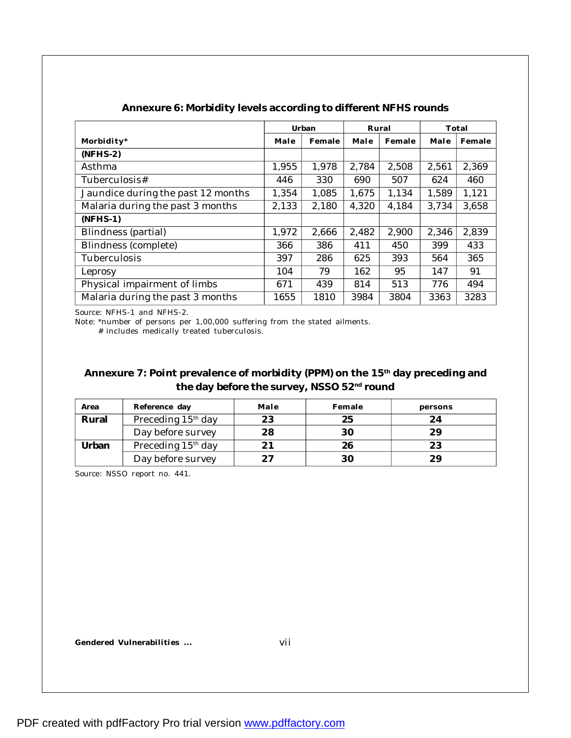## Annexure 6: Morbidity levels according to different NFHS rounds

| Morbidity* | Urban | | Rural | | Total | |
|---|---|---|---|---|---|---|
| | Male | Female | Male | Female | Male | Female |
| **(NFHS-2)** | | | | | | |
| Asthma | 1,955 | 1,978 | 2,784 | 2,508 | 2,561 | 2,369 |
| Tuberculosis# | 446 | 330 | 690 | 507 | 624 | 460 |
| Jaundice during the past 12 months | 1,354 | 1,085 | 1,675 | 1,134 | 1,589 | 1,121 |
| Malaria during the past 3 months | 2,133 | 2,180 | 4,320 | 4,184 | 3,734 | 3,658 |
| **(NFHS-1)** | | | | | | |
| Blindness (partial) | 1,972 | 2,666 | 2,482 | 2,900 | 2,346 | 2,839 |
| Blindness (complete) | 366 | 386 | 411 | 450 | 399 | 433 |
| Tuberculosis | 397 | 286 | 625 | 393 | 564 | 365 |
| Leprosy | 104 | 79 | 162 | 95 | 147 | 91 |
| Physical impairment of limbs | 671 | 439 | 814 | 513 | 776 | 494 |
| Malaria during the past 3 months | 1655 | 1810 | 3984 | 3804 | 3363 | 3283 |

Source: NFHS-1 and NFHS-2.

Note: *number of persons per 1,00,000 suffering from the stated ailments.

# includes medically treated tuberculosis.

## Annexure 7: Point prevalence of morbidity (PPM) on the 15th day preceding and the day before the survey, NSSO 52nd round

| Area | Reference day | Male | Female | persons |
|---|---|---|---|---|
| **Rural** | Preceding 15th day | **23** | **25** | **24** |
| | Day before survey | **28** | **30** | **29** |
| **Urban** | Preceding 15th day | **21** | **26** | **23** |
| | Day before survey | **27** | **30** | **29** |

Source: NSSO report no. 441.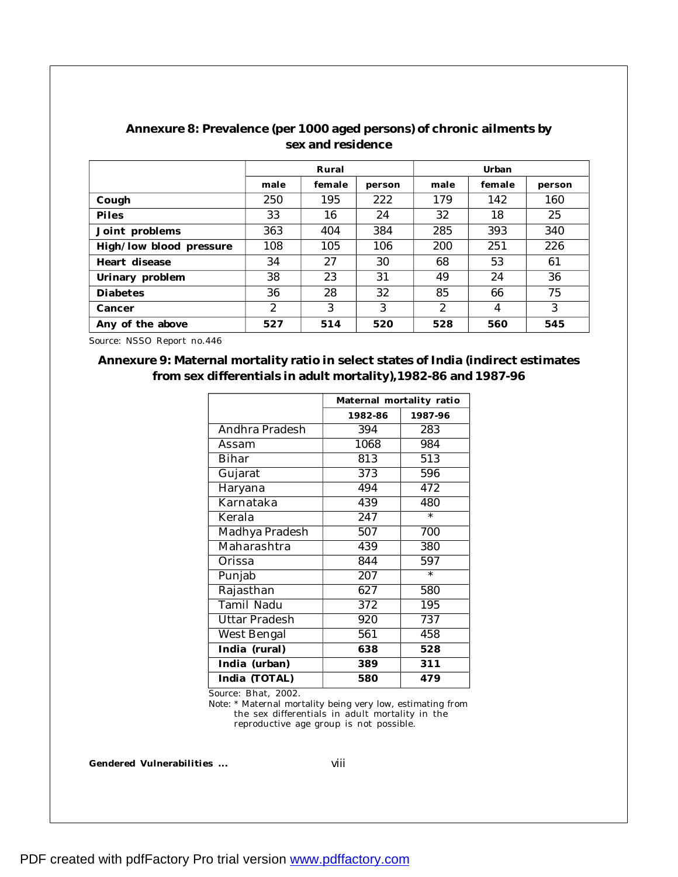## Annexure 8: Prevalence (per 1000 aged persons) of chronic ailments by sex and residence

| | Rural | | | Urban | | |
|---|---|---|---|---|---|---|
| | male | female | person | male | female | person |
| **Cough** | 250 | 195 | 222 | 179 | 142 | 160 |
| **Piles** | 33 | 16 | 24 | 32 | 18 | 25 |
| **Joint problems** | 363 | 404 | 384 | 285 | 393 | 340 |
| **High/low blood pressure** | 108 | 105 | 106 | 200 | 251 | 226 |
| **Heart disease** | 34 | 27 | 30 | 68 | 53 | 61 |
| **Urinary problem** | 38 | 23 | 31 | 49 | 24 | 36 |
| **Diabetes** | 36 | 28 | 32 | 85 | 66 | 75 |
| **Cancer** | 2 | 3 | 3 | 2 | 4 | 3 |
| **Any of the above** | **527** | **514** | **520** | **528** | **560** | **545** |

Source: NSSO Report no.446

## Annexure 9: Maternal mortality ratio in select states of India (indirect estimates from sex differentials in adult mortality), 1982-86 and 1987-96

| | Maternal mortality ratio | |
|---|---|---|
| | 1982-86 | 1987-96 |
| Andhra Pradesh | 394 | 283 |
| Assam | 1068 | 984 |
| Bihar | 813 | 513 |
| Gujarat | 373 | 596 |
| Haryana | 494 | 472 |
| Karnataka | 439 | 480 |
| Kerala | 247 | * |
| Madhya Pradesh | 507 | 700 |
| Maharashtra | 439 | 380 |
| Orissa | 844 | 597 |
| Punjab | 207 | * |
| Rajasthan | 627 | 580 |
| Tamil Nadu | 372 | 195 |
| Uttar Pradesh | 920 | 737 |
| West Bengal | 561 | 458 |
| **India (rural)** | **638** | **528** |
| **India (urban)** | **389** | **311** |
| **India (TOTAL)** | **580** | **479** |

Source: Bhat, 2002.

Note: * Maternal mortality being very low, estimating from the sex differentials in adult mortality in the reproductive age group is not possible.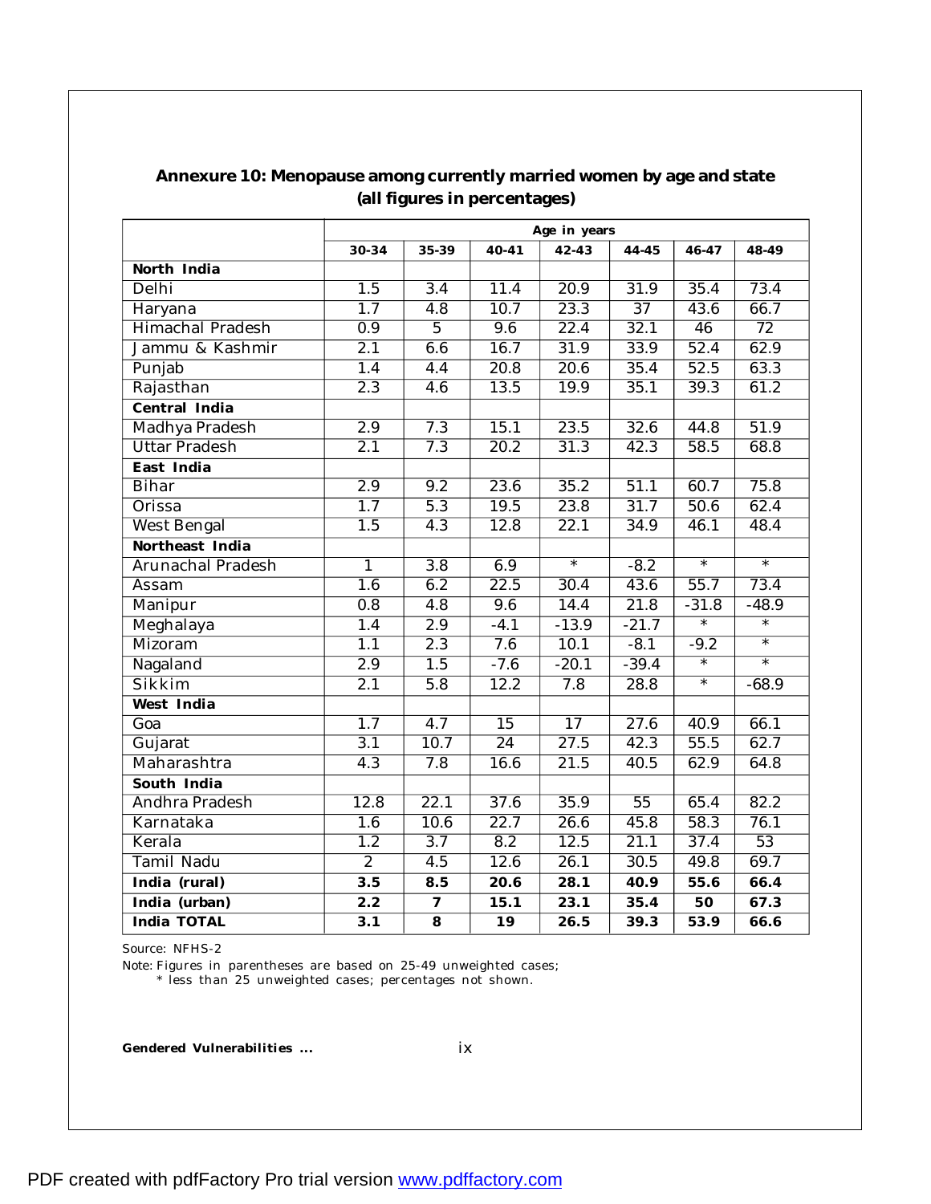## Annexure 10: Menopause among currently married women by age and state (all figures in percentages)

| | Age in years | | | | | | |
|---|---|---|---|---|---|---|---|
| | 30-34 | 35-39 | 40-41 | 42-43 | 44-45 | 46-47 | 48-49 |
| **North India** | | | | | | | |
| Delhi | 1.5 | 3.4 | 11.4 | 20.9 | 31.9 | 35.4 | 73.4 |
| Haryana | 1.7 | 4.8 | 10.7 | 23.3 | 37 | 43.6 | 66.7 |
| Himachal Pradesh | 0.9 | 5 | 9.6 | 22.4 | 32.1 | 46 | 72 |
| Jammu & Kashmir | 2.1 | 6.6 | 16.7 | 31.9 | 33.9 | 52.4 | 62.9 |
| Punjab | 1.4 | 4.4 | 20.8 | 20.6 | 35.4 | 52.5 | 63.3 |
| Rajasthan | 2.3 | 4.6 | 13.5 | 19.9 | 35.1 | 39.3 | 61.2 |
| **Central India** | | | | | | | |
| Madhya Pradesh | 2.9 | 7.3 | 15.1 | 23.5 | 32.6 | 44.8 | 51.9 |
| Uttar Pradesh | 2.1 | 7.3 | 20.2 | 31.3 | 42.3 | 58.5 | 68.8 |
| **East India** | | | | | | | |
| Bihar | 2.9 | 9.2 | 23.6 | 35.2 | 51.1 | 60.7 | 75.8 |
| Orissa | 1.7 | 5.3 | 19.5 | 23.8 | 31.7 | 50.6 | 62.4 |
| West Bengal | 1.5 | 4.3 | 12.8 | 22.1 | 34.9 | 46.1 | 48.4 |
| **Northeast India** | | | | | | | |
| Arunachal Pradesh | 1 | 3.8 | 6.9 | * | -8.2 | * | * |
| Assam | 1.6 | 6.2 | 22.5 | 30.4 | 43.6 | 55.7 | 73.4 |
| Manipur | 0.8 | 4.8 | 9.6 | 14.4 | 21.8 | -31.8 | -48.9 |
| Meghalaya | 1.4 | 2.9 | -4.1 | -13.9 | -21.7 | * | * |
| Mizoram | 1.1 | 2.3 | 7.6 | 10.1 | -8.1 | -9.2 | * |
| Nagaland | 2.9 | 1.5 | -7.6 | -20.1 | -39.4 | * | * |
| Sikkim | 2.1 | 5.8 | 12.2 | 7.8 | 28.8 | * | -68.9 |
| **West India** | | | | | | | |
| Goa | 1.7 | 4.7 | 15 | 17 | 27.6 | 40.9 | 66.1 |
| Gujarat | 3.1 | 10.7 | 24 | 27.5 | 42.3 | 55.5 | 62.7 |
| Maharashtra | 4.3 | 7.8 | 16.6 | 21.5 | 40.5 | 62.9 | 64.8 |
| **South India** | | | | | | | |
| Andhra Pradesh | 12.8 | 22.1 | 37.6 | 35.9 | 55 | 65.4 | 82.2 |
| Karnataka | 1.6 | 10.6 | 22.7 | 26.6 | 45.8 | 58.3 | 76.1 |
| Kerala | 1.2 | 3.7 | 8.2 | 12.5 | 21.1 | 37.4 | 53 |
| Tamil Nadu | 2 | 4.5 | 12.6 | 26.1 | 30.5 | 49.8 | 69.7 |
| **India (rural)** | **3.5** | **8.5** | **20.6** | **28.1** | **40.9** | **55.6** | **66.4** |
| **India (urban)** | **2.2** | **7** | **15.1** | **23.1** | **35.4** | **50** | **67.3** |
| **India TOTAL** | **3.1** | **8** | **19** | **26.5** | **39.3** | **53.9** | **66.6** |

Source: NFHS-2

Note: Figures in parentheses are based on 25-49 unweighted cases;
* less than 25 unweighted cases; percentages not shown.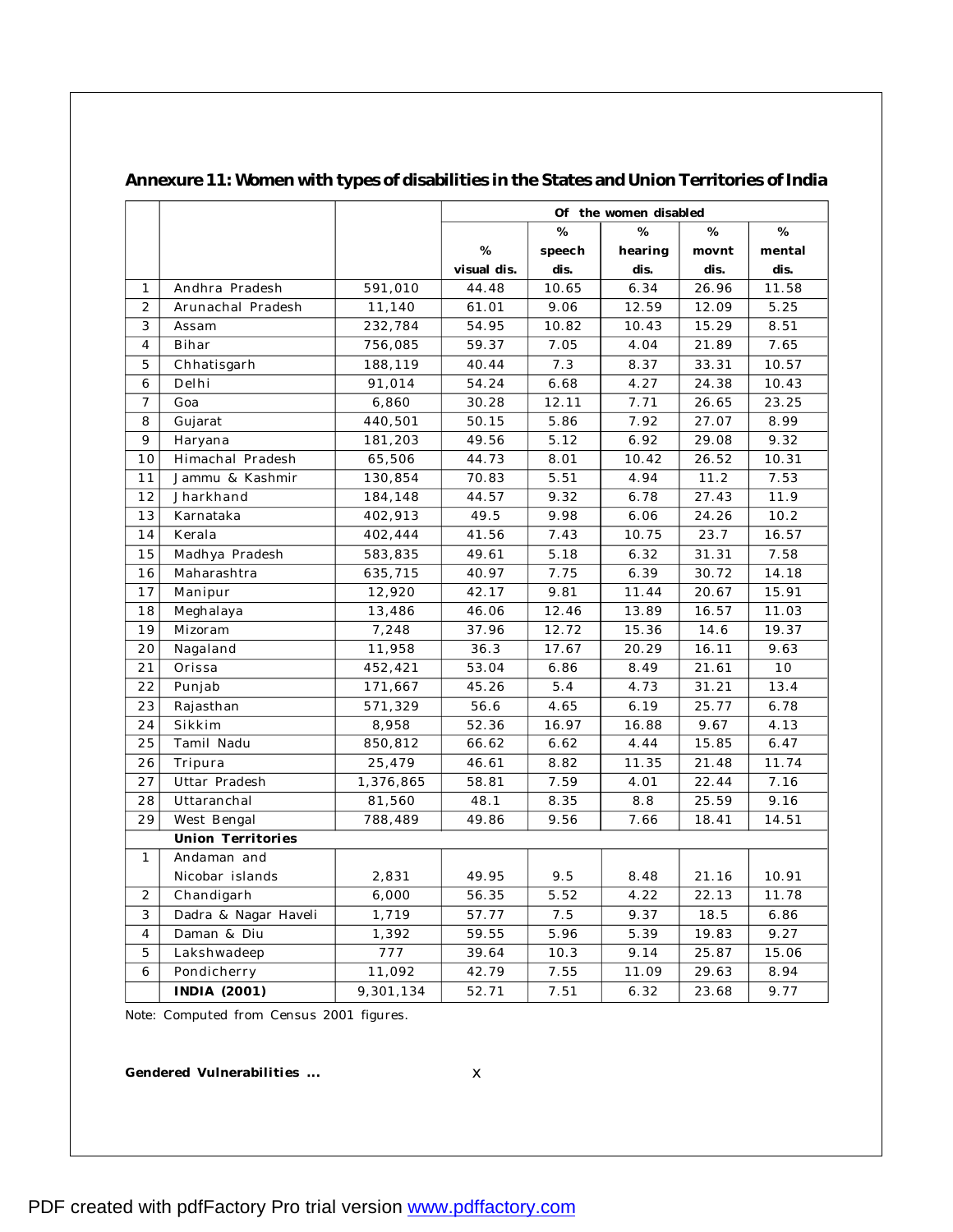## Annexure 11: Women with types of disabilities in the States and Union Territories of India

| | | | Of the women disabled | | | | |
|---|---|---|---|---|---|---|---|
| | | | % visual dis. | % speech dis. | % hearing dis. | % movnt dis. | % mental dis. |
| 1 | Andhra Pradesh | 591,010 | 44.48 | 10.65 | 6.34 | 26.96 | 11.58 |
| 2 | Arunachal Pradesh | 11,140 | 61.01 | 9.06 | 12.59 | 12.09 | 5.25 |
| 3 | Assam | 232,784 | 54.95 | 10.82 | 10.43 | 15.29 | 8.51 |
| 4 | Bihar | 756,085 | 59.37 | 7.05 | 4.04 | 21.89 | 7.65 |
| 5 | Chhatisgarh | 188,119 | 40.44 | 7.3 | 8.37 | 33.31 | 10.57 |
| 6 | Delhi | 91,014 | 54.24 | 6.68 | 4.27 | 24.38 | 10.43 |
| 7 | Goa | 6,860 | 30.28 | 12.11 | 7.71 | 26.65 | 23.25 |
| 8 | Gujarat | 440,501 | 50.15 | 5.86 | 7.92 | 27.07 | 8.99 |
| 9 | Haryana | 181,203 | 49.56 | 5.12 | 6.92 | 29.08 | 9.32 |
| 10 | Himachal Pradesh | 65,506 | 44.73 | 8.01 | 10.42 | 26.52 | 10.31 |
| 11 | Jammu & Kashmir | 130,854 | 70.83 | 5.51 | 4.94 | 11.2 | 7.53 |
| 12 | Jharkhand | 184,148 | 44.57 | 9.32 | 6.78 | 27.43 | 11.9 |
| 13 | Karnataka | 402,913 | 49.5 | 9.98 | 6.06 | 24.26 | 10.2 |
| 14 | Kerala | 402,444 | 41.56 | 7.43 | 10.75 | 23.7 | 16.57 |
| 15 | Madhya Pradesh | 583,835 | 49.61 | 5.18 | 6.32 | 31.31 | 7.58 |
| 16 | Maharashtra | 635,715 | 40.97 | 7.75 | 6.39 | 30.72 | 14.18 |
| 17 | Manipur | 12,920 | 42.17 | 9.81 | 11.44 | 20.67 | 15.91 |
| 18 | Meghalaya | 13,486 | 46.06 | 12.46 | 13.89 | 16.57 | 11.03 |
| 19 | Mizoram | 7,248 | 37.96 | 12.72 | 15.36 | 14.6 | 19.37 |
| 20 | Nagaland | 11,958 | 36.3 | 17.67 | 20.29 | 16.11 | 9.63 |
| 21 | Orissa | 452,421 | 53.04 | 6.86 | 8.49 | 21.61 | 10 |
| 22 | Punjab | 171,667 | 45.26 | 5.4 | 4.73 | 31.21 | 13.4 |
| 23 | Rajasthan | 571,329 | 56.6 | 4.65 | 6.19 | 25.77 | 6.78 |
| 24 | Sikkim | 8,958 | 52.36 | 16.97 | 16.88 | 9.67 | 4.13 |
| 25 | Tamil Nadu | 850,812 | 66.62 | 6.62 | 4.44 | 15.85 | 6.47 |
| 26 | Tripura | 25,479 | 46.61 | 8.82 | 11.35 | 21.48 | 11.74 |
| 27 | Uttar Pradesh | 1,376,865 | 58.81 | 7.59 | 4.01 | 22.44 | 7.16 |
| 28 | Uttaranchal | 81,560 | 48.1 | 8.35 | 8.8 | 25.59 | 9.16 |
| 29 | West Bengal | 788,489 | 49.86 | 9.56 | 7.66 | 18.41 | 14.51 |
| | **Union Territories** | | | | | | |
| 1 | Andaman and Nicobar islands | 2,831 | 49.95 | 9.5 | 8.48 | 21.16 | 10.91 |
| 2 | Chandigarh | 6,000 | 56.35 | 5.52 | 4.22 | 22.13 | 11.78 |
| 3 | Dadra & Nagar Haveli | 1,719 | 57.77 | 7.5 | 9.37 | 18.5 | 6.86 |
| 4 | Daman & Diu | 1,392 | 59.55 | 5.96 | 5.39 | 19.83 | 9.27 |
| 5 | Lakshwadeep | 777 | 39.64 | 10.3 | 9.14 | 25.87 | 15.06 |
| 6 | Pondicherry | 11,092 | 42.79 | 7.55 | 11.09 | 29.63 | 8.94 |
| | **INDIA (2001)** | 9,301,134 | 52.71 | 7.51 | 6.32 | 23.68 | 9.77 |

Note: Computed from Census 2001 figures.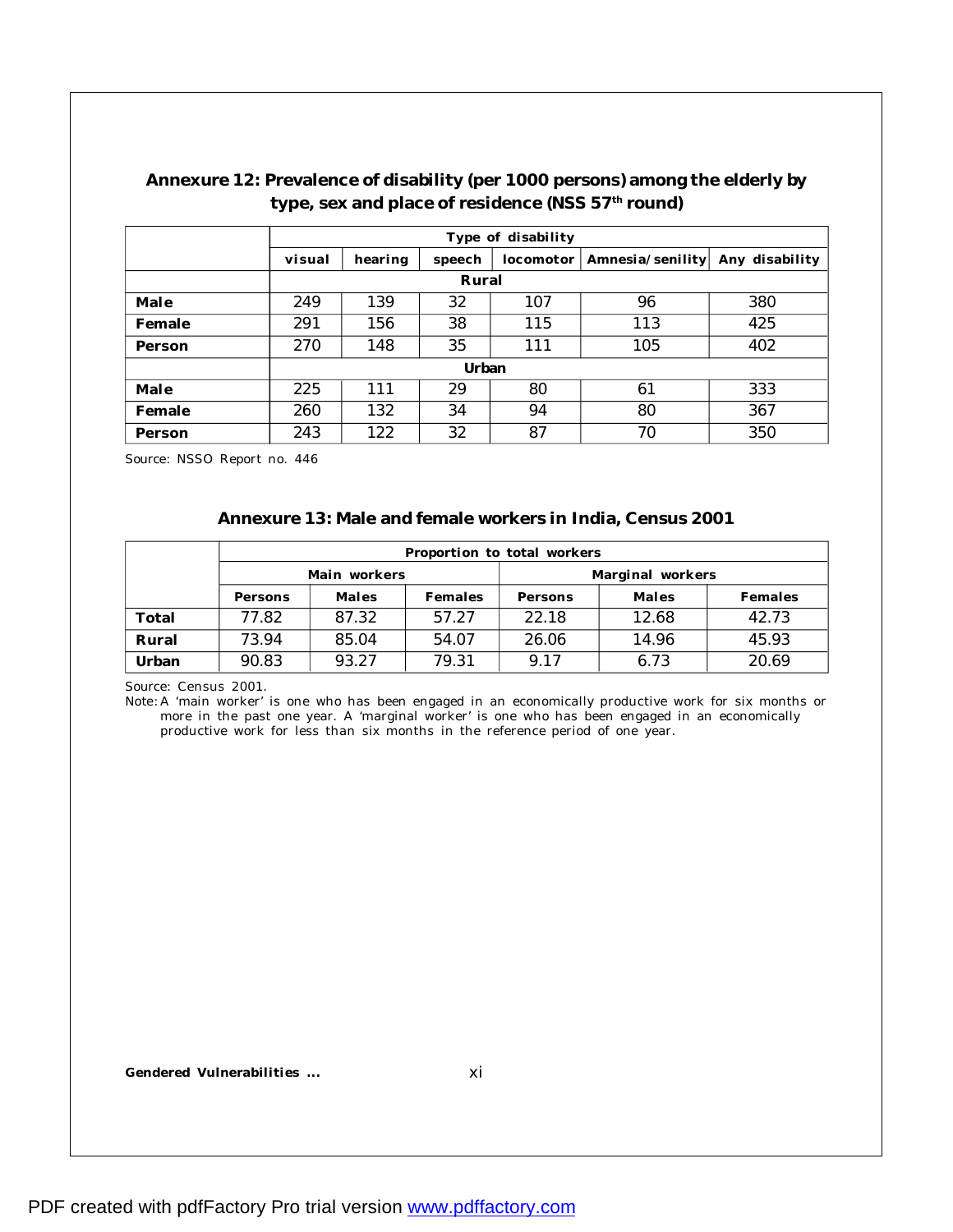## Annexure 12: Prevalence of disability (per 1000 persons) among the elderly by type, sex and place of residence (NSS 57th round)

| | Type of disability | | | | | |
|---|---|---|---|---|---|---|
| | visual | hearing | speech | locomotor | Amnesia/senility | Any disability |
| | **Rural** | | | | | |
| **Male** | 249 | 139 | 32 | 107 | 96 | 380 |
| **Female** | 291 | 156 | 38 | 115 | 113 | 425 |
| **Person** | 270 | 148 | 35 | 111 | 105 | 402 |
| | **Urban** | | | | | |
| **Male** | 225 | 111 | 29 | 80 | 61 | 333 |
| **Female** | 260 | 132 | 34 | 94 | 80 | 367 |
| **Person** | 243 | 122 | 32 | 87 | 70 | 350 |

Source: NSSO Report no. 446

## Annexure 13: Male and female workers in India, Census 2001

| | Proportion to total workers | | | | | |
|---|---|---|---|---|---|---|
| | Main workers | | | Marginal workers | | |
| | Persons | Males | Females | Persons | Males | Females |
| **Total** | 77.82 | 87.32 | 57.27 | 22.18 | 12.68 | 42.73 |
| **Rural** | 73.94 | 85.04 | 54.07 | 26.06 | 14.96 | 45.93 |
| **Urban** | 90.83 | 93.27 | 79.31 | 9.17 | 6.73 | 20.69 |

Source: Census 2001.

Note: A 'main worker' is one who has been engaged in an economically productive work for six months or more in the past one year. A 'marginal worker' is one who has been engaged in an economically productive work for less than six months in the reference period of one year.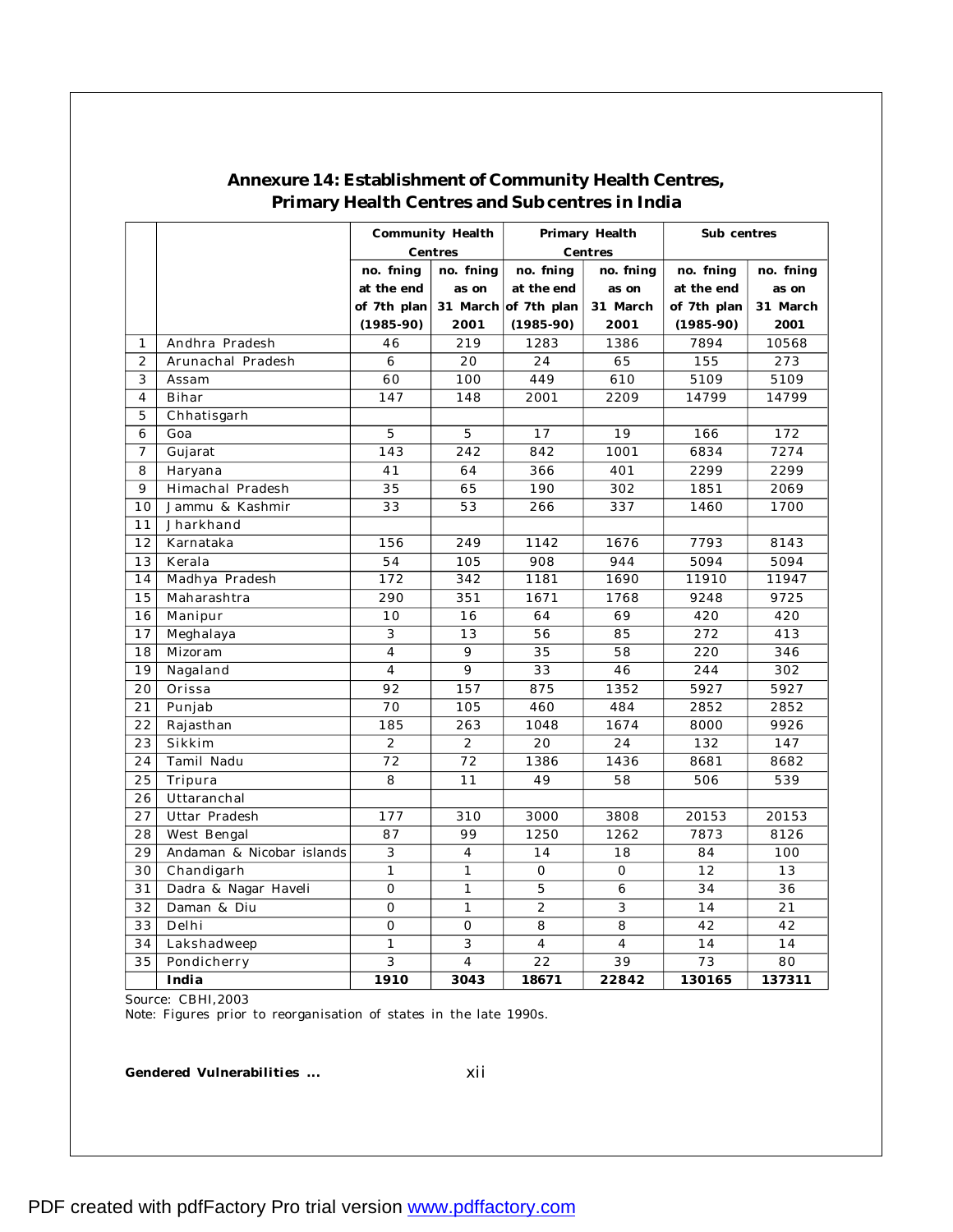## Annexure 14: Establishment of Community Health Centres, Primary Health Centres and Sub centres in India

| | | Community Health Centres | | Primary Health Centres | | Sub centres | |
|---|---|---|---|---|---|---|---|
| | | no. fning at the end of 7th plan (1985-90) | no. fning as on 31 March 2001 | no. fning at the end of 7th plan (1985-90) | no. fning as on 31 March 2001 | no. fning at the end of 7th plan (1985-90) | no. fning as on 31 March 2001 |
| 1 | Andhra Pradesh | 46 | 219 | 1283 | 1386 | 7894 | 10568 |
| 2 | Arunachal Pradesh | 6 | 20 | 24 | 65 | 155 | 273 |
| 3 | Assam | 60 | 100 | 449 | 610 | 5109 | 5109 |
| 4 | Bihar | 147 | 148 | 2001 | 2209 | 14799 | 14799 |
| 5 | Chhatisgarh | | | | | | |
| 6 | Goa | 5 | 5 | 17 | 19 | 166 | 172 |
| 7 | Gujarat | 143 | 242 | 842 | 1001 | 6834 | 7274 |
| 8 | Haryana | 41 | 64 | 366 | 401 | 2299 | 2299 |
| 9 | Himachal Pradesh | 35 | 65 | 190 | 302 | 1851 | 2069 |
| 10 | Jammu & Kashmir | 33 | 53 | 266 | 337 | 1460 | 1700 |
| 11 | Jharkhand | | | | | | |
| 12 | Karnataka | 156 | 249 | 1142 | 1676 | 7793 | 8143 |
| 13 | Kerala | 54 | 105 | 908 | 944 | 5094 | 5094 |
| 14 | Madhya Pradesh | 172 | 342 | 1181 | 1690 | 11910 | 11947 |
| 15 | Maharashtra | 290 | 351 | 1671 | 1768 | 9248 | 9725 |
| 16 | Manipur | 10 | 16 | 64 | 69 | 420 | 420 |
| 17 | Meghalaya | 3 | 13 | 56 | 85 | 272 | 413 |
| 18 | Mizoram | 4 | 9 | 35 | 58 | 220 | 346 |
| 19 | Nagaland | 4 | 9 | 33 | 46 | 244 | 302 |
| 20 | Orissa | 92 | 157 | 875 | 1352 | 5927 | 5927 |
| 21 | Punjab | 70 | 105 | 460 | 484 | 2852 | 2852 |
| 22 | Rajasthan | 185 | 263 | 1048 | 1674 | 8000 | 9926 |
| 23 | Sikkim | 2 | 2 | 20 | 24 | 132 | 147 |
| 24 | Tamil Nadu | 72 | 72 | 1386 | 1436 | 8681 | 8682 |
| 25 | Tripura | 8 | 11 | 49 | 58 | 506 | 539 |
| 26 | Uttaranchal | | | | | | |
| 27 | Uttar Pradesh | 177 | 310 | 3000 | 3808 | 20153 | 20153 |
| 28 | West Bengal | 87 | 99 | 1250 | 1262 | 7873 | 8126 |
| 29 | Andaman & Nicobar islands | 3 | 4 | 14 | 18 | 84 | 100 |
| 30 | Chandigarh | 1 | 1 | 0 | 0 | 12 | 13 |
| 31 | Dadra & Nagar Haveli | 0 | 1 | 5 | 6 | 34 | 36 |
| 32 | Daman & Diu | 0 | 1 | 2 | 3 | 14 | 21 |
| 33 | Delhi | 0 | 0 | 8 | 8 | 42 | 42 |
| 34 | Lakshadweep | 1 | 3 | 4 | 4 | 14 | 14 |
| 35 | Pondicherry | 3 | 4 | 22 | 39 | 73 | 80 |
| | **India** | **1910** | **3043** | **18671** | **22842** | **130165** | **137311** |

Source: CBHI,2003

Note: Figures prior to reorganisation of states in the late 1990s.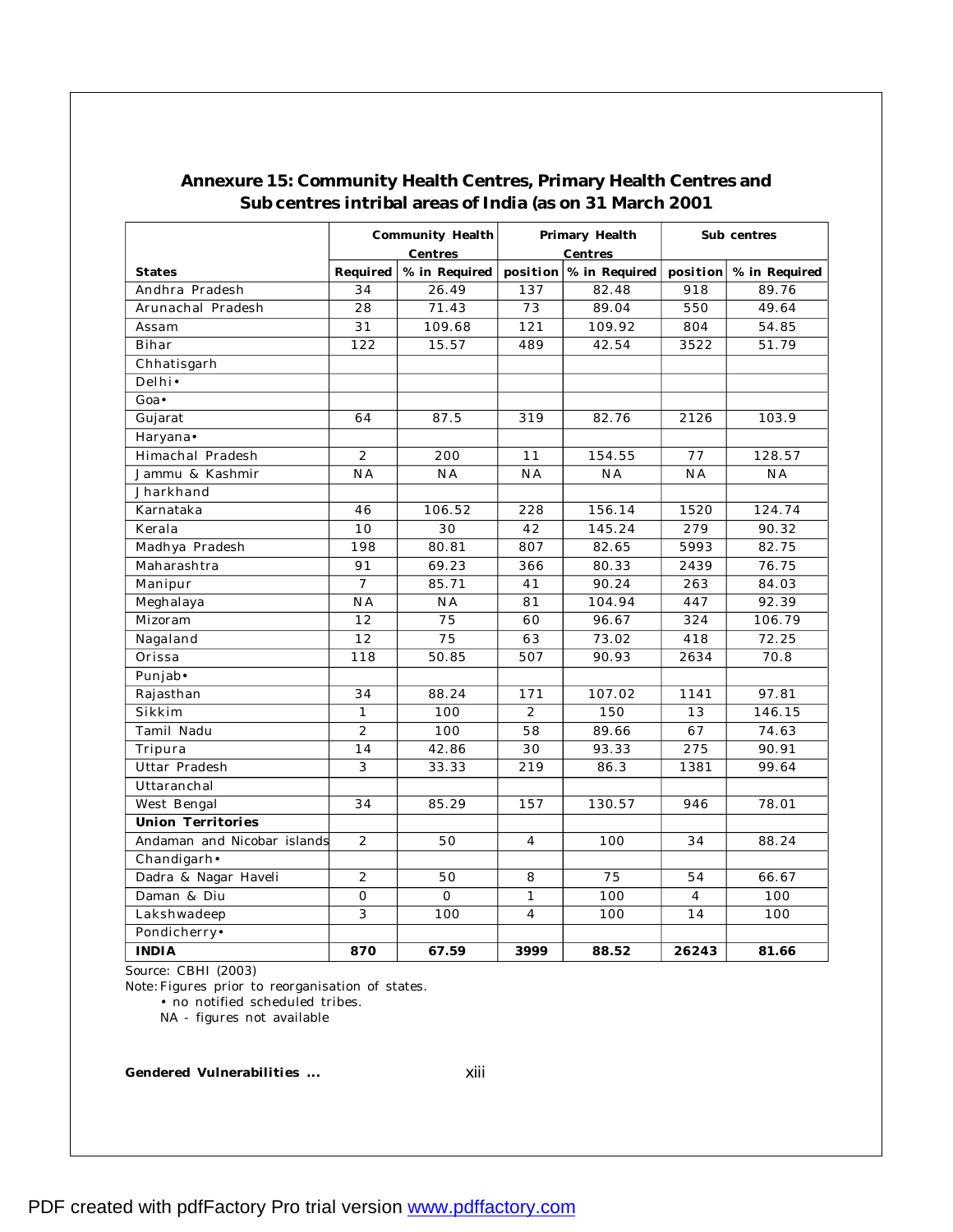## Annexure 15: Community Health Centres, Primary Health Centres and Sub centres intribal areas of India (as on 31 March 2001

| | Community Health Centres | | Primary Health Centres | | Sub centres | |
|---|---|---|---|---|---|---|
| **States** | **Required** | **% in Required** | **position** | **% in Required** | **position** | **% in Required** |
| Andhra Pradesh | 34 | 26.49 | 137 | 82.48 | 918 | 89.76 |
| Arunachal Pradesh | 28 | 71.43 | 73 | 89.04 | 550 | 49.64 |
| Assam | 31 | 109.68 | 121 | 109.92 | 804 | 54.85 |
| Bihar | 122 | 15.57 | 489 | 42.54 | 3522 | 51.79 |
| Chhatisgarh | | | | | | |
| Delhi• | | | | | | |
| Goa• | | | | | | |
| Gujarat | 64 | 87.5 | 319 | 82.76 | 2126 | 103.9 |
| Haryana• | | | | | | |
| Himachal Pradesh | 2 | 200 | 11 | 154.55 | 77 | 128.57 |
| Jammu & Kashmir | NA | NA | NA | NA | NA | NA |
| Jharkhand | | | | | | |
| Karnataka | 46 | 106.52 | 228 | 156.14 | 1520 | 124.74 |
| Kerala | 10 | 30 | 42 | 145.24 | 279 | 90.32 |
| Madhya Pradesh | 198 | 80.81 | 807 | 82.65 | 5993 | 82.75 |
| Maharashtra | 91 | 69.23 | 366 | 80.33 | 2439 | 76.75 |
| Manipur | 7 | 85.71 | 41 | 90.24 | 263 | 84.03 |
| Meghalaya | NA | NA | 81 | 104.94 | 447 | 92.39 |
| Mizoram | 12 | 75 | 60 | 96.67 | 324 | 106.79 |
| Nagaland | 12 | 75 | 63 | 73.02 | 418 | 72.25 |
| Orissa | 118 | 50.85 | 507 | 90.93 | 2634 | 70.8 |
| Punjab• | | | | | | |
| Rajasthan | 34 | 88.24 | 171 | 107.02 | 1141 | 97.81 |
| Sikkim | 1 | 100 | 2 | 150 | 13 | 146.15 |
| Tamil Nadu | 2 | 100 | 58 | 89.66 | 67 | 74.63 |
| Tripura | 14 | 42.86 | 30 | 93.33 | 275 | 90.91 |
| Uttar Pradesh | 3 | 33.33 | 219 | 86.3 | 1381 | 99.64 |
| Uttaranchal | | | | | | |
| West Bengal | 34 | 85.29 | 157 | 130.57 | 946 | 78.01 |
| **Union Territories** | | | | | | |
| Andaman and Nicobar islands | 2 | 50 | 4 | 100 | 34 | 88.24 |
| Chandigarh• | | | | | | |
| Dadra & Nagar Haveli | 2 | 50 | 8 | 75 | 54 | 66.67 |
| Daman & Diu | 0 | 0 | 1 | 100 | 4 | 100 |
| Lakshwadeep | 3 | 100 | 4 | 100 | 14 | 100 |
| Pondicherry• | | | | | | |
| **INDIA** | **870** | **67.59** | **3999** | **88.52** | **26243** | **81.66** |

Source: CBHI (2003)

Note: Figures prior to reorganisation of states.

• no notified scheduled tribes.

NA - figures not available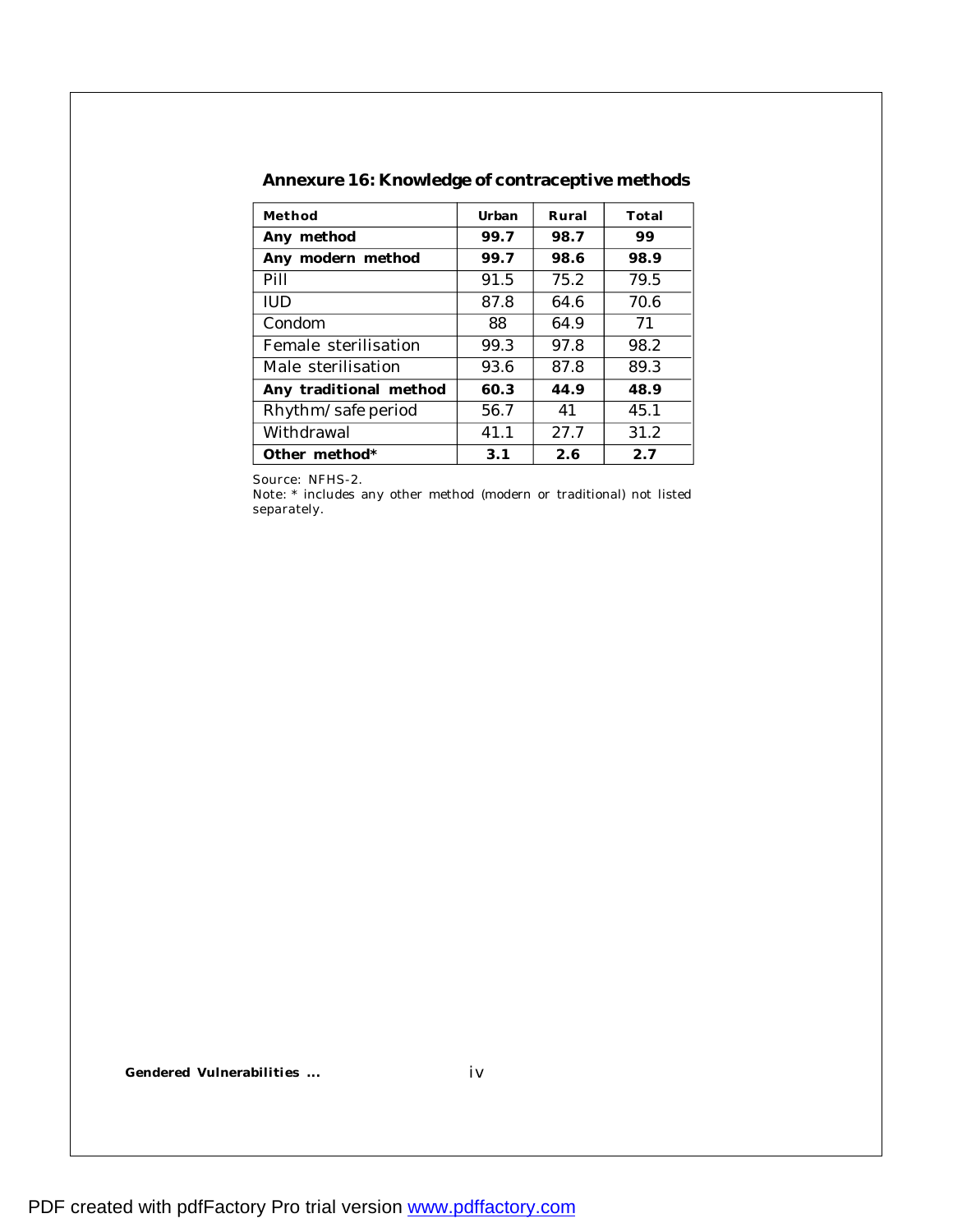## Annexure 16: Knowledge of contraceptive methods

| Method | Urban | Rural | Total |
|---|---|---|---|
| **Any method** | **99.7** | **98.7** | **99** |
| **Any modern method** | **99.7** | **98.6** | **98.9** |
| Pill | 91.5 | 75.2 | 79.5 |
| IUD | 87.8 | 64.6 | 70.6 |
| Condom | 88 | 64.9 | 71 |
| Female sterilisation | 99.3 | 97.8 | 98.2 |
| Male sterilisation | 93.6 | 87.8 | 89.3 |
| **Any traditional method** | **60.3** | **44.9** | **48.9** |
| Rhythm/safe period | 56.7 | 41 | 45.1 |
| Withdrawal | 41.1 | 27.7 | 31.2 |
| **Other method*** | **3.1** | **2.6** | **2.7** |

Source: NFHS-2.
Note: * includes any other method (modern or traditional) not listed separately.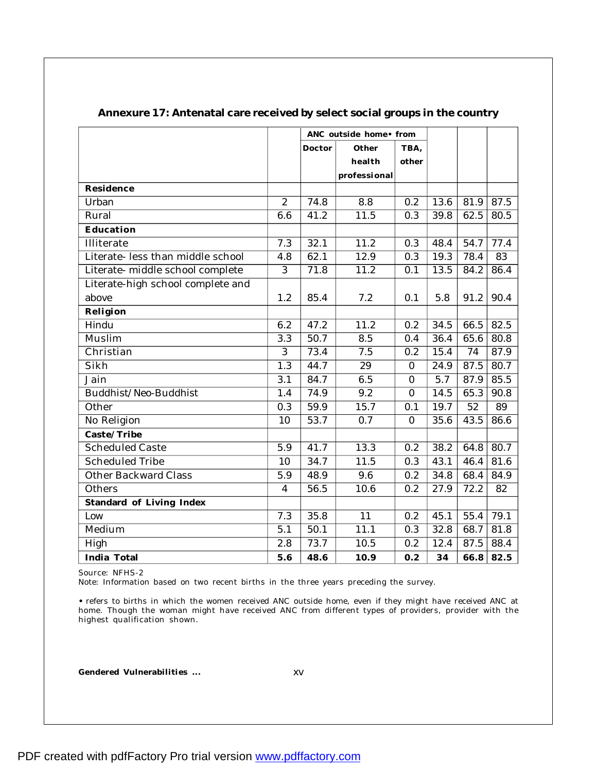## Annexure 17: Antenatal care received by select social groups in the country

| | | ANC outside home• from | | | | | |
|---|---|---|---|---|---|---|---|
| | | Doctor | Other health professional | TBA, other | | | |
| **Residence** | | | | | | | |
| Urban | 2 | 74.8 | 8.8 | 0.2 | 13.6 | 81.9 | 87.5 |
| Rural | 6.6 | 41.2 | 11.5 | 0.3 | 39.8 | 62.5 | 80.5 |
| **Education** | | | | | | | |
| Illiterate | 7.3 | 32.1 | 11.2 | 0.3 | 48.4 | 54.7 | 77.4 |
| Literate- less than middle school | 4.8 | 62.1 | 12.9 | 0.3 | 19.3 | 78.4 | 83 |
| Literate- middle school complete | 3 | 71.8 | 11.2 | 0.1 | 13.5 | 84.2 | 86.4 |
| Literate-high school complete and above | 1.2 | 85.4 | 7.2 | 0.1 | 5.8 | 91.2 | 90.4 |
| **Religion** | | | | | | | |
| Hindu | 6.2 | 47.2 | 11.2 | 0.2 | 34.5 | 66.5 | 82.5 |
| Muslim | 3.3 | 50.7 | 8.5 | 0.4 | 36.4 | 65.6 | 80.8 |
| Christian | 3 | 73.4 | 7.5 | 0.2 | 15.4 | 74 | 87.9 |
| Sikh | 1.3 | 44.7 | 29 | 0 | 24.9 | 87.5 | 80.7 |
| Jain | 3.1 | 84.7 | 6.5 | 0 | 5.7 | 87.9 | 85.5 |
| Buddhist/Neo-Buddhist | 1.4 | 74.9 | 9.2 | 0 | 14.5 | 65.3 | 90.8 |
| Other | 0.3 | 59.9 | 15.7 | 0.1 | 19.7 | 52 | 89 |
| No Religion | 10 | 53.7 | 0.7 | 0 | 35.6 | 43.5 | 86.6 |
| **Caste/Tribe** | | | | | | | |
| Scheduled Caste | 5.9 | 41.7 | 13.3 | 0.2 | 38.2 | 64.8 | 80.7 |
| Scheduled Tribe | 10 | 34.7 | 11.5 | 0.3 | 43.1 | 46.4 | 81.6 |
| Other Backward Class | 5.9 | 48.9 | 9.6 | 0.2 | 34.8 | 68.4 | 84.9 |
| Others | 4 | 56.5 | 10.6 | 0.2 | 27.9 | 72.2 | 82 |
| **Standard of Living Index** | | | | | | | |
| Low | 7.3 | 35.8 | 11 | 0.2 | 45.1 | 55.4 | 79.1 |
| Medium | 5.1 | 50.1 | 11.1 | 0.3 | 32.8 | 68.7 | 81.8 |
| High | 2.8 | 73.7 | 10.5 | 0.2 | 12.4 | 87.5 | 88.4 |
| **India Total** | **5.6** | **48.6** | **10.9** | **0.2** | **34** | **66.8** | **82.5** |

Source: NFHS-2

Note: Information based on two recent births in the three years preceding the survey.

• refers to births in which the women received ANC outside home, even if they might have received ANC at home. Though the woman might have received ANC from different types of providers, provider with the highest qualification shown.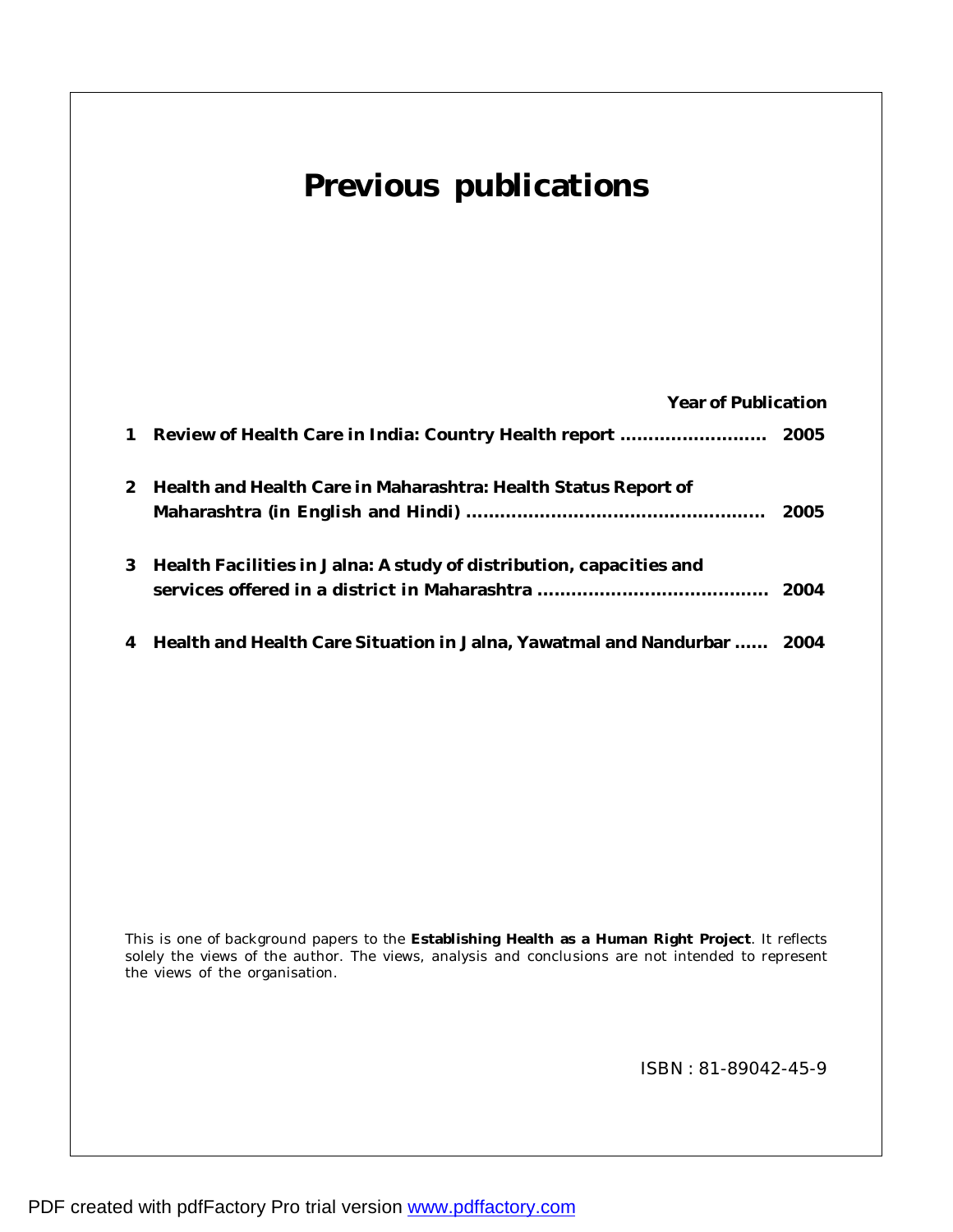# Previous publications

| | | Year of Publication |
|---|---|---|
| **1** | **Review of Health Care in India: Country Health report .........................** | **2005** |
| **2** | **Health and Health Care in Maharashtra: Health Status Report of Maharashtra (in English and Hindi) ....................................................** | **2005** |
| **3** | **Health Facilities in Jalna: A study of distribution, capacities and services offered in a district in Maharashtra .......................................** | **2004** |
| **4** | **Health and Health Care Situation in Jalna, Yawatmal and Nandurbar ......** | **2004** |

This is one of background papers to the **Establishing Health as a Human Right Project**. It reflects solely the views of the author. The views, analysis and conclusions are not intended to represent the views of the organisation.

ISBN : 81-89042-45-9